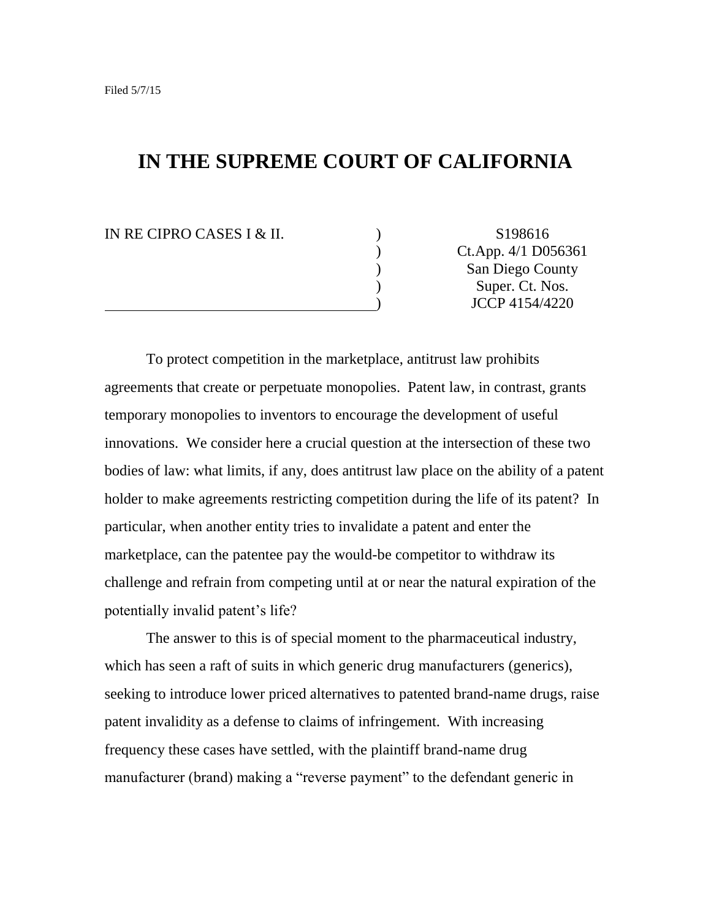Filed 5/7/15

# IN THE SUPREME COURT OF CALIFORNIA

| IN RE CIPRO CASES I & II. | ) | S198616 |
|---|---|---|
| | ) | Ct.App. 4/1 D056361 |
| | ) | San Diego County |
| | ) | Super. Ct. Nos. |
| | ) | JCCP 4154/4220 |

To protect competition in the marketplace, antitrust law prohibits agreements that create or perpetuate monopolies. Patent law, in contrast, grants temporary monopolies to inventors to encourage the development of useful innovations. We consider here a crucial question at the intersection of these two bodies of law: what limits, if any, does antitrust law place on the ability of a patent holder to make agreements restricting competition during the life of its patent? In particular, when another entity tries to invalidate a patent and enter the marketplace, can the patentee pay the would-be competitor to withdraw its challenge and refrain from competing until at or near the natural expiration of the potentially invalid patent's life?

The answer to this is of special moment to the pharmaceutical industry, which has seen a raft of suits in which generic drug manufacturers (generics), seeking to introduce lower priced alternatives to patented brand-name drugs, raise patent invalidity as a defense to claims of infringement. With increasing frequency these cases have settled, with the plaintiff brand-name drug manufacturer (brand) making a "reverse payment" to the defendant generic in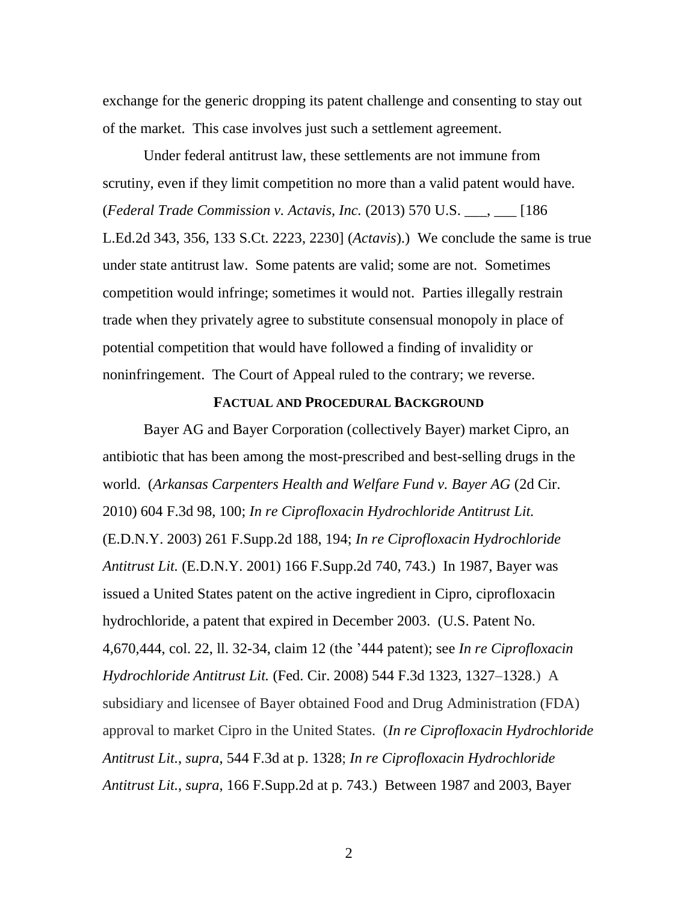exchange for the generic dropping its patent challenge and consenting to stay out of the market. This case involves just such a settlement agreement.

Under federal antitrust law, these settlements are not immune from scrutiny, even if they limit competition no more than a valid patent would have. (*Federal Trade Commission v. Actavis, Inc.* (2013) 570 U.S. ___, ___ [186 L.Ed.2d 343, 356, 133 S.Ct. 2223, 2230] (*Actavis*).) We conclude the same is true under state antitrust law. Some patents are valid; some are not. Sometimes competition would infringe; sometimes it would not. Parties illegally restrain trade when they privately agree to substitute consensual monopoly in place of potential competition that would have followed a finding of invalidity or noninfringement. The Court of Appeal ruled to the contrary; we reverse.

## FACTUAL AND PROCEDURAL BACKGROUND

Bayer AG and Bayer Corporation (collectively Bayer) market Cipro, an antibiotic that has been among the most-prescribed and best-selling drugs in the world. (*Arkansas Carpenters Health and Welfare Fund v. Bayer AG* (2d Cir. 2010) 604 F.3d 98, 100; *In re Ciprofloxacin Hydrochloride Antitrust Lit.* (E.D.N.Y. 2003) 261 F.Supp.2d 188, 194; *In re Ciprofloxacin Hydrochloride Antitrust Lit.* (E.D.N.Y. 2001) 166 F.Supp.2d 740, 743.) In 1987, Bayer was issued a United States patent on the active ingredient in Cipro, ciprofloxacin hydrochloride, a patent that expired in December 2003. (U.S. Patent No. 4,670,444, col. 22, ll. 32-34, claim 12 (the '444 patent); see *In re Ciprofloxacin Hydrochloride Antitrust Lit.* (Fed. Cir. 2008) 544 F.3d 1323, 1327–1328.) A subsidiary and licensee of Bayer obtained Food and Drug Administration (FDA) approval to market Cipro in the United States. (*In re Ciprofloxacin Hydrochloride Antitrust Lit.*, *supra*, 544 F.3d at p. 1328; *In re Ciprofloxacin Hydrochloride Antitrust Lit.*, *supra*, 166 F.Supp.2d at p. 743.) Between 1987 and 2003, Bayer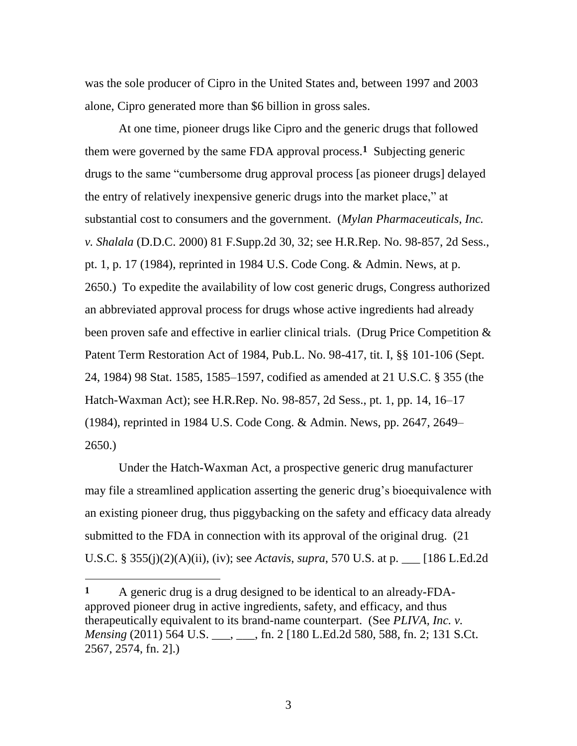was the sole producer of Cipro in the United States and, between 1997 and 2003 alone, Cipro generated more than $6 billion in gross sales.

At one time, pioneer drugs like Cipro and the generic drugs that followed them were governed by the same FDA approval process.[1] Subjecting generic drugs to the same "cumbersome drug approval process [as pioneer drugs] delayed the entry of relatively inexpensive generic drugs into the market place," at substantial cost to consumers and the government. (*Mylan Pharmaceuticals, Inc. v. Shalala* (D.D.C. 2000) 81 F.Supp.2d 30, 32; see H.R.Rep. No. 98-857, 2d Sess., pt. 1, p. 17 (1984), reprinted in 1984 U.S. Code Cong. & Admin. News, at p. 2650.) To expedite the availability of low cost generic drugs, Congress authorized an abbreviated approval process for drugs whose active ingredients had already been proven safe and effective in earlier clinical trials. (Drug Price Competition & Patent Term Restoration Act of 1984, Pub.L. No. 98-417, tit. I, §§ 101-106 (Sept. 24, 1984) 98 Stat. 1585, 1585–1597, codified as amended at 21 U.S.C. § 355 (the Hatch-Waxman Act); see H.R.Rep. No. 98-857, 2d Sess., pt. 1, pp. 14, 16–17 (1984), reprinted in 1984 U.S. Code Cong. & Admin. News, pp. 2647, 2649–2650.)

Under the Hatch-Waxman Act, a prospective generic drug manufacturer may file a streamlined application asserting the generic drug's bioequivalence with an existing pioneer drug, thus piggybacking on the safety and efficacy data already submitted to the FDA in connection with its approval of the original drug. (21 U.S.C. § 355(j)(2)(A)(ii), (iv); see *Actavis*, *supra*, 570 U.S. at p. ___ [186 L.Ed.2d

---

[1] A generic drug is a drug designed to be identical to an already-FDA-approved pioneer drug in active ingredients, safety, and efficacy, and thus therapeutically equivalent to its brand-name counterpart. (See *PLIVA, Inc. v. Mensing* (2011) 564 U.S. ___, ___, fn. 2 [180 L.Ed.2d 580, 588, fn. 2; 131 S.Ct. 2567, 2574, fn. 2].)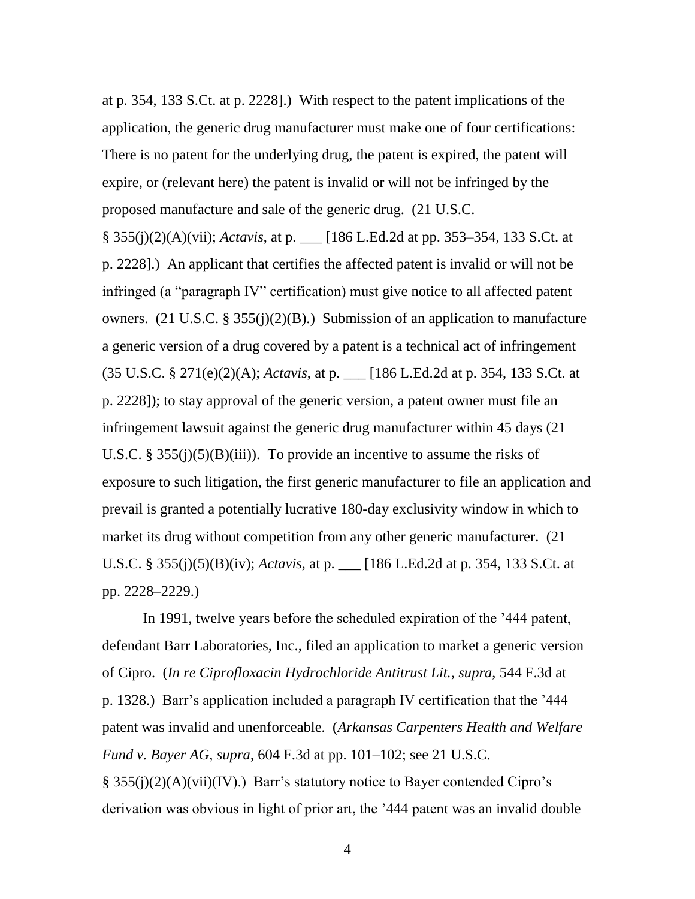at p. 354, 133 S.Ct. at p. 2228].) With respect to the patent implications of the application, the generic drug manufacturer must make one of four certifications: There is no patent for the underlying drug, the patent is expired, the patent will expire, or (relevant here) the patent is invalid or will not be infringed by the proposed manufacture and sale of the generic drug. (21 U.S.C. § 355(j)(2)(A)(vii); *Actavis*, at p. ___ [186 L.Ed.2d at pp. 353–354, 133 S.Ct. at p. 2228].) An applicant that certifies the affected patent is invalid or will not be infringed (a "paragraph IV" certification) must give notice to all affected patent owners. (21 U.S.C. § 355(j)(2)(B).) Submission of an application to manufacture a generic version of a drug covered by a patent is a technical act of infringement (35 U.S.C. § 271(e)(2)(A); *Actavis*, at p. ___ [186 L.Ed.2d at p. 354, 133 S.Ct. at p. 2228]); to stay approval of the generic version, a patent owner must file an infringement lawsuit against the generic drug manufacturer within 45 days (21 U.S.C. § 355(j)(5)(B)(iii)). To provide an incentive to assume the risks of exposure to such litigation, the first generic manufacturer to file an application and prevail is granted a potentially lucrative 180-day exclusivity window in which to market its drug without competition from any other generic manufacturer. (21 U.S.C. § 355(j)(5)(B)(iv); *Actavis*, at p. ___ [186 L.Ed.2d at p. 354, 133 S.Ct. at pp. 2228–2229.)

In 1991, twelve years before the scheduled expiration of the '444 patent, defendant Barr Laboratories, Inc., filed an application to market a generic version of Cipro. (*In re Ciprofloxacin Hydrochloride Antitrust Lit.*, *supra*, 544 F.3d at p. 1328.) Barr's application included a paragraph IV certification that the '444 patent was invalid and unenforceable. (*Arkansas Carpenters Health and Welfare Fund v. Bayer AG*, *supra*, 604 F.3d at pp. 101–102; see 21 U.S.C. § 355(j)(2)(A)(vii)(IV).) Barr's statutory notice to Bayer contended Cipro's derivation was obvious in light of prior art, the '444 patent was an invalid double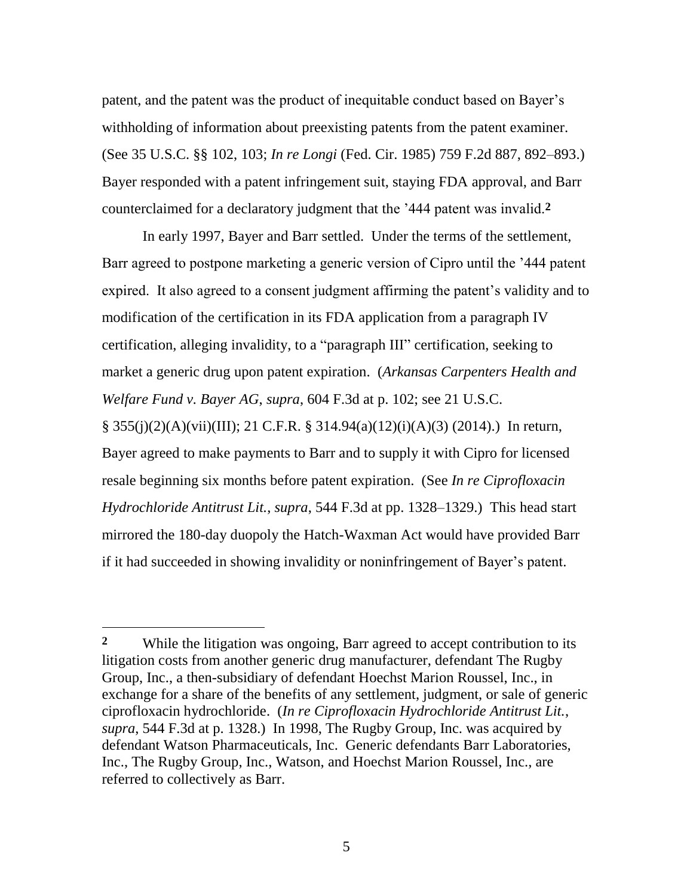patent, and the patent was the product of inequitable conduct based on Bayer's withholding of information about preexisting patents from the patent examiner. (See 35 U.S.C. §§ 102, 103; *In re Longi* (Fed. Cir. 1985) 759 F.2d 887, 892–893.) Bayer responded with a patent infringement suit, staying FDA approval, and Barr counterclaimed for a declaratory judgment that the '444 patent was invalid.[2]

In early 1997, Bayer and Barr settled. Under the terms of the settlement, Barr agreed to postpone marketing a generic version of Cipro until the '444 patent expired. It also agreed to a consent judgment affirming the patent's validity and to modification of the certification in its FDA application from a paragraph IV certification, alleging invalidity, to a "paragraph III" certification, seeking to market a generic drug upon patent expiration. (*Arkansas Carpenters Health and Welfare Fund v. Bayer AG*, *supra*, 604 F.3d at p. 102; see 21 U.S.C. § 355(j)(2)(A)(vii)(III); 21 C.F.R. § 314.94(a)(12)(i)(A)(3) (2014).) In return, Bayer agreed to make payments to Barr and to supply it with Cipro for licensed resale beginning six months before patent expiration. (See *In re Ciprofloxacin Hydrochloride Antitrust Lit.*, *supra*, 544 F.3d at pp. 1328–1329.) This head start mirrored the 180-day duopoly the Hatch-Waxman Act would have provided Barr if it had succeeded in showing invalidity or noninfringement of Bayer's patent.

---

[2] While the litigation was ongoing, Barr agreed to accept contribution to its litigation costs from another generic drug manufacturer, defendant The Rugby Group, Inc., a then-subsidiary of defendant Hoechst Marion Roussel, Inc., in exchange for a share of the benefits of any settlement, judgment, or sale of generic ciprofloxacin hydrochloride. (*In re Ciprofloxacin Hydrochloride Antitrust Lit.*, *supra*, 544 F.3d at p. 1328.) In 1998, The Rugby Group, Inc. was acquired by defendant Watson Pharmaceuticals, Inc. Generic defendants Barr Laboratories, Inc., The Rugby Group, Inc., Watson, and Hoechst Marion Roussel, Inc., are referred to collectively as Barr.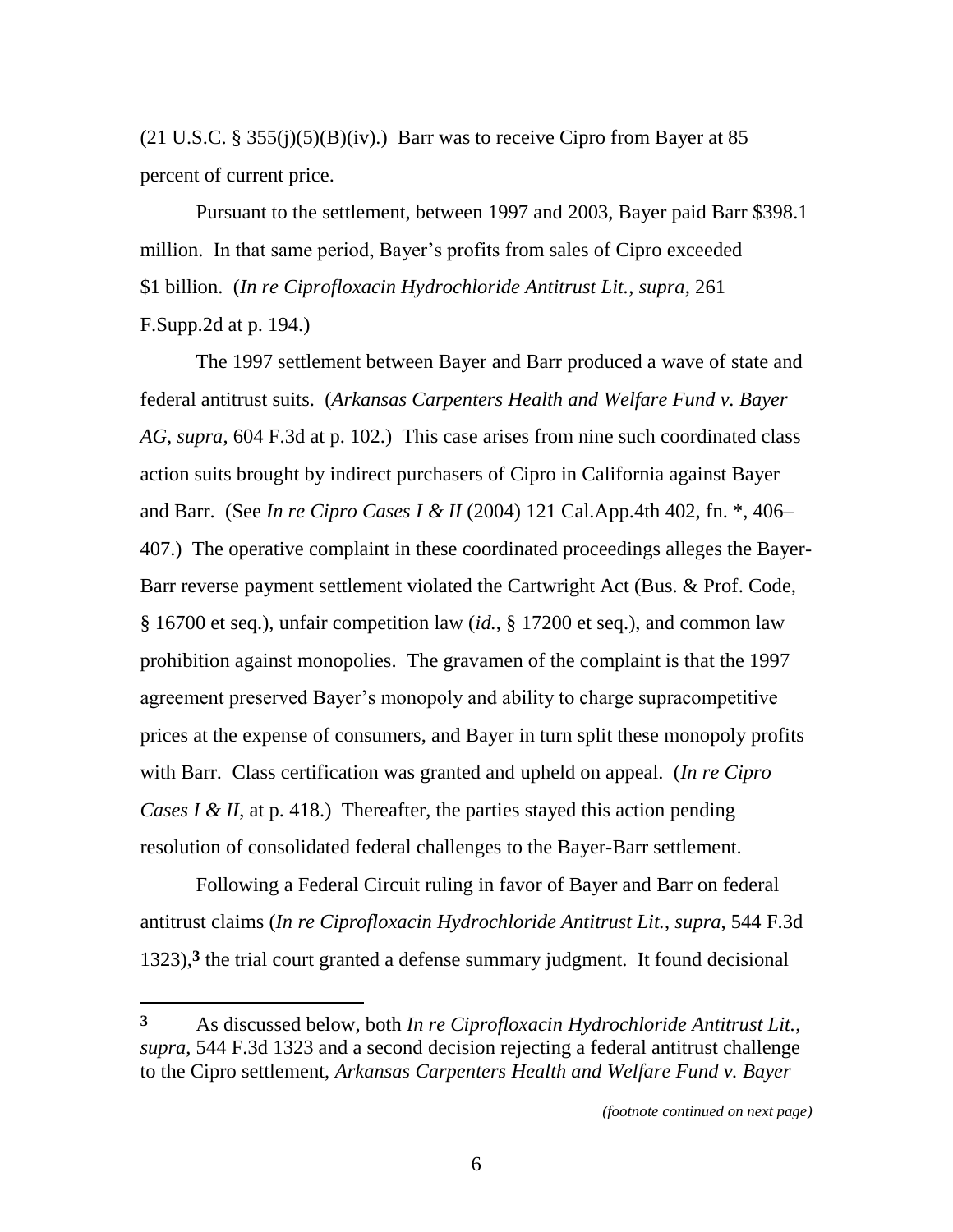(21 U.S.C. § 355(j)(5)(B)(iv).) Barr was to receive Cipro from Bayer at 85 percent of current price.

Pursuant to the settlement, between 1997 and 2003, Bayer paid Barr $398.1 million. In that same period, Bayer's profits from sales of Cipro exceeded $1 billion. (*In re Ciprofloxacin Hydrochloride Antitrust Lit.*, *supra*, 261 F.Supp.2d at p. 194.)

The 1997 settlement between Bayer and Barr produced a wave of state and federal antitrust suits. (*Arkansas Carpenters Health and Welfare Fund v. Bayer AG*, *supra*, 604 F.3d at p. 102.) This case arises from nine such coordinated class action suits brought by indirect purchasers of Cipro in California against Bayer and Barr. (See *In re Cipro Cases I & II* (2004) 121 Cal.App.4th 402, fn. *, 406–407.) The operative complaint in these coordinated proceedings alleges the Bayer-Barr reverse payment settlement violated the Cartwright Act (Bus. & Prof. Code, § 16700 et seq.), unfair competition law (*id.*, § 17200 et seq.), and common law prohibition against monopolies. The gravamen of the complaint is that the 1997 agreement preserved Bayer's monopoly and ability to charge supracompetitive prices at the expense of consumers, and Bayer in turn split these monopoly profits with Barr. Class certification was granted and upheld on appeal. (*In re Cipro Cases I & II*, at p. 418.) Thereafter, the parties stayed this action pending resolution of consolidated federal challenges to the Bayer-Barr settlement.

Following a Federal Circuit ruling in favor of Bayer and Barr on federal antitrust claims (*In re Ciprofloxacin Hydrochloride Antitrust Lit.*, *supra*, 544 F.3d 1323),[3] the trial court granted a defense summary judgment. It found decisional

---

[3] As discussed below, both *In re Ciprofloxacin Hydrochloride Antitrust Lit.*, *supra*, 544 F.3d 1323 and a second decision rejecting a federal antitrust challenge to the Cipro settlement, *Arkansas Carpenters Health and Welfare Fund v. Bayer*

*(footnote continued on next page)*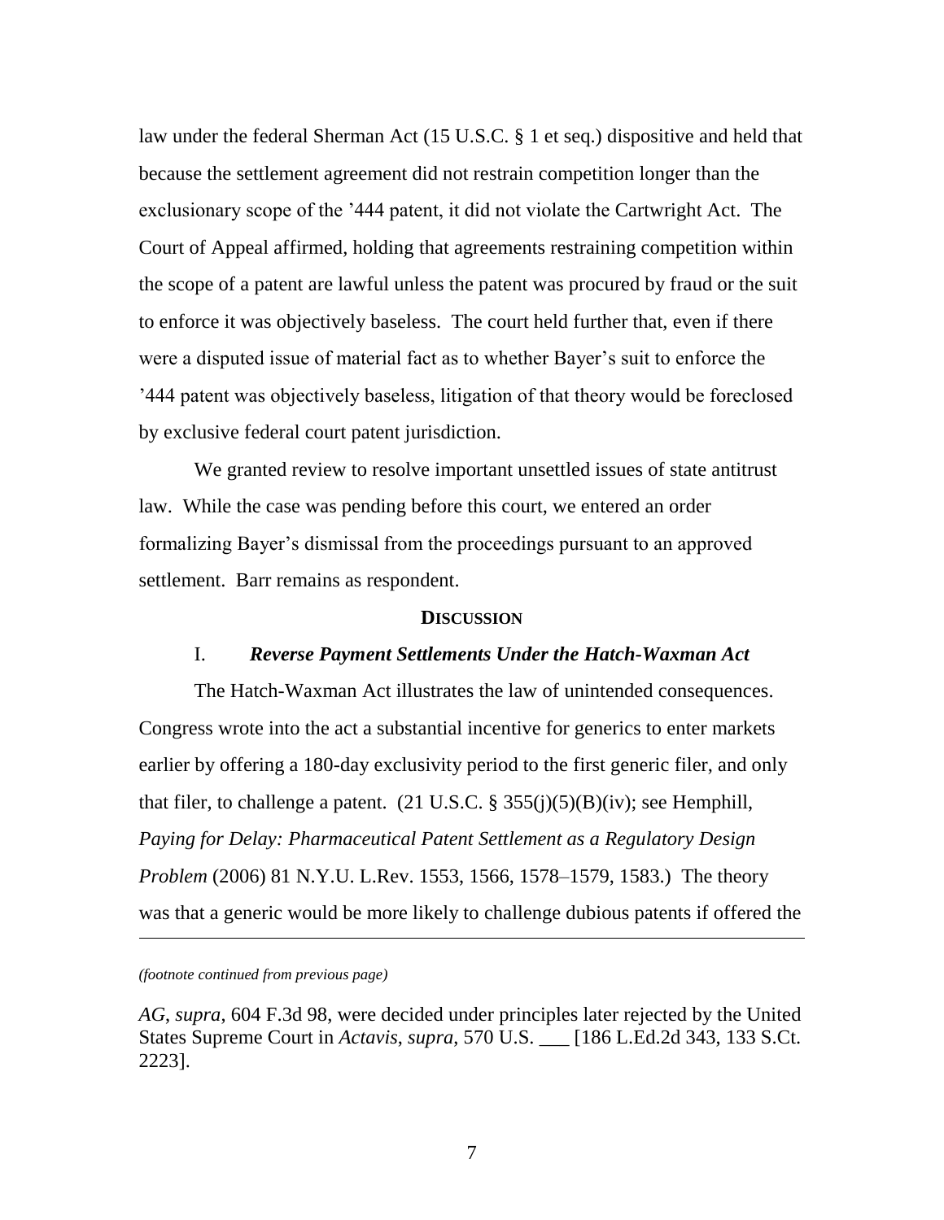law under the federal Sherman Act (15 U.S.C. § 1 et seq.) dispositive and held that because the settlement agreement did not restrain competition longer than the exclusionary scope of the '444 patent, it did not violate the Cartwright Act. The Court of Appeal affirmed, holding that agreements restraining competition within the scope of a patent are lawful unless the patent was procured by fraud or the suit to enforce it was objectively baseless. The court held further that, even if there were a disputed issue of material fact as to whether Bayer's suit to enforce the '444 patent was objectively baseless, litigation of that theory would be foreclosed by exclusive federal court patent jurisdiction.

We granted review to resolve important unsettled issues of state antitrust law. While the case was pending before this court, we entered an order formalizing Bayer's dismissal from the proceedings pursuant to an approved settlement. Barr remains as respondent.

## DISCUSSION

### I. *Reverse Payment Settlements Under the Hatch-Waxman Act*

The Hatch-Waxman Act illustrates the law of unintended consequences. Congress wrote into the act a substantial incentive for generics to enter markets earlier by offering a 180-day exclusivity period to the first generic filer, and only that filer, to challenge a patent. (21 U.S.C. § 355(j)(5)(B)(iv); see Hemphill, *Paying for Delay: Pharmaceutical Patent Settlement as a Regulatory Design Problem* (2006) 81 N.Y.U. L.Rev. 1553, 1566, 1578–1579, 1583.) The theory was that a generic would be more likely to challenge dubious patents if offered the

---

*(footnote continued from previous page)*

*AG*, *supra*, 604 F.3d 98, were decided under principles later rejected by the United States Supreme Court in *Actavis*, *supra*, 570 U.S. ___ [186 L.Ed.2d 343, 133 S.Ct. 2223].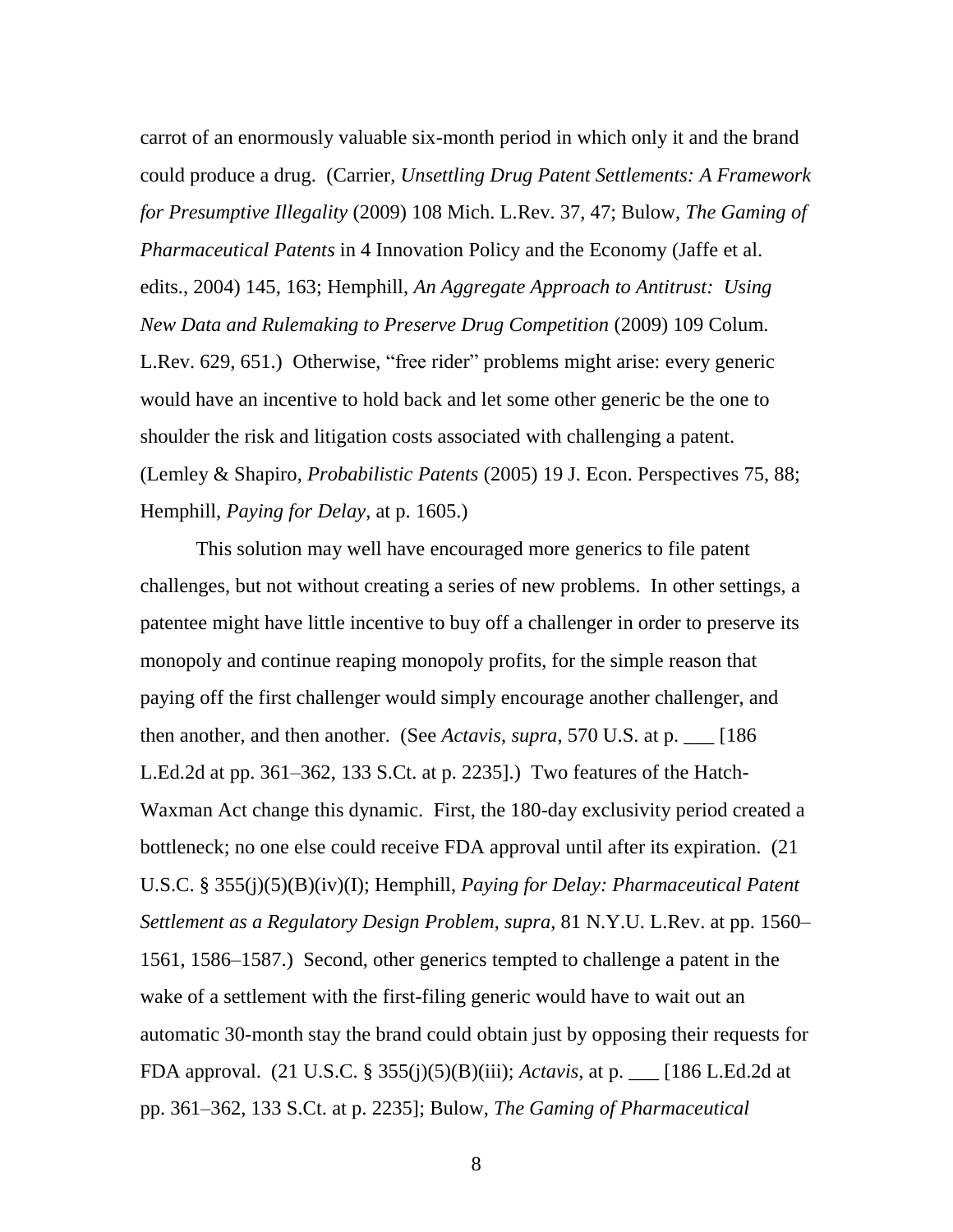carrot of an enormously valuable six-month period in which only it and the brand could produce a drug. (Carrier, *Unsettling Drug Patent Settlements: A Framework for Presumptive Illegality* (2009) 108 Mich. L.Rev. 37, 47; Bulow, *The Gaming of Pharmaceutical Patents* in 4 Innovation Policy and the Economy (Jaffe et al. edits., 2004) 145, 163; Hemphill, *An Aggregate Approach to Antitrust: Using New Data and Rulemaking to Preserve Drug Competition* (2009) 109 Colum. L.Rev. 629, 651.) Otherwise, "free rider" problems might arise: every generic would have an incentive to hold back and let some other generic be the one to shoulder the risk and litigation costs associated with challenging a patent. (Lemley & Shapiro, *Probabilistic Patents* (2005) 19 J. Econ. Perspectives 75, 88; Hemphill, *Paying for Delay*, at p. 1605.)

This solution may well have encouraged more generics to file patent challenges, but not without creating a series of new problems. In other settings, a patentee might have little incentive to buy off a challenger in order to preserve its monopoly and continue reaping monopoly profits, for the simple reason that paying off the first challenger would simply encourage another challenger, and then another, and then another. (See *Actavis*, *supra*, 570 U.S. at p. ___ [186 L.Ed.2d at pp. 361–362, 133 S.Ct. at p. 2235].) Two features of the Hatch-Waxman Act change this dynamic. First, the 180-day exclusivity period created a bottleneck; no one else could receive FDA approval until after its expiration. (21 U.S.C. § 355(j)(5)(B)(iv)(I); Hemphill, *Paying for Delay: Pharmaceutical Patent Settlement as a Regulatory Design Problem*, *supra*, 81 N.Y.U. L.Rev. at pp. 1560–1561, 1586–1587.) Second, other generics tempted to challenge a patent in the wake of a settlement with the first-filing generic would have to wait out an automatic 30-month stay the brand could obtain just by opposing their requests for FDA approval. (21 U.S.C. § 355(j)(5)(B)(iii); *Actavis*, at p. ___ [186 L.Ed.2d at pp. 361–362, 133 S.Ct. at p. 2235]; Bulow, *The Gaming of Pharmaceutical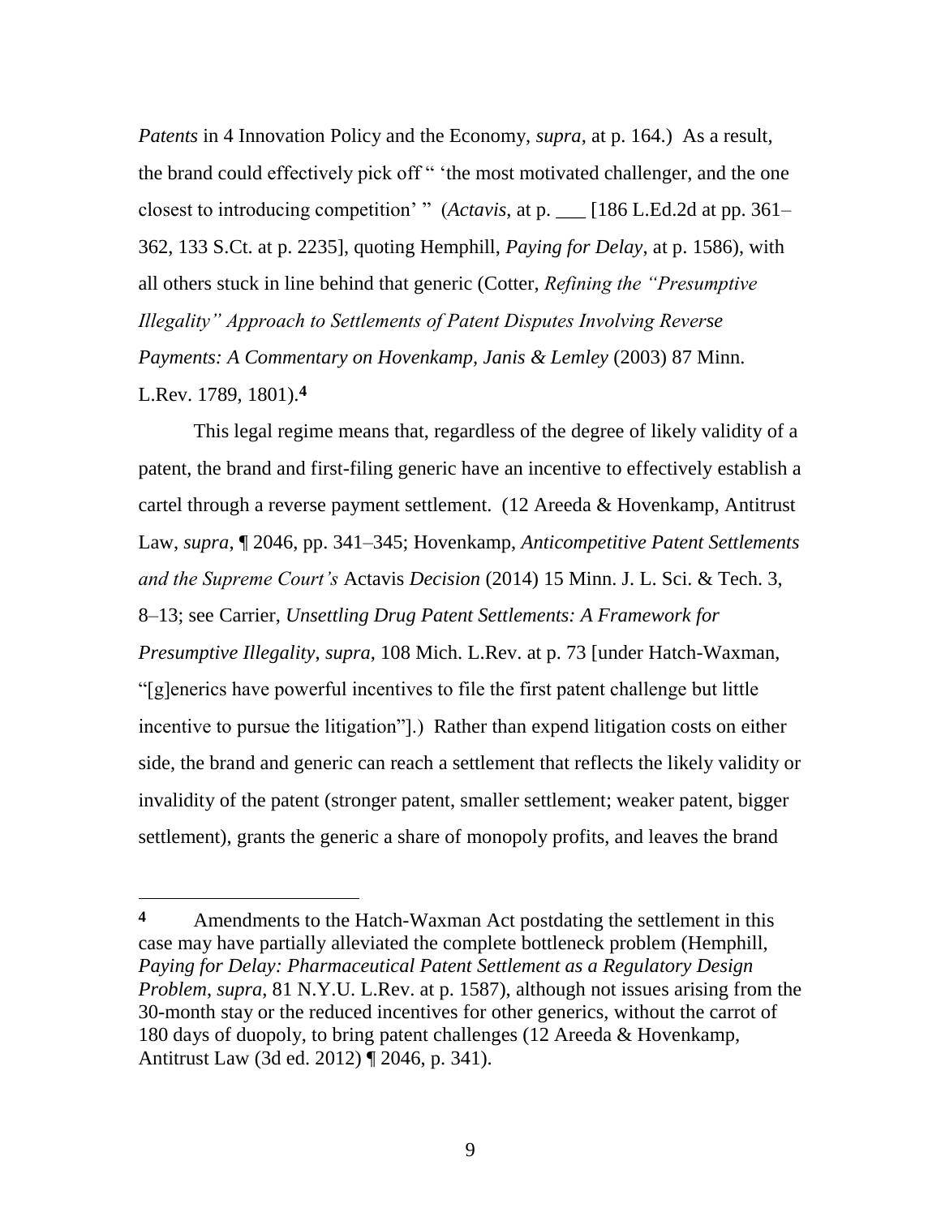*Patents* in 4 Innovation Policy and the Economy, *supra*, at p. 164.) As a result, the brand could effectively pick off " 'the most motivated challenger, and the one closest to introducing competition' " (*Actavis*, at p. ___ [186 L.Ed.2d at pp. 361–362, 133 S.Ct. at p. 2235], quoting Hemphill, *Paying for Delay*, at p. 1586), with all others stuck in line behind that generic (Cotter, *Refining the "Presumptive Illegality" Approach to Settlements of Patent Disputes Involving Reverse Payments: A Commentary on Hovenkamp, Janis & Lemley* (2003) 87 Minn. L.Rev. 1789, 1801).[4]

This legal regime means that, regardless of the degree of likely validity of a patent, the brand and first-filing generic have an incentive to effectively establish a cartel through a reverse payment settlement. (12 Areeda & Hovenkamp, Antitrust Law, *supra*, ¶ 2046, pp. 341–345; Hovenkamp, *Anticompetitive Patent Settlements and the Supreme Court's* Actavis *Decision* (2014) 15 Minn. J. L. Sci. & Tech. 3, 8–13; see Carrier, *Unsettling Drug Patent Settlements: A Framework for Presumptive Illegality*, *supra*, 108 Mich. L.Rev. at p. 73 [under Hatch-Waxman, "[g]enerics have powerful incentives to file the first patent challenge but little incentive to pursue the litigation"].) Rather than expend litigation costs on either side, the brand and generic can reach a settlement that reflects the likely validity or invalidity of the patent (stronger patent, smaller settlement; weaker patent, bigger settlement), grants the generic a share of monopoly profits, and leaves the brand

---

**4** Amendments to the Hatch-Waxman Act postdating the settlement in this case may have partially alleviated the complete bottleneck problem (Hemphill, *Paying for Delay: Pharmaceutical Patent Settlement as a Regulatory Design Problem*, *supra*, 81 N.Y.U. L.Rev. at p. 1587), although not issues arising from the 30-month stay or the reduced incentives for other generics, without the carrot of 180 days of duopoly, to bring patent challenges (12 Areeda & Hovenkamp, Antitrust Law (3d ed. 2012) ¶ 2046, p. 341).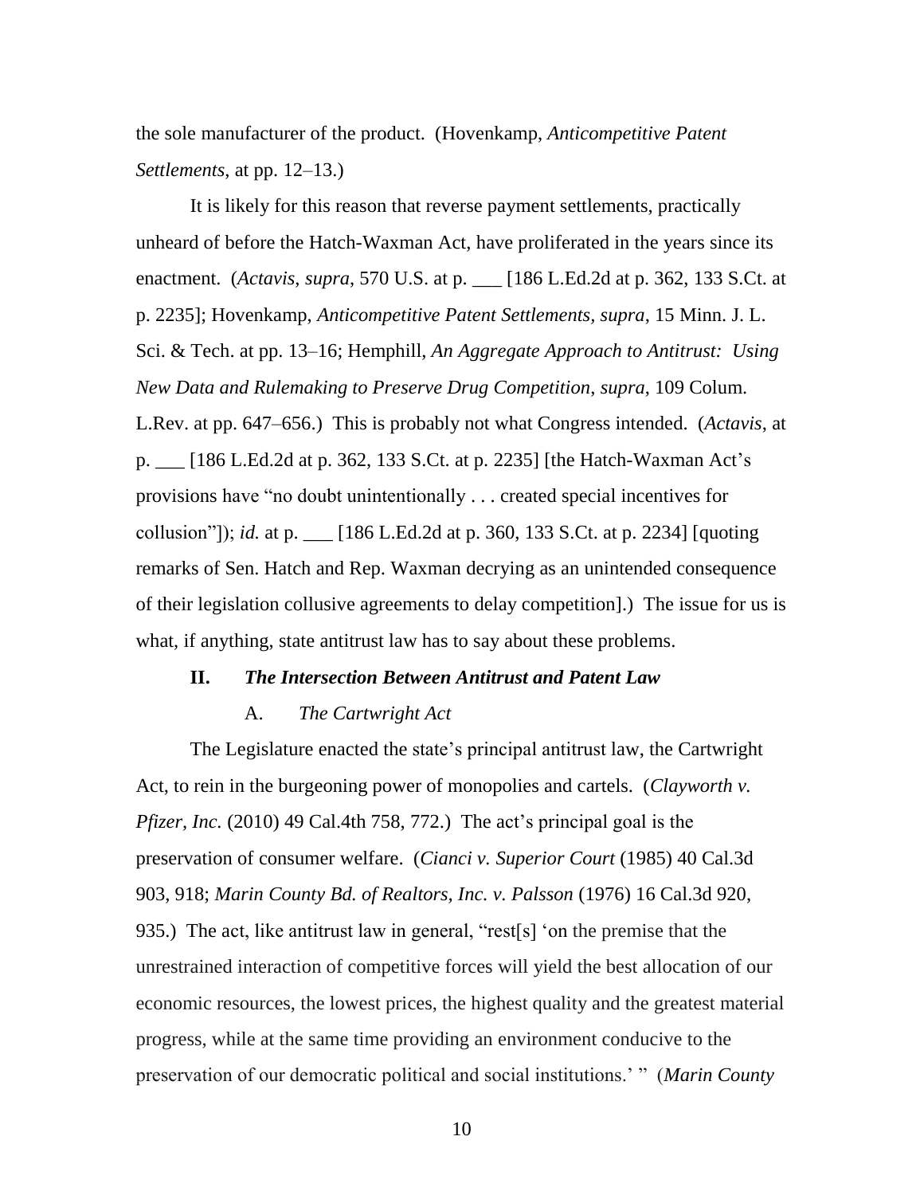the sole manufacturer of the product. (Hovenkamp, *Anticompetitive Patent Settlements*, at pp. 12–13.)

It is likely for this reason that reverse payment settlements, practically unheard of before the Hatch-Waxman Act, have proliferated in the years since its enactment. (*Actavis*, *supra*, 570 U.S. at p. ___ [186 L.Ed.2d at p. 362, 133 S.Ct. at p. 2235]; Hovenkamp, *Anticompetitive Patent Settlements*, *supra*, 15 Minn. J. L. Sci. & Tech. at pp. 13–16; Hemphill, *An Aggregate Approach to Antitrust: Using New Data and Rulemaking to Preserve Drug Competition*, *supra*, 109 Colum. L.Rev. at pp. 647–656.) This is probably not what Congress intended. (*Actavis*, at p. ___ [186 L.Ed.2d at p. 362, 133 S.Ct. at p. 2235] [the Hatch-Waxman Act's provisions have "no doubt unintentionally . . . created special incentives for collusion"]); *id.* at p. ___ [186 L.Ed.2d at p. 360, 133 S.Ct. at p. 2234] [quoting remarks of Sen. Hatch and Rep. Waxman decrying as an unintended consequence of their legislation collusive agreements to delay competition].) The issue for us is what, if anything, state antitrust law has to say about these problems.

## II. *The Intersection Between Antitrust and Patent Law*

### A. *The Cartwright Act*

The Legislature enacted the state's principal antitrust law, the Cartwright Act, to rein in the burgeoning power of monopolies and cartels. (*Clayworth v. Pfizer, Inc.* (2010) 49 Cal.4th 758, 772.) The act's principal goal is the preservation of consumer welfare. (*Cianci v. Superior Court* (1985) 40 Cal.3d 903, 918; *Marin County Bd. of Realtors, Inc. v. Palsson* (1976) 16 Cal.3d 920, 935.) The act, like antitrust law in general, "rest[s] 'on the premise that the unrestrained interaction of competitive forces will yield the best allocation of our economic resources, the lowest prices, the highest quality and the greatest material progress, while at the same time providing an environment conducive to the preservation of our democratic political and social institutions.' " (*Marin County*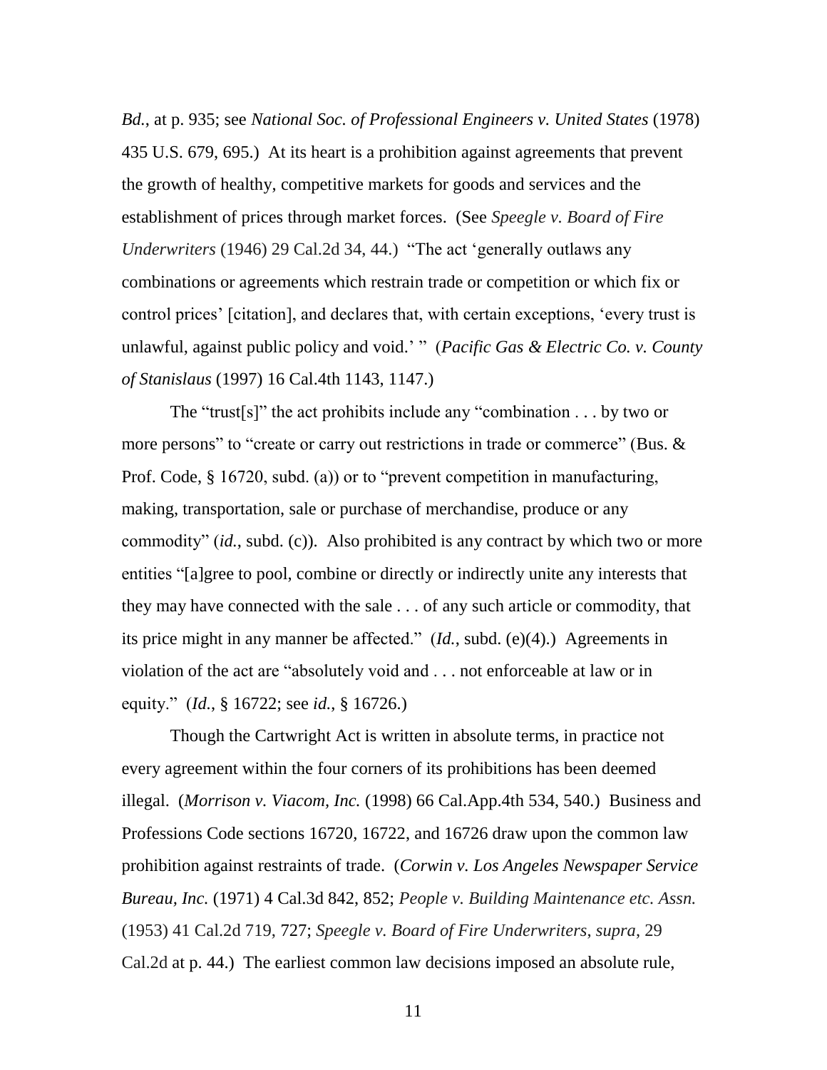*Bd.*, at p. 935; see *National Soc. of Professional Engineers v. United States* (1978) 435 U.S. 679, 695.) At its heart is a prohibition against agreements that prevent the growth of healthy, competitive markets for goods and services and the establishment of prices through market forces. (See *Speegle v. Board of Fire Underwriters* (1946) 29 Cal.2d 34, 44.) "The act 'generally outlaws any combinations or agreements which restrain trade or competition or which fix or control prices' [citation], and declares that, with certain exceptions, 'every trust is unlawful, against public policy and void.' " (*Pacific Gas & Electric Co. v. County of Stanislaus* (1997) 16 Cal.4th 1143, 1147.)

The "trust[s]" the act prohibits include any "combination . . . by two or more persons" to "create or carry out restrictions in trade or commerce" (Bus. & Prof. Code, § 16720, subd. (a)) or to "prevent competition in manufacturing, making, transportation, sale or purchase of merchandise, produce or any commodity" (*id.*, subd. (c)). Also prohibited is any contract by which two or more entities "[a]gree to pool, combine or directly or indirectly unite any interests that they may have connected with the sale . . . of any such article or commodity, that its price might in any manner be affected." (*Id.*, subd. (e)(4).) Agreements in violation of the act are "absolutely void and . . . not enforceable at law or in equity." (*Id.*, § 16722; see *id.*, § 16726.)

Though the Cartwright Act is written in absolute terms, in practice not every agreement within the four corners of its prohibitions has been deemed illegal. (*Morrison v. Viacom, Inc.* (1998) 66 Cal.App.4th 534, 540.) Business and Professions Code sections 16720, 16722, and 16726 draw upon the common law prohibition against restraints of trade. (*Corwin v. Los Angeles Newspaper Service Bureau, Inc.* (1971) 4 Cal.3d 842, 852; *People v. Building Maintenance etc. Assn.* (1953) 41 Cal.2d 719, 727; *Speegle v. Board of Fire Underwriters*, *supra*, 29 Cal.2d at p. 44.) The earliest common law decisions imposed an absolute rule,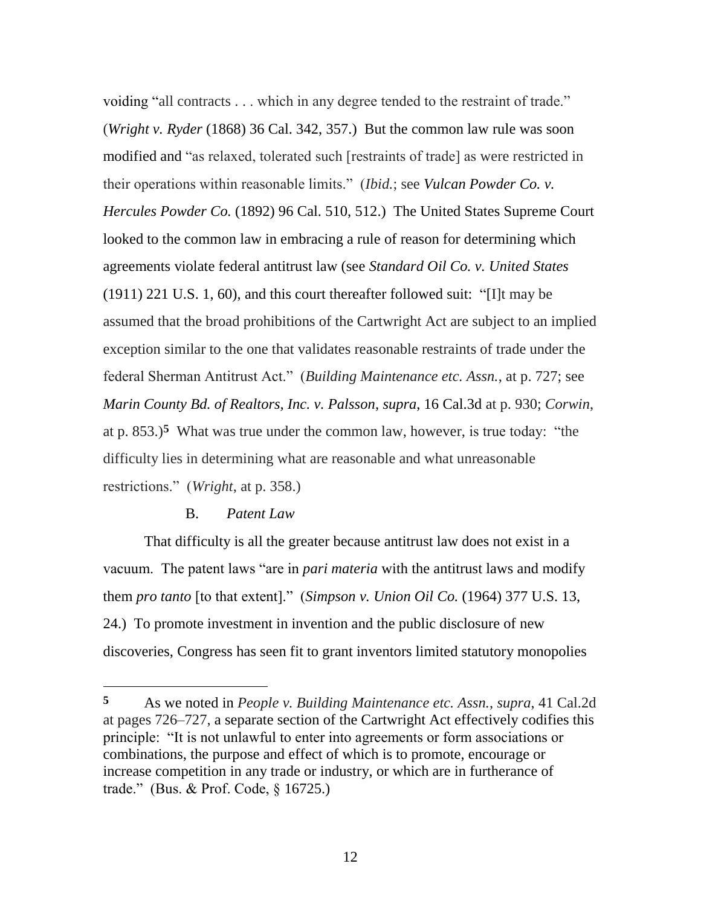voiding "all contracts . . . which in any degree tended to the restraint of trade." (*Wright v. Ryder* (1868) 36 Cal. 342, 357.) But the common law rule was soon modified and "as relaxed, tolerated such [restraints of trade] as were restricted in their operations within reasonable limits." (*Ibid.*; see *Vulcan Powder Co. v. Hercules Powder Co.* (1892) 96 Cal. 510, 512.) The United States Supreme Court looked to the common law in embracing a rule of reason for determining which agreements violate federal antitrust law (see *Standard Oil Co. v. United States* (1911) 221 U.S. 1, 60), and this court thereafter followed suit: "[I]t may be assumed that the broad prohibitions of the Cartwright Act are subject to an implied exception similar to the one that validates reasonable restraints of trade under the federal Sherman Antitrust Act." (*Building Maintenance etc. Assn.*, at p. 727; see *Marin County Bd. of Realtors, Inc. v. Palsson*, *supra*, 16 Cal.3d at p. 930; *Corwin*, at p. 853.)[5] What was true under the common law, however, is true today: "the difficulty lies in determining what are reasonable and what unreasonable restrictions." (*Wright*, at p. 358.)

### B. *Patent Law*

That difficulty is all the greater because antitrust law does not exist in a vacuum. The patent laws "are in *pari materia* with the antitrust laws and modify them *pro tanto* [to that extent]." (*Simpson v. Union Oil Co.* (1964) 377 U.S. 13, 24.) To promote investment in invention and the public disclosure of new discoveries, Congress has seen fit to grant inventors limited statutory monopolies

---

[5] As we noted in *People v. Building Maintenance etc. Assn.*, *supra*, 41 Cal.2d at pages 726–727, a separate section of the Cartwright Act effectively codifies this principle: "It is not unlawful to enter into agreements or form associations or combinations, the purpose and effect of which is to promote, encourage or increase competition in any trade or industry, or which are in furtherance of trade." (Bus. & Prof. Code, § 16725.)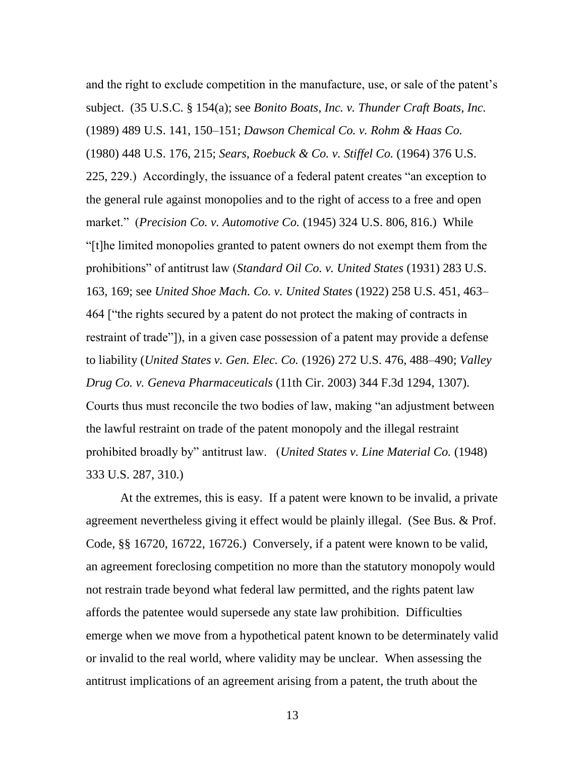and the right to exclude competition in the manufacture, use, or sale of the patent's subject. (35 U.S.C. § 154(a); see *Bonito Boats, Inc. v. Thunder Craft Boats, Inc.* (1989) 489 U.S. 141, 150–151; *Dawson Chemical Co. v. Rohm & Haas Co.* (1980) 448 U.S. 176, 215; *Sears, Roebuck & Co. v. Stiffel Co.* (1964) 376 U.S. 225, 229.) Accordingly, the issuance of a federal patent creates "an exception to the general rule against monopolies and to the right of access to a free and open market." (*Precision Co. v. Automotive Co.* (1945) 324 U.S. 806, 816.) While "[t]he limited monopolies granted to patent owners do not exempt them from the prohibitions" of antitrust law (*Standard Oil Co. v. United States* (1931) 283 U.S. 163, 169; see *United Shoe Mach. Co. v. United States* (1922) 258 U.S. 451, 463–464 ["the rights secured by a patent do not protect the making of contracts in restraint of trade"]), in a given case possession of a patent may provide a defense to liability (*United States v. Gen. Elec. Co.* (1926) 272 U.S. 476, 488–490; *Valley Drug Co. v. Geneva Pharmaceuticals* (11th Cir. 2003) 344 F.3d 1294, 1307). Courts thus must reconcile the two bodies of law, making "an adjustment between the lawful restraint on trade of the patent monopoly and the illegal restraint prohibited broadly by" antitrust law. (*United States v. Line Material Co.* (1948) 333 U.S. 287, 310.)

At the extremes, this is easy. If a patent were known to be invalid, a private agreement nevertheless giving it effect would be plainly illegal. (See Bus. & Prof. Code, §§ 16720, 16722, 16726.) Conversely, if a patent were known to be valid, an agreement foreclosing competition no more than the statutory monopoly would not restrain trade beyond what federal law permitted, and the rights patent law affords the patentee would supersede any state law prohibition. Difficulties emerge when we move from a hypothetical patent known to be determinately valid or invalid to the real world, where validity may be unclear. When assessing the antitrust implications of an agreement arising from a patent, the truth about the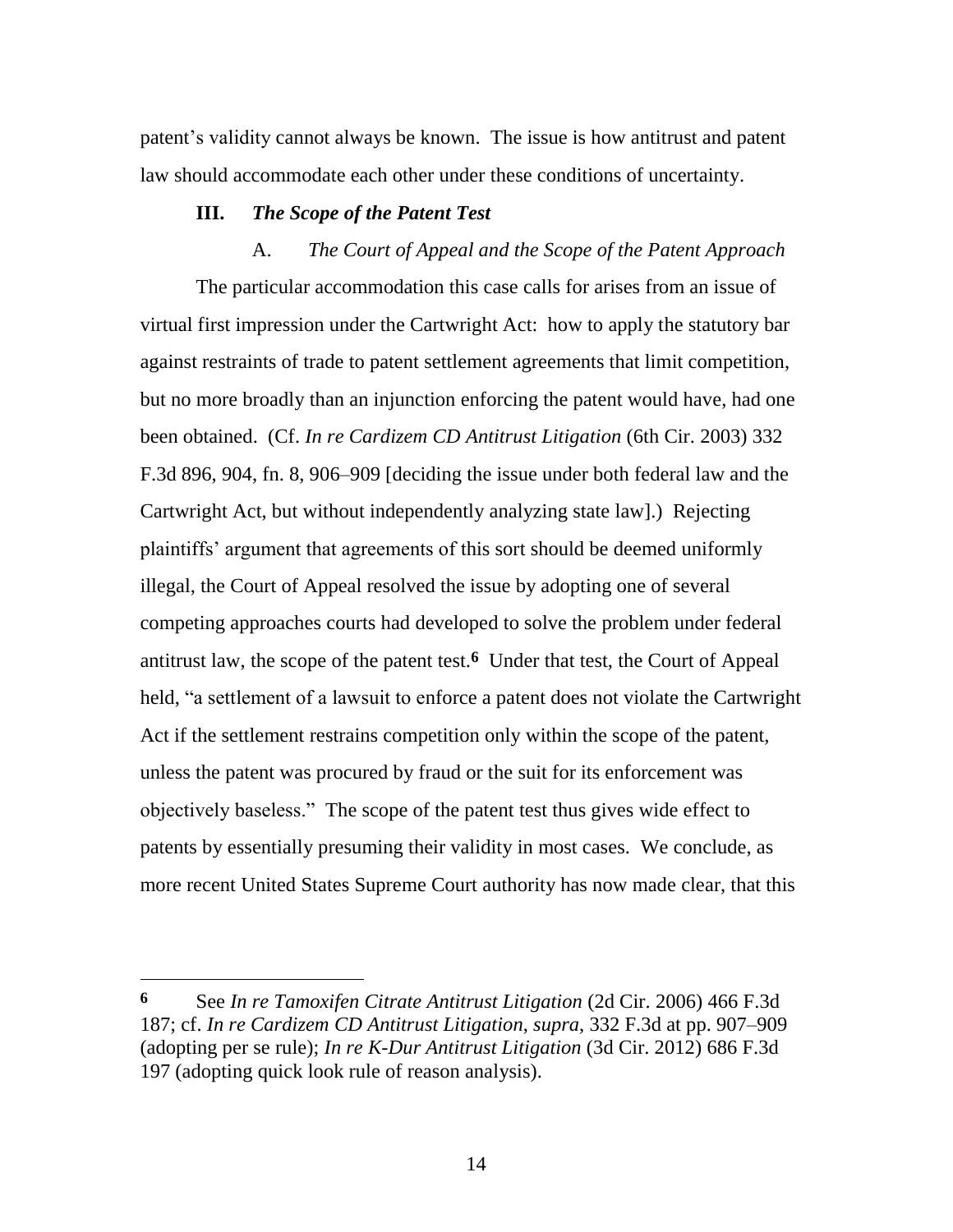patent's validity cannot always be known. The issue is how antitrust and patent law should accommodate each other under these conditions of uncertainty.

### III. *The Scope of the Patent Test*

#### A. *The Court of Appeal and the Scope of the Patent Approach*

The particular accommodation this case calls for arises from an issue of virtual first impression under the Cartwright Act: how to apply the statutory bar against restraints of trade to patent settlement agreements that limit competition, but no more broadly than an injunction enforcing the patent would have, had one been obtained. (Cf. *In re Cardizem CD Antitrust Litigation* (6th Cir. 2003) 332 F.3d 896, 904, fn. 8, 906–909 [deciding the issue under both federal law and the Cartwright Act, but without independently analyzing state law].) Rejecting plaintiffs' argument that agreements of this sort should be deemed uniformly illegal, the Court of Appeal resolved the issue by adopting one of several competing approaches courts had developed to solve the problem under federal antitrust law, the scope of the patent test.[6] Under that test, the Court of Appeal held, "a settlement of a lawsuit to enforce a patent does not violate the Cartwright Act if the settlement restrains competition only within the scope of the patent, unless the patent was procured by fraud or the suit for its enforcement was objectively baseless." The scope of the patent test thus gives wide effect to patents by essentially presuming their validity in most cases. We conclude, as more recent United States Supreme Court authority has now made clear, that this

---

**6** See *In re Tamoxifen Citrate Antitrust Litigation* (2d Cir. 2006) 466 F.3d 187; cf. *In re Cardizem CD Antitrust Litigation*, *supra*, 332 F.3d at pp. 907–909 (adopting per se rule); *In re K-Dur Antitrust Litigation* (3d Cir. 2012) 686 F.3d 197 (adopting quick look rule of reason analysis).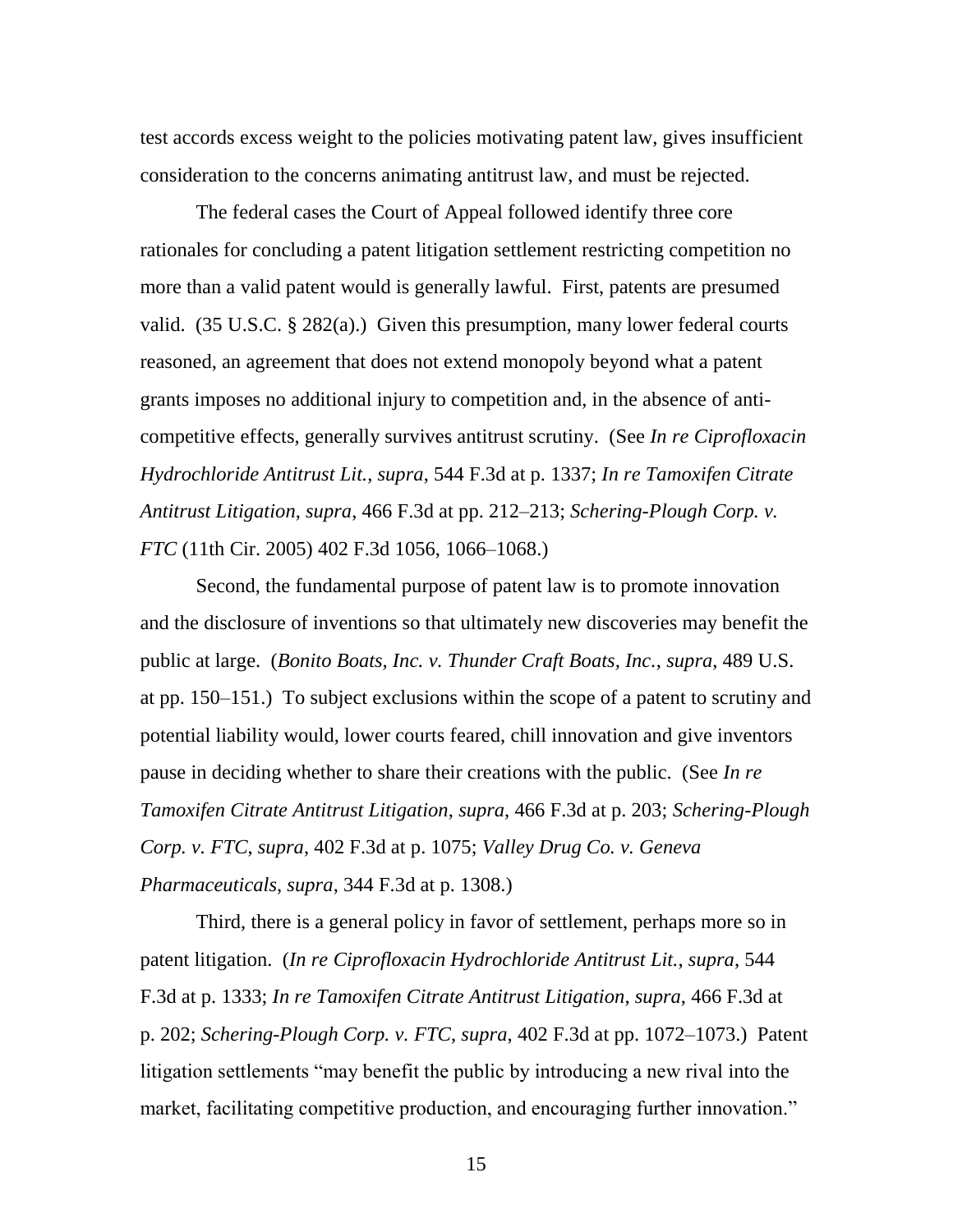test accords excess weight to the policies motivating patent law, gives insufficient consideration to the concerns animating antitrust law, and must be rejected.

The federal cases the Court of Appeal followed identify three core rationales for concluding a patent litigation settlement restricting competition no more than a valid patent would is generally lawful. First, patents are presumed valid. (35 U.S.C. § 282(a).) Given this presumption, many lower federal courts reasoned, an agreement that does not extend monopoly beyond what a patent grants imposes no additional injury to competition and, in the absence of anti-competitive effects, generally survives antitrust scrutiny. (See *In re Ciprofloxacin Hydrochloride Antitrust Lit.*, *supra*, 544 F.3d at p. 1337; *In re Tamoxifen Citrate Antitrust Litigation*, *supra*, 466 F.3d at pp. 212–213; *Schering-Plough Corp. v. FTC* (11th Cir. 2005) 402 F.3d 1056, 1066–1068.)

Second, the fundamental purpose of patent law is to promote innovation and the disclosure of inventions so that ultimately new discoveries may benefit the public at large. (*Bonito Boats, Inc. v. Thunder Craft Boats, Inc.*, *supra*, 489 U.S. at pp. 150–151.) To subject exclusions within the scope of a patent to scrutiny and potential liability would, lower courts feared, chill innovation and give inventors pause in deciding whether to share their creations with the public. (See *In re Tamoxifen Citrate Antitrust Litigation*, *supra*, 466 F.3d at p. 203; *Schering-Plough Corp. v. FTC*, *supra*, 402 F.3d at p. 1075; *Valley Drug Co. v. Geneva Pharmaceuticals*, *supra*, 344 F.3d at p. 1308.)

Third, there is a general policy in favor of settlement, perhaps more so in patent litigation. (*In re Ciprofloxacin Hydrochloride Antitrust Lit.*, *supra*, 544 F.3d at p. 1333; *In re Tamoxifen Citrate Antitrust Litigation*, *supra*, 466 F.3d at p. 202; *Schering-Plough Corp. v. FTC*, *supra*, 402 F.3d at pp. 1072–1073.) Patent litigation settlements "may benefit the public by introducing a new rival into the market, facilitating competitive production, and encouraging further innovation."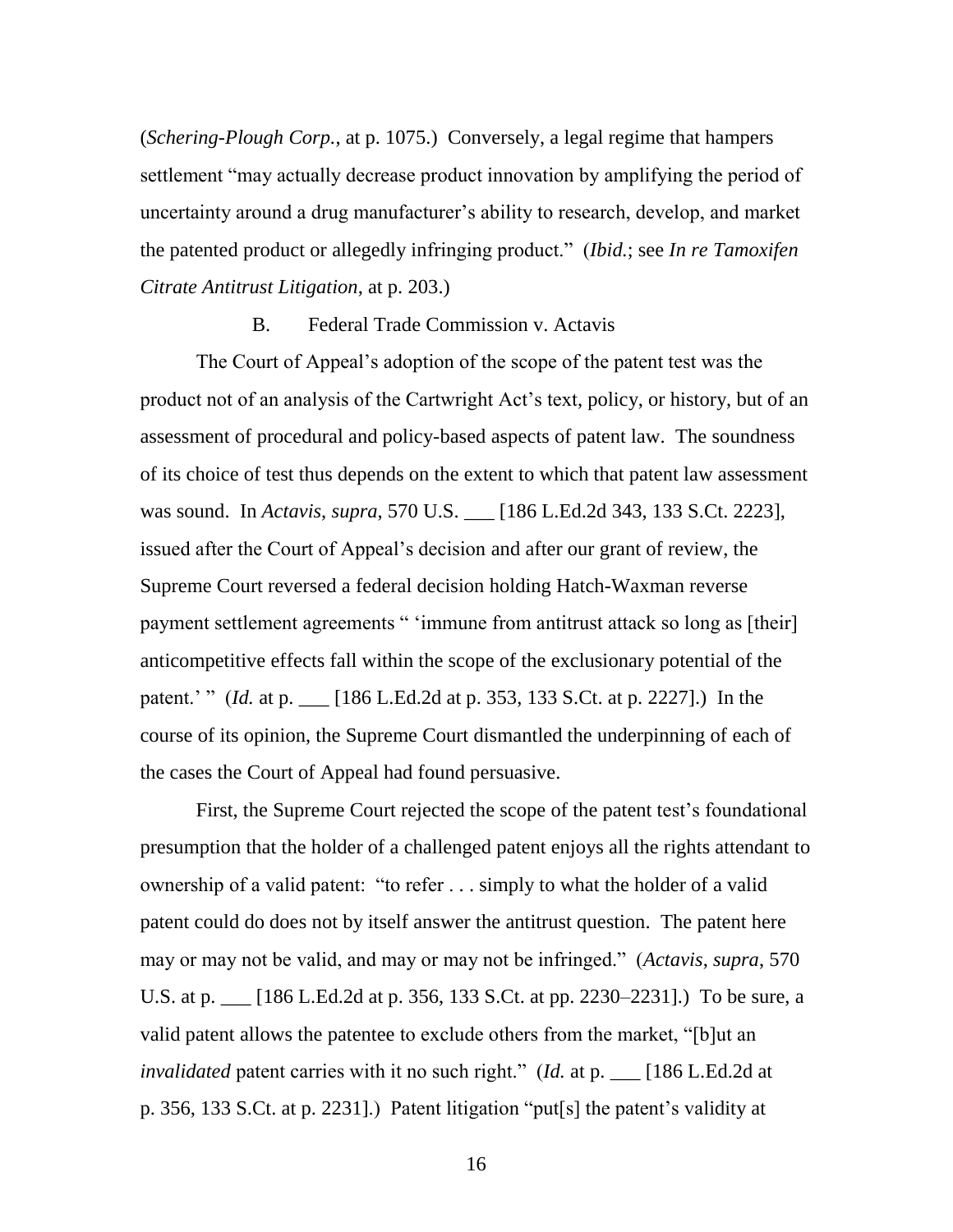(*Schering-Plough Corp.*, at p. 1075.) Conversely, a legal regime that hampers settlement "may actually decrease product innovation by amplifying the period of uncertainty around a drug manufacturer's ability to research, develop, and market the patented product or allegedly infringing product." (*Ibid.*; see *In re Tamoxifen Citrate Antitrust Litigation*, at p. 203.)

### B. Federal Trade Commission v. Actavis

The Court of Appeal's adoption of the scope of the patent test was the product not of an analysis of the Cartwright Act's text, policy, or history, but of an assessment of procedural and policy-based aspects of patent law. The soundness of its choice of test thus depends on the extent to which that patent law assessment was sound. In *Actavis*, *supra*, 570 U.S. ___ [186 L.Ed.2d 343, 133 S.Ct. 2223], issued after the Court of Appeal's decision and after our grant of review, the Supreme Court reversed a federal decision holding Hatch-Waxman reverse payment settlement agreements " 'immune from antitrust attack so long as [their] anticompetitive effects fall within the scope of the exclusionary potential of the patent.' " (*Id.* at p. ___ [186 L.Ed.2d at p. 353, 133 S.Ct. at p. 2227].) In the course of its opinion, the Supreme Court dismantled the underpinning of each of the cases the Court of Appeal had found persuasive.

First, the Supreme Court rejected the scope of the patent test's foundational presumption that the holder of a challenged patent enjoys all the rights attendant to ownership of a valid patent: "to refer . . . simply to what the holder of a valid patent could do does not by itself answer the antitrust question. The patent here may or may not be valid, and may or may not be infringed." (*Actavis*, *supra*, 570 U.S. at p. ___ [186 L.Ed.2d at p. 356, 133 S.Ct. at pp. 2230–2231].) To be sure, a valid patent allows the patentee to exclude others from the market, "[b]ut an *invalidated* patent carries with it no such right." (*Id.* at p. ___ [186 L.Ed.2d at p. 356, 133 S.Ct. at p. 2231].) Patent litigation "put[s] the patent's validity at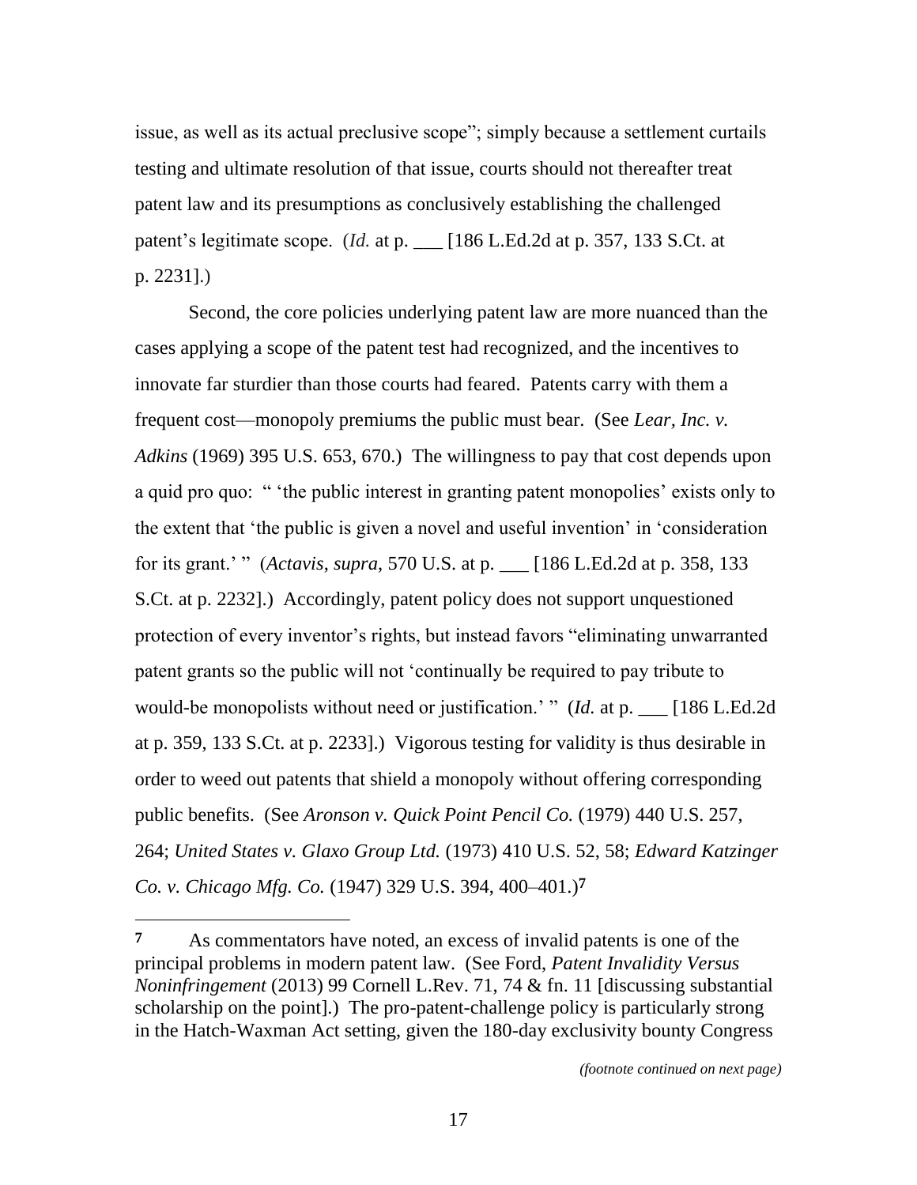issue, as well as its actual preclusive scope"; simply because a settlement curtails testing and ultimate resolution of that issue, courts should not thereafter treat patent law and its presumptions as conclusively establishing the challenged patent's legitimate scope. (*Id.* at p. ___ [186 L.Ed.2d at p. 357, 133 S.Ct. at p. 2231].)

Second, the core policies underlying patent law are more nuanced than the cases applying a scope of the patent test had recognized, and the incentives to innovate far sturdier than those courts had feared. Patents carry with them a frequent cost—monopoly premiums the public must bear. (See *Lear, Inc. v. Adkins* (1969) 395 U.S. 653, 670.) The willingness to pay that cost depends upon a quid pro quo: " 'the public interest in granting patent monopolies' exists only to the extent that 'the public is given a novel and useful invention' in 'consideration for its grant.' " (*Actavis*, *supra*, 570 U.S. at p. ___ [186 L.Ed.2d at p. 358, 133 S.Ct. at p. 2232].) Accordingly, patent policy does not support unquestioned protection of every inventor's rights, but instead favors "eliminating unwarranted patent grants so the public will not 'continually be required to pay tribute to would-be monopolists without need or justification.' " (*Id.* at p. ___ [186 L.Ed.2d at p. 359, 133 S.Ct. at p. 2233].) Vigorous testing for validity is thus desirable in order to weed out patents that shield a monopoly without offering corresponding public benefits. (See *Aronson v. Quick Point Pencil Co.* (1979) 440 U.S. 257, 264; *United States v. Glaxo Group Ltd.* (1973) 410 U.S. 52, 58; *Edward Katzinger Co. v. Chicago Mfg. Co.* (1947) 329 U.S. 394, 400–401.)[7]

---

[7] As commentators have noted, an excess of invalid patents is one of the principal problems in modern patent law. (See Ford, *Patent Invalidity Versus Noninfringement* (2013) 99 Cornell L.Rev. 71, 74 & fn. 11 [discussing substantial scholarship on the point].) The pro-patent-challenge policy is particularly strong in the Hatch-Waxman Act setting, given the 180-day exclusivity bounty Congress

*(footnote continued on next page)*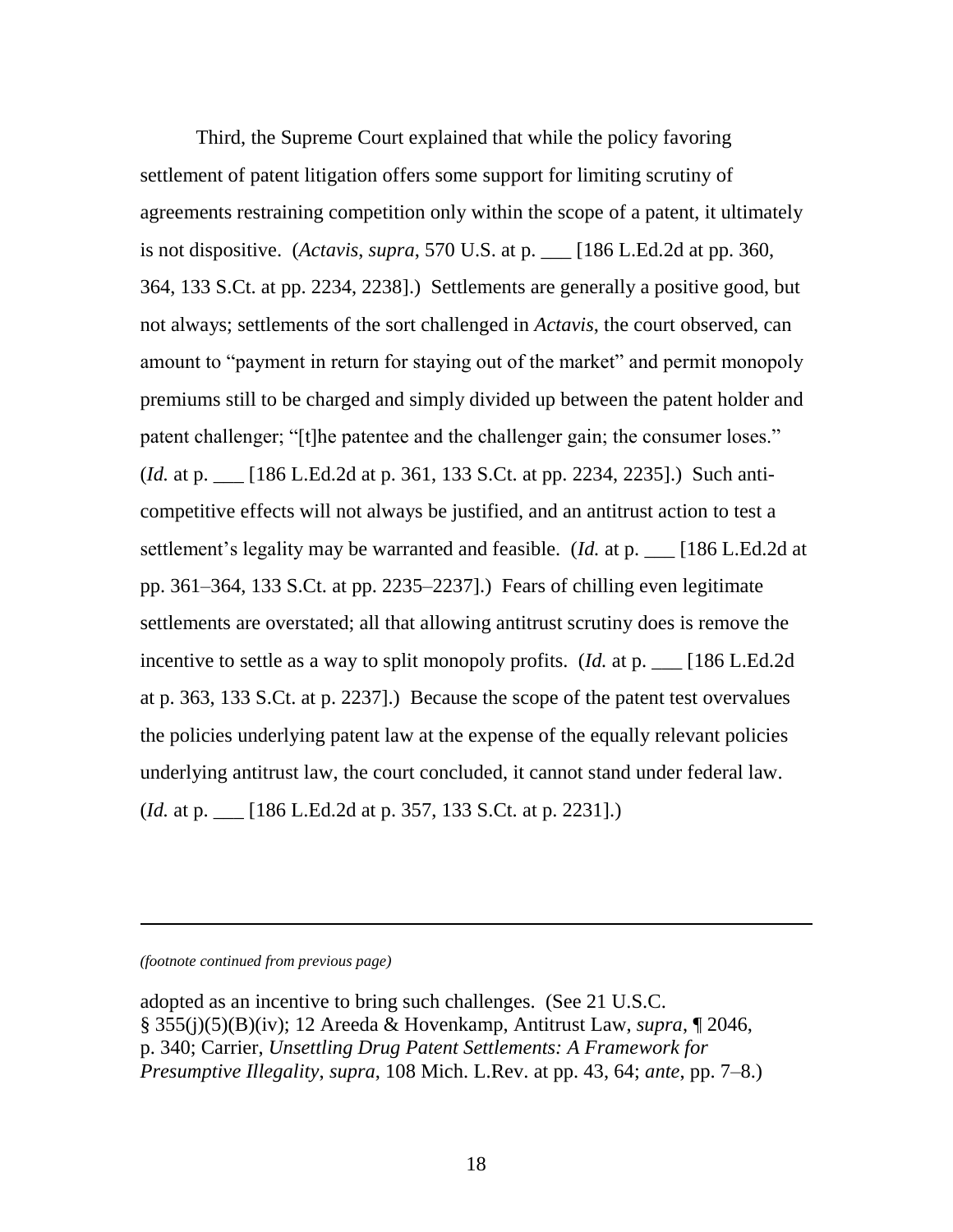Third, the Supreme Court explained that while the policy favoring settlement of patent litigation offers some support for limiting scrutiny of agreements restraining competition only within the scope of a patent, it ultimately is not dispositive. (*Actavis*, *supra*, 570 U.S. at p. ___ [186 L.Ed.2d at pp. 360, 364, 133 S.Ct. at pp. 2234, 2238].) Settlements are generally a positive good, but not always; settlements of the sort challenged in *Actavis*, the court observed, can amount to "payment in return for staying out of the market" and permit monopoly premiums still to be charged and simply divided up between the patent holder and patent challenger; "[t]he patentee and the challenger gain; the consumer loses." (*Id.* at p. ___ [186 L.Ed.2d at p. 361, 133 S.Ct. at pp. 2234, 2235].) Such anti-competitive effects will not always be justified, and an antitrust action to test a settlement's legality may be warranted and feasible. (*Id.* at p. ___ [186 L.Ed.2d at pp. 361–364, 133 S.Ct. at pp. 2235–2237].) Fears of chilling even legitimate settlements are overstated; all that allowing antitrust scrutiny does is remove the incentive to settle as a way to split monopoly profits. (*Id.* at p. ___ [186 L.Ed.2d at p. 363, 133 S.Ct. at p. 2237].) Because the scope of the patent test overvalues the policies underlying patent law at the expense of the equally relevant policies underlying antitrust law, the court concluded, it cannot stand under federal law. (*Id.* at p. ___ [186 L.Ed.2d at p. 357, 133 S.Ct. at p. 2231].)

---

*(footnote continued from previous page)*

adopted as an incentive to bring such challenges. (See 21 U.S.C. § 355(j)(5)(B)(iv); 12 Areeda & Hovenkamp, Antitrust Law, *supra*, ¶ 2046, p. 340; Carrier, *Unsettling Drug Patent Settlements: A Framework for Presumptive Illegality*, *supra*, 108 Mich. L.Rev. at pp. 43, 64; *ante*, pp. 7–8.)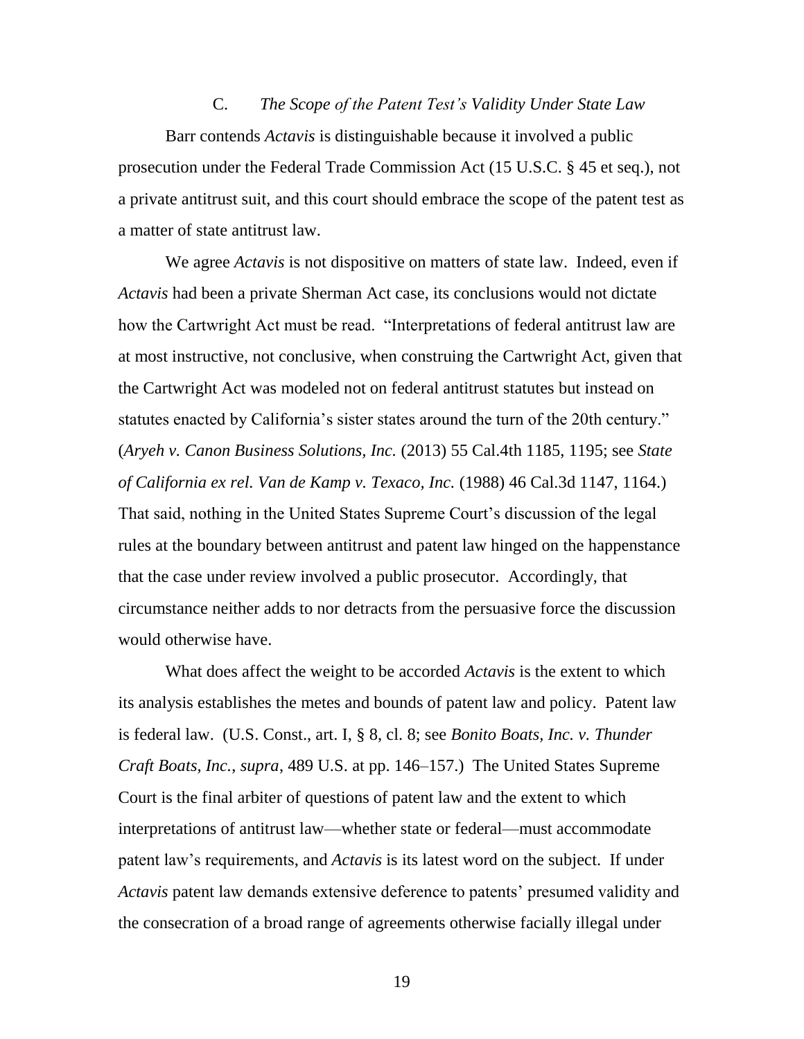### C. *The Scope of the Patent Test's Validity Under State Law*

Barr contends *Actavis* is distinguishable because it involved a public prosecution under the Federal Trade Commission Act (15 U.S.C. § 45 et seq.), not a private antitrust suit, and this court should embrace the scope of the patent test as a matter of state antitrust law.

We agree *Actavis* is not dispositive on matters of state law. Indeed, even if *Actavis* had been a private Sherman Act case, its conclusions would not dictate how the Cartwright Act must be read. "Interpretations of federal antitrust law are at most instructive, not conclusive, when construing the Cartwright Act, given that the Cartwright Act was modeled not on federal antitrust statutes but instead on statutes enacted by California's sister states around the turn of the 20th century." (*Aryeh v. Canon Business Solutions, Inc.* (2013) 55 Cal.4th 1185, 1195; see *State of California ex rel. Van de Kamp v. Texaco, Inc.* (1988) 46 Cal.3d 1147, 1164.) That said, nothing in the United States Supreme Court's discussion of the legal rules at the boundary between antitrust and patent law hinged on the happenstance that the case under review involved a public prosecutor. Accordingly, that circumstance neither adds to nor detracts from the persuasive force the discussion would otherwise have.

What does affect the weight to be accorded *Actavis* is the extent to which its analysis establishes the metes and bounds of patent law and policy. Patent law is federal law. (U.S. Const., art. I, § 8, cl. 8; see *Bonito Boats, Inc. v. Thunder Craft Boats, Inc.*, *supra*, 489 U.S. at pp. 146–157.) The United States Supreme Court is the final arbiter of questions of patent law and the extent to which interpretations of antitrust law—whether state or federal—must accommodate patent law's requirements, and *Actavis* is its latest word on the subject. If under *Actavis* patent law demands extensive deference to patents' presumed validity and the consecration of a broad range of agreements otherwise facially illegal under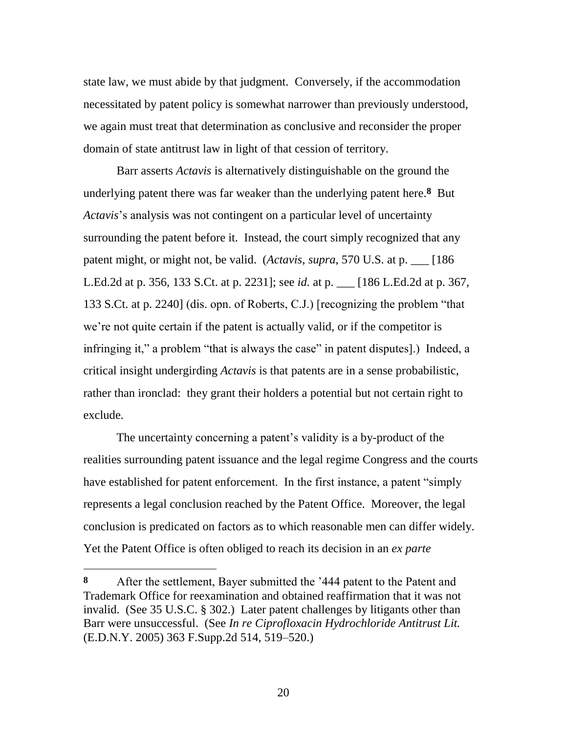state law, we must abide by that judgment. Conversely, if the accommodation necessitated by patent policy is somewhat narrower than previously understood, we again must treat that determination as conclusive and reconsider the proper domain of state antitrust law in light of that cession of territory.

Barr asserts *Actavis* is alternatively distinguishable on the ground the underlying patent there was far weaker than the underlying patent here.**[8]** But *Actavis*'s analysis was not contingent on a particular level of uncertainty surrounding the patent before it. Instead, the court simply recognized that any patent might, or might not, be valid. (*Actavis*, *supra*, 570 U.S. at p. ___ [186 L.Ed.2d at p. 356, 133 S.Ct. at p. 2231]; see *id.* at p. ___ [186 L.Ed.2d at p. 367, 133 S.Ct. at p. 2240] (dis. opn. of Roberts, C.J.) [recognizing the problem "that we're not quite certain if the patent is actually valid, or if the competitor is infringing it," a problem "that is always the case" in patent disputes].) Indeed, a critical insight undergirding *Actavis* is that patents are in a sense probabilistic, rather than ironclad: they grant their holders a potential but not certain right to exclude.

The uncertainty concerning a patent's validity is a by-product of the realities surrounding patent issuance and the legal regime Congress and the courts have established for patent enforcement. In the first instance, a patent "simply represents a legal conclusion reached by the Patent Office. Moreover, the legal conclusion is predicated on factors as to which reasonable men can differ widely. Yet the Patent Office is often obliged to reach its decision in an *ex parte*

---

**8** After the settlement, Bayer submitted the '444 patent to the Patent and Trademark Office for reexamination and obtained reaffirmation that it was not invalid. (See 35 U.S.C. § 302.) Later patent challenges by litigants other than Barr were unsuccessful. (See *In re Ciprofloxacin Hydrochloride Antitrust Lit.* (E.D.N.Y. 2005) 363 F.Supp.2d 514, 519–520.)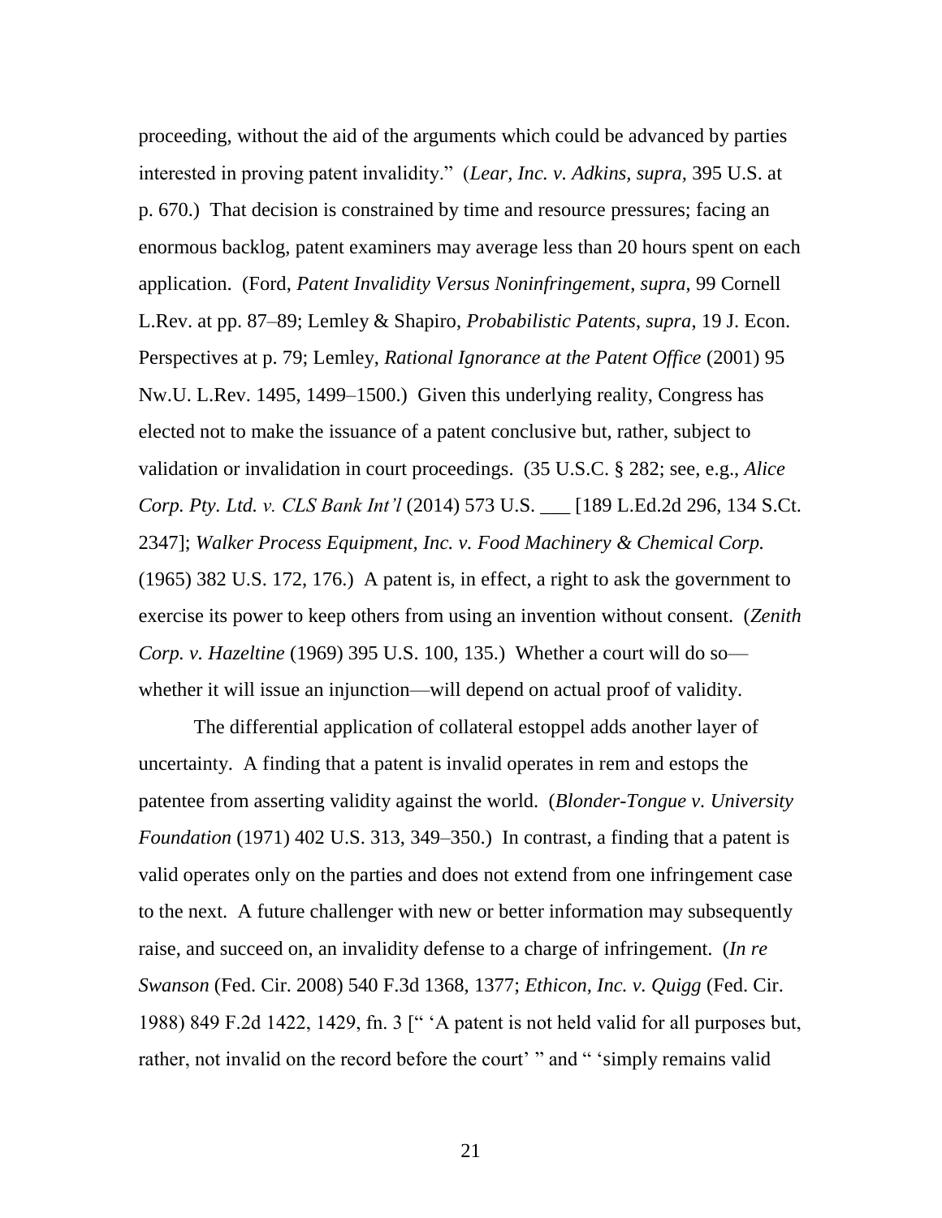proceeding, without the aid of the arguments which could be advanced by parties interested in proving patent invalidity." (*Lear, Inc. v. Adkins*, *supra*, 395 U.S. at p. 670.) That decision is constrained by time and resource pressures; facing an enormous backlog, patent examiners may average less than 20 hours spent on each application. (Ford, *Patent Invalidity Versus Noninfringement*, *supra*, 99 Cornell L.Rev. at pp. 87–89; Lemley & Shapiro, *Probabilistic Patents*, *supra*, 19 J. Econ. Perspectives at p. 79; Lemley, *Rational Ignorance at the Patent Office* (2001) 95 Nw.U. L.Rev. 1495, 1499–1500.) Given this underlying reality, Congress has elected not to make the issuance of a patent conclusive but, rather, subject to validation or invalidation in court proceedings. (35 U.S.C. § 282; see, e.g., *Alice Corp. Pty. Ltd. v. CLS Bank Int'l* (2014) 573 U.S. ___ [189 L.Ed.2d 296, 134 S.Ct. 2347]; *Walker Process Equipment, Inc. v. Food Machinery & Chemical Corp.* (1965) 382 U.S. 172, 176.) A patent is, in effect, a right to ask the government to exercise its power to keep others from using an invention without consent. (*Zenith Corp. v. Hazeltine* (1969) 395 U.S. 100, 135.) Whether a court will do so—whether it will issue an injunction—will depend on actual proof of validity.

The differential application of collateral estoppel adds another layer of uncertainty. A finding that a patent is invalid operates in rem and estops the patentee from asserting validity against the world. (*Blonder-Tongue v. University Foundation* (1971) 402 U.S. 313, 349–350.) In contrast, a finding that a patent is valid operates only on the parties and does not extend from one infringement case to the next. A future challenger with new or better information may subsequently raise, and succeed on, an invalidity defense to a charge of infringement. (*In re Swanson* (Fed. Cir. 2008) 540 F.3d 1368, 1377; *Ethicon, Inc. v. Quigg* (Fed. Cir. 1988) 849 F.2d 1422, 1429, fn. 3 [" 'A patent is not held valid for all purposes but, rather, not invalid on the record before the court' " and " 'simply remains valid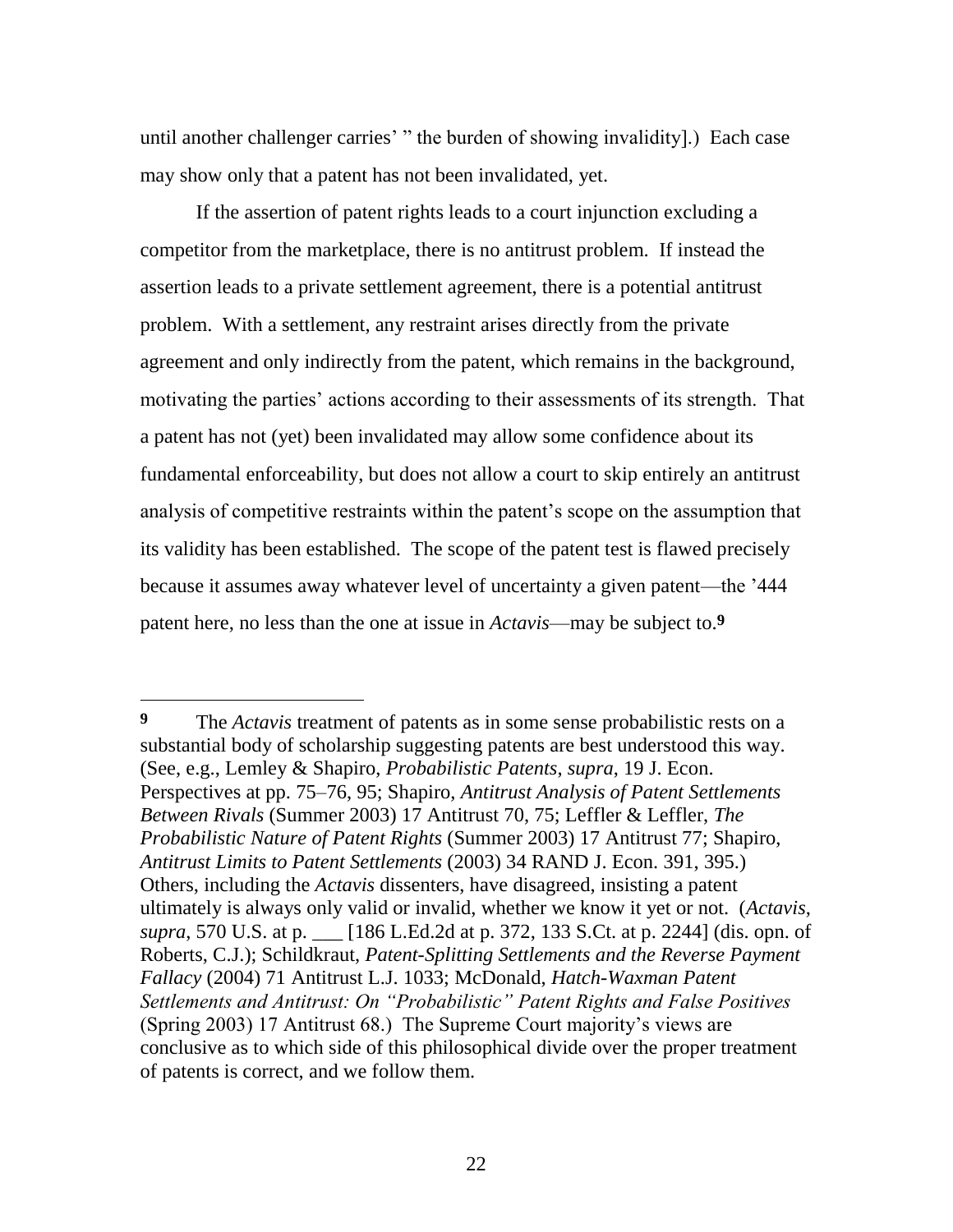until another challenger carries' " the burden of showing invalidity].) Each case may show only that a patent has not been invalidated, yet.

If the assertion of patent rights leads to a court injunction excluding a competitor from the marketplace, there is no antitrust problem. If instead the assertion leads to a private settlement agreement, there is a potential antitrust problem. With a settlement, any restraint arises directly from the private agreement and only indirectly from the patent, which remains in the background, motivating the parties' actions according to their assessments of its strength. That a patent has not (yet) been invalidated may allow some confidence about its fundamental enforceability, but does not allow a court to skip entirely an antitrust analysis of competitive restraints within the patent's scope on the assumption that its validity has been established. The scope of the patent test is flawed precisely because it assumes away whatever level of uncertainty a given patent—the '444 patent here, no less than the one at issue in *Actavis*—may be subject to.[9]

---

**9** The *Actavis* treatment of patents as in some sense probabilistic rests on a substantial body of scholarship suggesting patents are best understood this way. (See, e.g., Lemley & Shapiro, *Probabilistic Patents*, *supra*, 19 J. Econ. Perspectives at pp. 75–76, 95; Shapiro, *Antitrust Analysis of Patent Settlements Between Rivals* (Summer 2003) 17 Antitrust 70, 75; Leffler & Leffler, *The Probabilistic Nature of Patent Rights* (Summer 2003) 17 Antitrust 77; Shapiro, *Antitrust Limits to Patent Settlements* (2003) 34 RAND J. Econ. 391, 395.) Others, including the *Actavis* dissenters, have disagreed, insisting a patent ultimately is always only valid or invalid, whether we know it yet or not. (*Actavis*, *supra*, 570 U.S. at p. ___ [186 L.Ed.2d at p. 372, 133 S.Ct. at p. 2244] (dis. opn. of Roberts, C.J.); Schildkraut, *Patent-Splitting Settlements and the Reverse Payment Fallacy* (2004) 71 Antitrust L.J. 1033; McDonald, *Hatch-Waxman Patent Settlements and Antitrust: On "Probabilistic" Patent Rights and False Positives* (Spring 2003) 17 Antitrust 68.) The Supreme Court majority's views are conclusive as to which side of this philosophical divide over the proper treatment of patents is correct, and we follow them.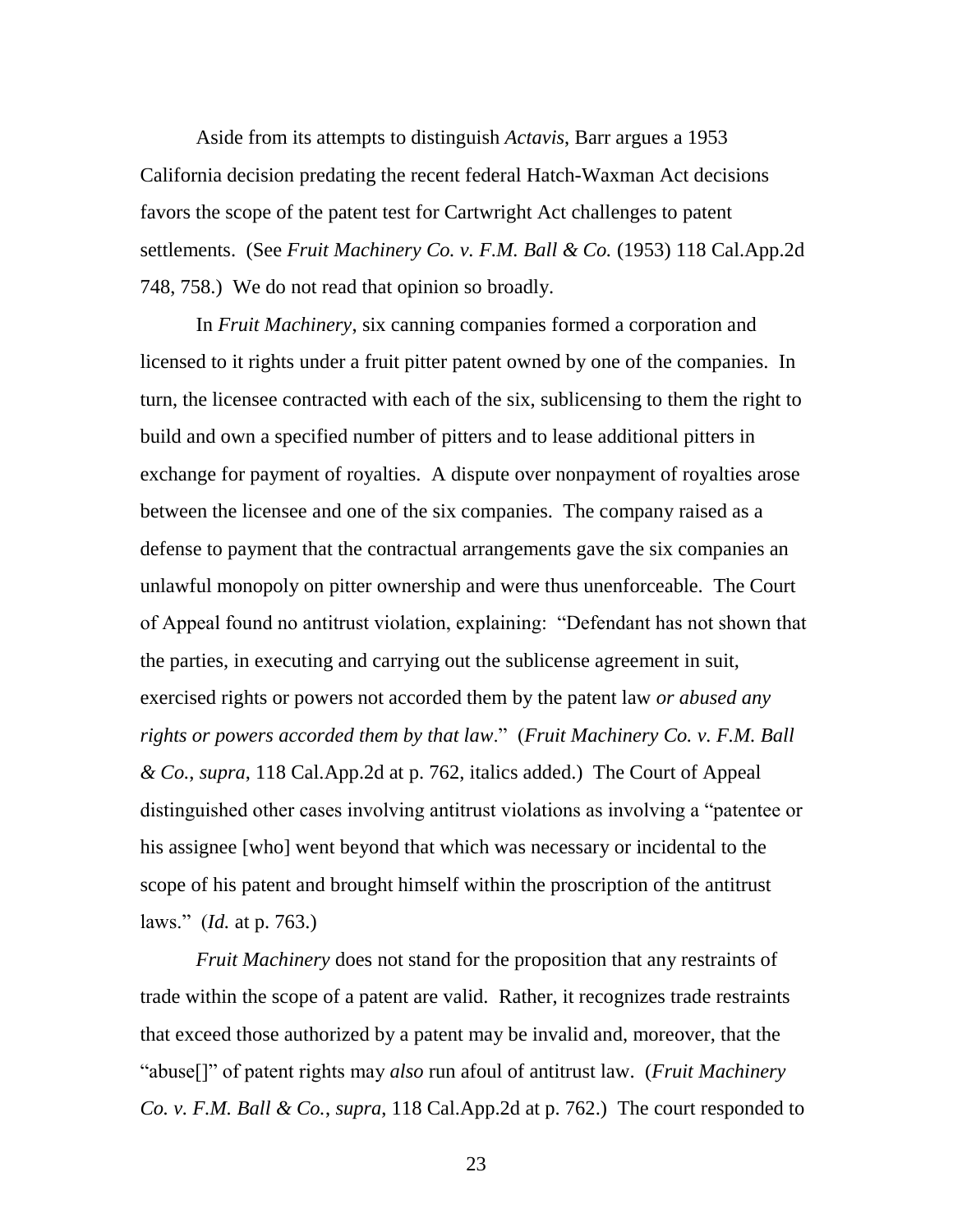Aside from its attempts to distinguish *Actavis*, Barr argues a 1953 California decision predating the recent federal Hatch-Waxman Act decisions favors the scope of the patent test for Cartwright Act challenges to patent settlements. (See *Fruit Machinery Co. v. F.M. Ball & Co.* (1953) 118 Cal.App.2d 748, 758.) We do not read that opinion so broadly.

In *Fruit Machinery*, six canning companies formed a corporation and licensed to it rights under a fruit pitter patent owned by one of the companies. In turn, the licensee contracted with each of the six, sublicensing to them the right to build and own a specified number of pitters and to lease additional pitters in exchange for payment of royalties. A dispute over nonpayment of royalties arose between the licensee and one of the six companies. The company raised as a defense to payment that the contractual arrangements gave the six companies an unlawful monopoly on pitter ownership and were thus unenforceable. The Court of Appeal found no antitrust violation, explaining: "Defendant has not shown that the parties, in executing and carrying out the sublicense agreement in suit, exercised rights or powers not accorded them by the patent law *or abused any rights or powers accorded them by that law*." (*Fruit Machinery Co. v. F.M. Ball & Co.*, *supra*, 118 Cal.App.2d at p. 762, italics added.) The Court of Appeal distinguished other cases involving antitrust violations as involving a "patentee or his assignee [who] went beyond that which was necessary or incidental to the scope of his patent and brought himself within the proscription of the antitrust laws." (*Id.* at p. 763.)

*Fruit Machinery* does not stand for the proposition that any restraints of trade within the scope of a patent are valid. Rather, it recognizes trade restraints that exceed those authorized by a patent may be invalid and, moreover, that the "abuse[]" of patent rights may *also* run afoul of antitrust law. (*Fruit Machinery Co. v. F.M. Ball & Co.*, *supra*, 118 Cal.App.2d at p. 762.) The court responded to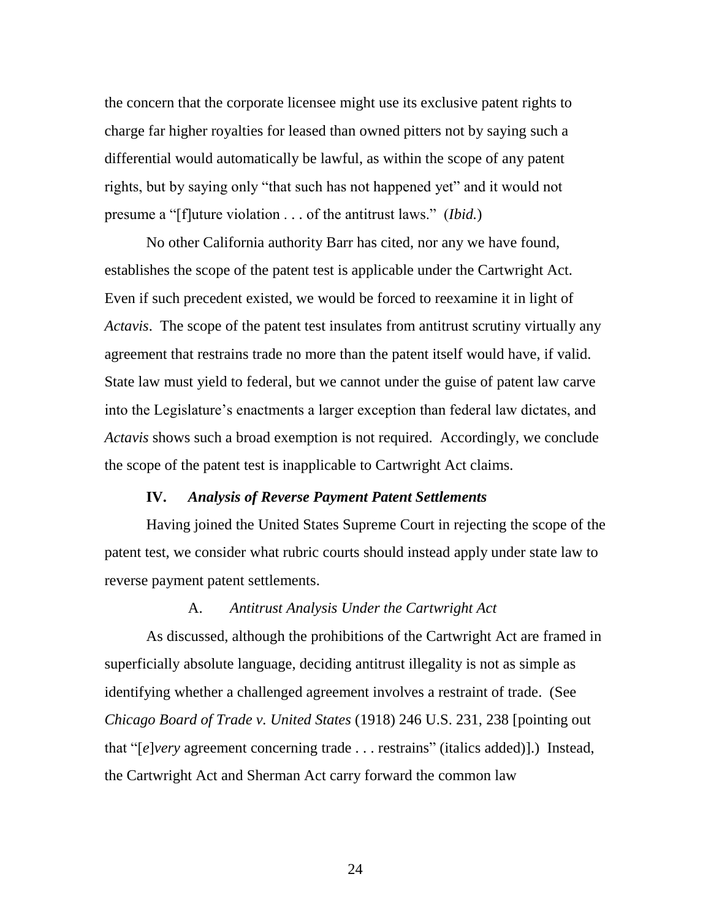the concern that the corporate licensee might use its exclusive patent rights to charge far higher royalties for leased than owned pitters not by saying such a differential would automatically be lawful, as within the scope of any patent rights, but by saying only "that such has not happened yet" and it would not presume a "[f]uture violation . . . of the antitrust laws." (*Ibid.*)

No other California authority Barr has cited, nor any we have found, establishes the scope of the patent test is applicable under the Cartwright Act. Even if such precedent existed, we would be forced to reexamine it in light of *Actavis*. The scope of the patent test insulates from antitrust scrutiny virtually any agreement that restrains trade no more than the patent itself would have, if valid. State law must yield to federal, but we cannot under the guise of patent law carve into the Legislature's enactments a larger exception than federal law dictates, and *Actavis* shows such a broad exemption is not required. Accordingly, we conclude the scope of the patent test is inapplicable to Cartwright Act claims.

## IV. *Analysis of Reverse Payment Patent Settlements*

Having joined the United States Supreme Court in rejecting the scope of the patent test, we consider what rubric courts should instead apply under state law to reverse payment patent settlements.

### A. *Antitrust Analysis Under the Cartwright Act*

As discussed, although the prohibitions of the Cartwright Act are framed in superficially absolute language, deciding antitrust illegality is not as simple as identifying whether a challenged agreement involves a restraint of trade. (See *Chicago Board of Trade v. United States* (1918) 246 U.S. 231, 238 [pointing out that "[*e*]*very* agreement concerning trade . . . restrains" (italics added)].) Instead, the Cartwright Act and Sherman Act carry forward the common law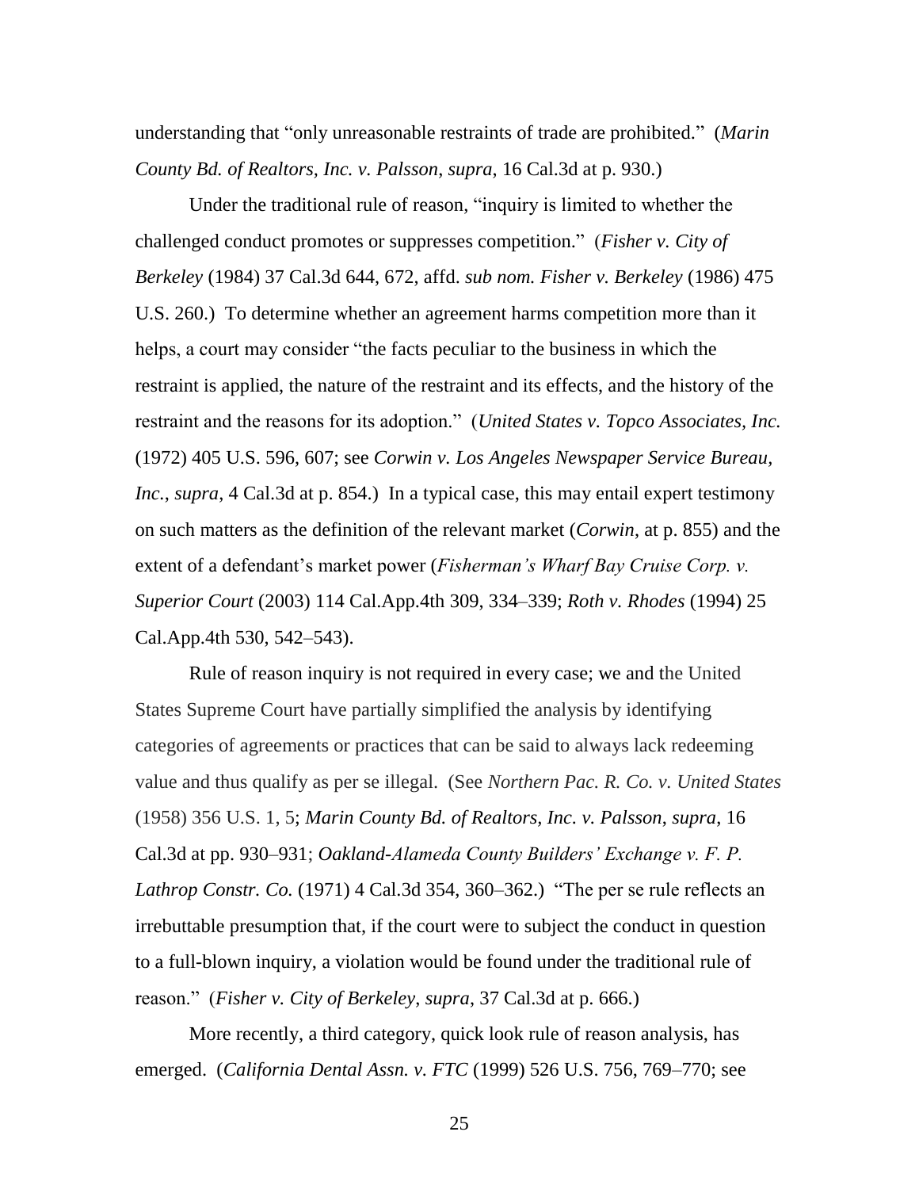understanding that "only unreasonable restraints of trade are prohibited." (*Marin County Bd. of Realtors, Inc. v. Palsson*, *supra*, 16 Cal.3d at p. 930.)

Under the traditional rule of reason, "inquiry is limited to whether the challenged conduct promotes or suppresses competition." (*Fisher v. City of Berkeley* (1984) 37 Cal.3d 644, 672, affd. *sub nom. Fisher v. Berkeley* (1986) 475 U.S. 260.) To determine whether an agreement harms competition more than it helps, a court may consider "the facts peculiar to the business in which the restraint is applied, the nature of the restraint and its effects, and the history of the restraint and the reasons for its adoption." (*United States v. Topco Associates, Inc.* (1972) 405 U.S. 596, 607; see *Corwin v. Los Angeles Newspaper Service Bureau, Inc.*, *supra*, 4 Cal.3d at p. 854.) In a typical case, this may entail expert testimony on such matters as the definition of the relevant market (*Corwin*, at p. 855) and the extent of a defendant's market power (*Fisherman's Wharf Bay Cruise Corp. v. Superior Court* (2003) 114 Cal.App.4th 309, 334–339; *Roth v. Rhodes* (1994) 25 Cal.App.4th 530, 542–543).

Rule of reason inquiry is not required in every case; we and the United States Supreme Court have partially simplified the analysis by identifying categories of agreements or practices that can be said to always lack redeeming value and thus qualify as per se illegal. (See *Northern Pac. R. Co. v. United States* (1958) 356 U.S. 1, 5; *Marin County Bd. of Realtors, Inc. v. Palsson*, *supra*, 16 Cal.3d at pp. 930–931; *Oakland-Alameda County Builders' Exchange v. F. P. Lathrop Constr. Co.* (1971) 4 Cal.3d 354, 360–362.) "The per se rule reflects an irrebuttable presumption that, if the court were to subject the conduct in question to a full-blown inquiry, a violation would be found under the traditional rule of reason." (*Fisher v. City of Berkeley*, *supra*, 37 Cal.3d at p. 666.)

More recently, a third category, quick look rule of reason analysis, has emerged. (*California Dental Assn. v. FTC* (1999) 526 U.S. 756, 769–770; see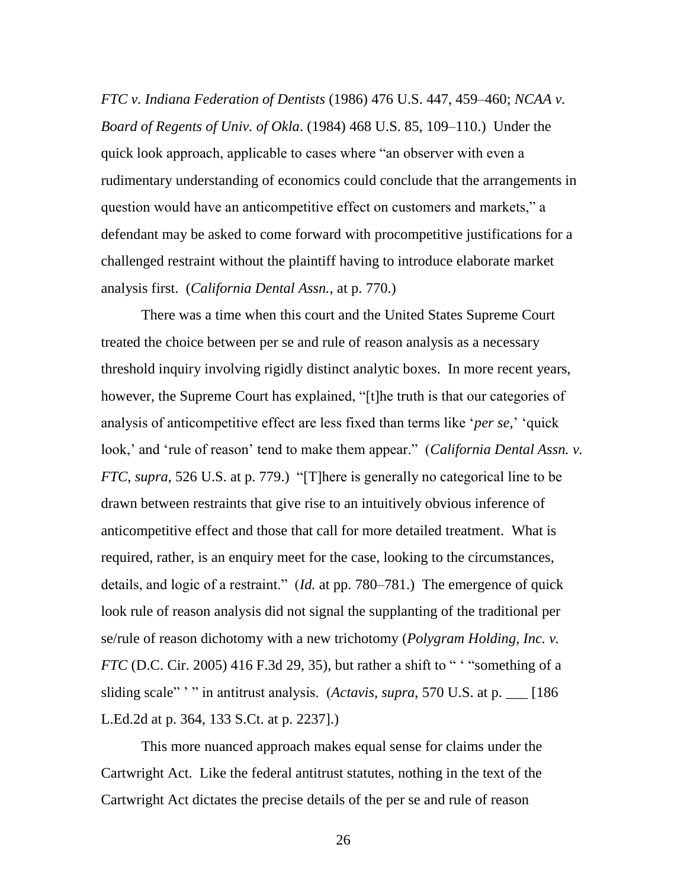*FTC v. Indiana Federation of Dentists* (1986) 476 U.S. 447, 459–460; *NCAA v. Board of Regents of Univ. of Okla*. (1984) 468 U.S. 85, 109–110.) Under the quick look approach, applicable to cases where "an observer with even a rudimentary understanding of economics could conclude that the arrangements in question would have an anticompetitive effect on customers and markets," a defendant may be asked to come forward with procompetitive justifications for a challenged restraint without the plaintiff having to introduce elaborate market analysis first. (*California Dental Assn.*, at p. 770.)

There was a time when this court and the United States Supreme Court treated the choice between per se and rule of reason analysis as a necessary threshold inquiry involving rigidly distinct analytic boxes. In more recent years, however, the Supreme Court has explained, "[t]he truth is that our categories of analysis of anticompetitive effect are less fixed than terms like '*per se,*' 'quick look,' and 'rule of reason' tend to make them appear." (*California Dental Assn. v. FTC*, *supra*, 526 U.S. at p. 779.) "[T]here is generally no categorical line to be drawn between restraints that give rise to an intuitively obvious inference of anticompetitive effect and those that call for more detailed treatment. What is required, rather, is an enquiry meet for the case, looking to the circumstances, details, and logic of a restraint." (*Id.* at pp. 780–781.) The emergence of quick look rule of reason analysis did not signal the supplanting of the traditional per se/rule of reason dichotomy with a new trichotomy (*Polygram Holding, Inc. v. FTC* (D.C. Cir. 2005) 416 F.3d 29, 35), but rather a shift to " ' "something of a sliding scale" ' " in antitrust analysis. (*Actavis*, *supra*, 570 U.S. at p. ___ [186 L.Ed.2d at p. 364, 133 S.Ct. at p. 2237].)

This more nuanced approach makes equal sense for claims under the Cartwright Act. Like the federal antitrust statutes, nothing in the text of the Cartwright Act dictates the precise details of the per se and rule of reason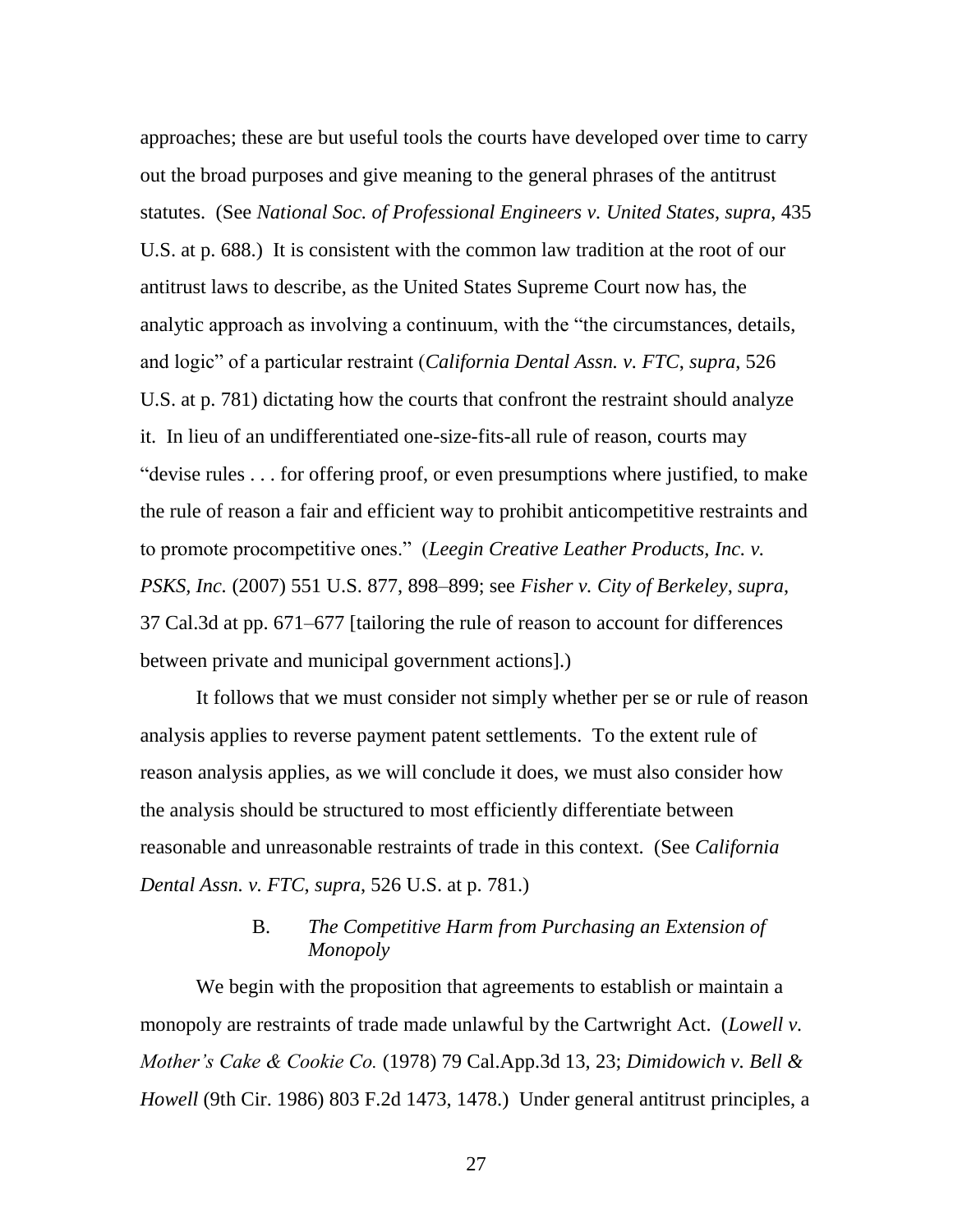approaches; these are but useful tools the courts have developed over time to carry out the broad purposes and give meaning to the general phrases of the antitrust statutes. (See *National Soc. of Professional Engineers v. United States*, *supra*, 435 U.S. at p. 688.) It is consistent with the common law tradition at the root of our antitrust laws to describe, as the United States Supreme Court now has, the analytic approach as involving a continuum, with the "the circumstances, details, and logic" of a particular restraint (*California Dental Assn. v. FTC*, *supra*, 526 U.S. at p. 781) dictating how the courts that confront the restraint should analyze it. In lieu of an undifferentiated one-size-fits-all rule of reason, courts may "devise rules . . . for offering proof, or even presumptions where justified, to make the rule of reason a fair and efficient way to prohibit anticompetitive restraints and to promote procompetitive ones." (*Leegin Creative Leather Products, Inc. v. PSKS, Inc.* (2007) 551 U.S. 877, 898–899; see *Fisher v. City of Berkeley*, *supra*, 37 Cal.3d at pp. 671–677 [tailoring the rule of reason to account for differences between private and municipal government actions].)

It follows that we must consider not simply whether per se or rule of reason analysis applies to reverse payment patent settlements. To the extent rule of reason analysis applies, as we will conclude it does, we must also consider how the analysis should be structured to most efficiently differentiate between reasonable and unreasonable restraints of trade in this context. (See *California Dental Assn. v. FTC*, *supra*, 526 U.S. at p. 781.)

### B. *The Competitive Harm from Purchasing an Extension of Monopoly*

We begin with the proposition that agreements to establish or maintain a monopoly are restraints of trade made unlawful by the Cartwright Act. (*Lowell v. Mother's Cake & Cookie Co.* (1978) 79 Cal.App.3d 13, 23; *Dimidowich v. Bell & Howell* (9th Cir. 1986) 803 F.2d 1473, 1478.) Under general antitrust principles, a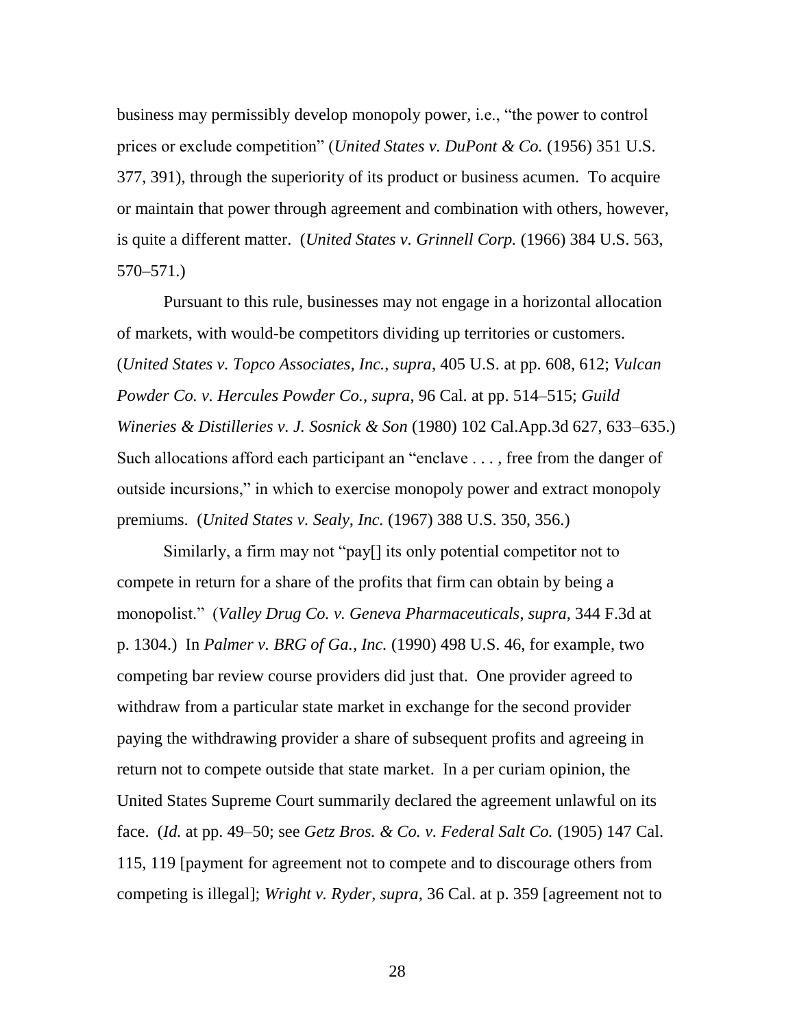business may permissibly develop monopoly power, i.e., "the power to control prices or exclude competition" (*United States v. DuPont & Co.* (1956) 351 U.S. 377, 391), through the superiority of its product or business acumen. To acquire or maintain that power through agreement and combination with others, however, is quite a different matter. (*United States v. Grinnell Corp.* (1966) 384 U.S. 563, 570–571.)

Pursuant to this rule, businesses may not engage in a horizontal allocation of markets, with would-be competitors dividing up territories or customers. (*United States v. Topco Associates, Inc.*, *supra*, 405 U.S. at pp. 608, 612; *Vulcan Powder Co. v. Hercules Powder Co.*, *supra*, 96 Cal. at pp. 514–515; *Guild Wineries & Distilleries v. J. Sosnick & Son* (1980) 102 Cal.App.3d 627, 633–635.) Such allocations afford each participant an "enclave . . . , free from the danger of outside incursions," in which to exercise monopoly power and extract monopoly premiums. (*United States v. Sealy, Inc.* (1967) 388 U.S. 350, 356.)

Similarly, a firm may not "pay[] its only potential competitor not to compete in return for a share of the profits that firm can obtain by being a monopolist." (*Valley Drug Co. v. Geneva Pharmaceuticals*, *supra*, 344 F.3d at p. 1304.) In *Palmer v. BRG of Ga., Inc.* (1990) 498 U.S. 46, for example, two competing bar review course providers did just that. One provider agreed to withdraw from a particular state market in exchange for the second provider paying the withdrawing provider a share of subsequent profits and agreeing in return not to compete outside that state market. In a per curiam opinion, the United States Supreme Court summarily declared the agreement unlawful on its face. (*Id.* at pp. 49–50; see *Getz Bros. & Co. v. Federal Salt Co.* (1905) 147 Cal. 115, 119 [payment for agreement not to compete and to discourage others from competing is illegal]; *Wright v. Ryder*, *supra*, 36 Cal. at p. 359 [agreement not to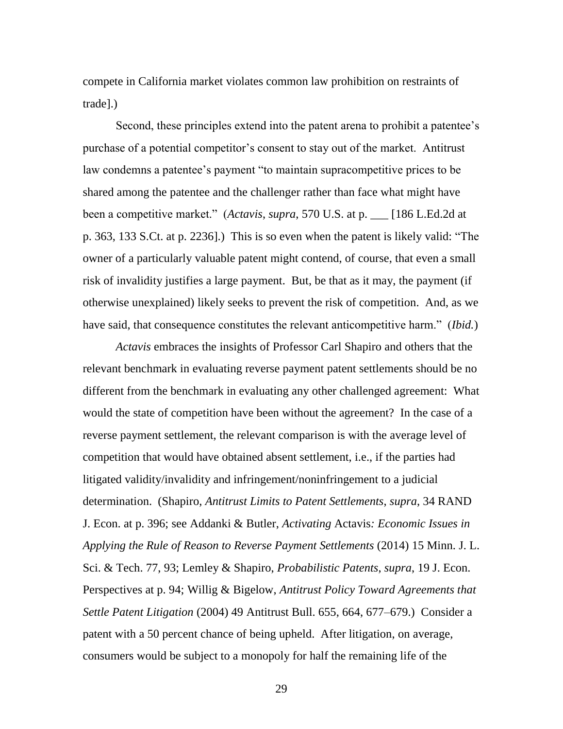compete in California market violates common law prohibition on restraints of trade].)

Second, these principles extend into the patent arena to prohibit a patentee's purchase of a potential competitor's consent to stay out of the market. Antitrust law condemns a patentee's payment "to maintain supracompetitive prices to be shared among the patentee and the challenger rather than face what might have been a competitive market." (*Actavis*, *supra*, 570 U.S. at p. ___ [186 L.Ed.2d at p. 363, 133 S.Ct. at p. 2236].) This is so even when the patent is likely valid: "The owner of a particularly valuable patent might contend, of course, that even a small risk of invalidity justifies a large payment. But, be that as it may, the payment (if otherwise unexplained) likely seeks to prevent the risk of competition. And, as we have said, that consequence constitutes the relevant anticompetitive harm." (*Ibid.*)

*Actavis* embraces the insights of Professor Carl Shapiro and others that the relevant benchmark in evaluating reverse payment patent settlements should be no different from the benchmark in evaluating any other challenged agreement: What would the state of competition have been without the agreement? In the case of a reverse payment settlement, the relevant comparison is with the average level of competition that would have obtained absent settlement, i.e., if the parties had litigated validity/invalidity and infringement/noninfringement to a judicial determination. (Shapiro, *Antitrust Limits to Patent Settlements*, *supra*, 34 RAND J. Econ. at p. 396; see Addanki & Butler, *Activating* Actavis*: Economic Issues in Applying the Rule of Reason to Reverse Payment Settlements* (2014) 15 Minn. J. L. Sci. & Tech. 77, 93; Lemley & Shapiro, *Probabilistic Patents*, *supra*, 19 J. Econ. Perspectives at p. 94; Willig & Bigelow, *Antitrust Policy Toward Agreements that Settle Patent Litigation* (2004) 49 Antitrust Bull. 655, 664, 677–679.) Consider a patent with a 50 percent chance of being upheld. After litigation, on average, consumers would be subject to a monopoly for half the remaining life of the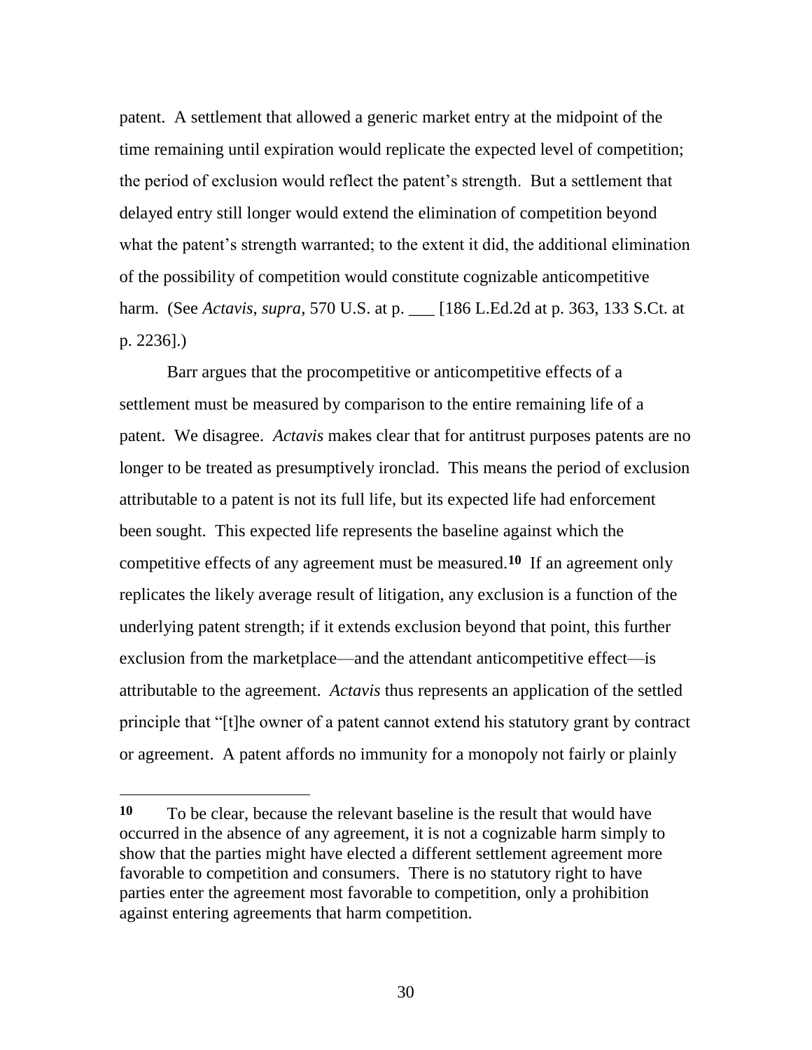patent. A settlement that allowed a generic market entry at the midpoint of the time remaining until expiration would replicate the expected level of competition; the period of exclusion would reflect the patent's strength. But a settlement that delayed entry still longer would extend the elimination of competition beyond what the patent's strength warranted; to the extent it did, the additional elimination of the possibility of competition would constitute cognizable anticompetitive harm. (See *Actavis*, *supra*, 570 U.S. at p. ___ [186 L.Ed.2d at p. 363, 133 S.Ct. at p. 2236].)

Barr argues that the procompetitive or anticompetitive effects of a settlement must be measured by comparison to the entire remaining life of a patent. We disagree. *Actavis* makes clear that for antitrust purposes patents are no longer to be treated as presumptively ironclad. This means the period of exclusion attributable to a patent is not its full life, but its expected life had enforcement been sought. This expected life represents the baseline against which the competitive effects of any agreement must be measured.[10] If an agreement only replicates the likely average result of litigation, any exclusion is a function of the underlying patent strength; if it extends exclusion beyond that point, this further exclusion from the marketplace—and the attendant anticompetitive effect—is attributable to the agreement. *Actavis* thus represents an application of the settled principle that "[t]he owner of a patent cannot extend his statutory grant by contract or agreement. A patent affords no immunity for a monopoly not fairly or plainly

---

**10** To be clear, because the relevant baseline is the result that would have occurred in the absence of any agreement, it is not a cognizable harm simply to show that the parties might have elected a different settlement agreement more favorable to competition and consumers. There is no statutory right to have parties enter the agreement most favorable to competition, only a prohibition against entering agreements that harm competition.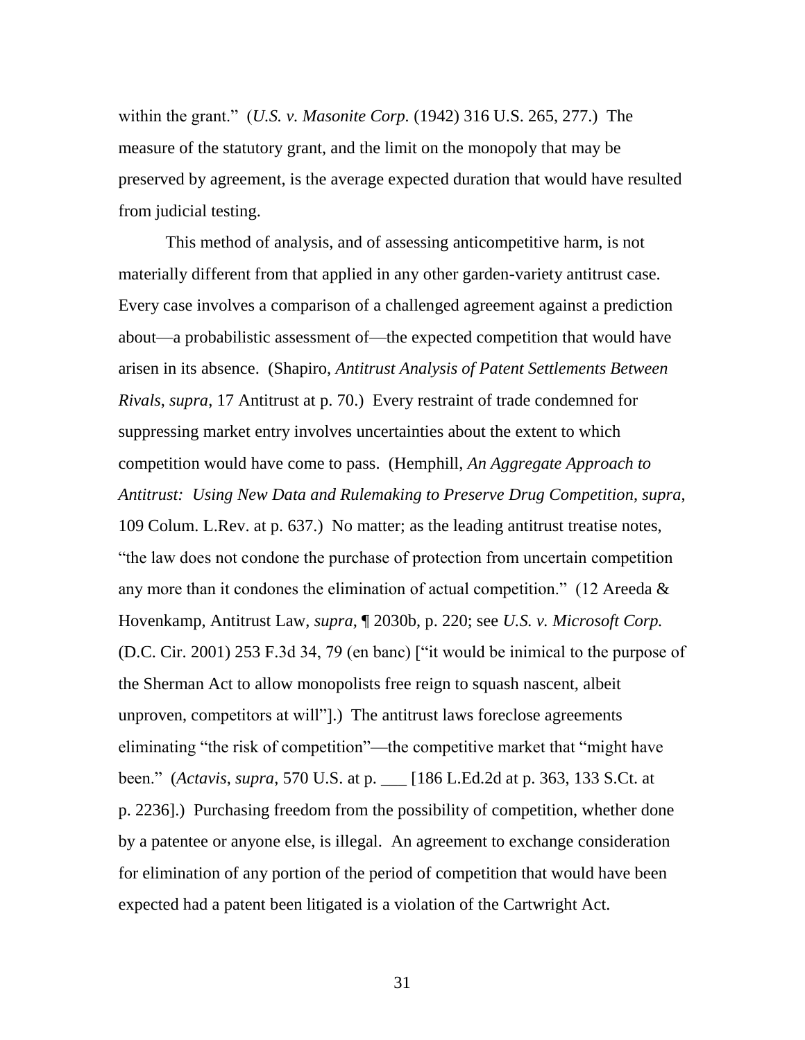within the grant." (*U.S. v. Masonite Corp.* (1942) 316 U.S. 265, 277.) The measure of the statutory grant, and the limit on the monopoly that may be preserved by agreement, is the average expected duration that would have resulted from judicial testing.

This method of analysis, and of assessing anticompetitive harm, is not materially different from that applied in any other garden-variety antitrust case. Every case involves a comparison of a challenged agreement against a prediction about—a probabilistic assessment of—the expected competition that would have arisen in its absence. (Shapiro, *Antitrust Analysis of Patent Settlements Between Rivals*, *supra*, 17 Antitrust at p. 70.) Every restraint of trade condemned for suppressing market entry involves uncertainties about the extent to which competition would have come to pass. (Hemphill, *An Aggregate Approach to Antitrust: Using New Data and Rulemaking to Preserve Drug Competition*, *supra*, 109 Colum. L.Rev. at p. 637.) No matter; as the leading antitrust treatise notes, "the law does not condone the purchase of protection from uncertain competition any more than it condones the elimination of actual competition." (12 Areeda & Hovenkamp, Antitrust Law, *supra*, ¶ 2030b, p. 220; see *U.S. v. Microsoft Corp.* (D.C. Cir. 2001) 253 F.3d 34, 79 (en banc) ["it would be inimical to the purpose of the Sherman Act to allow monopolists free reign to squash nascent, albeit unproven, competitors at will"].) The antitrust laws foreclose agreements eliminating "the risk of competition"—the competitive market that "might have been." (*Actavis*, *supra*, 570 U.S. at p. ___ [186 L.Ed.2d at p. 363, 133 S.Ct. at p. 2236].) Purchasing freedom from the possibility of competition, whether done by a patentee or anyone else, is illegal. An agreement to exchange consideration for elimination of any portion of the period of competition that would have been expected had a patent been litigated is a violation of the Cartwright Act.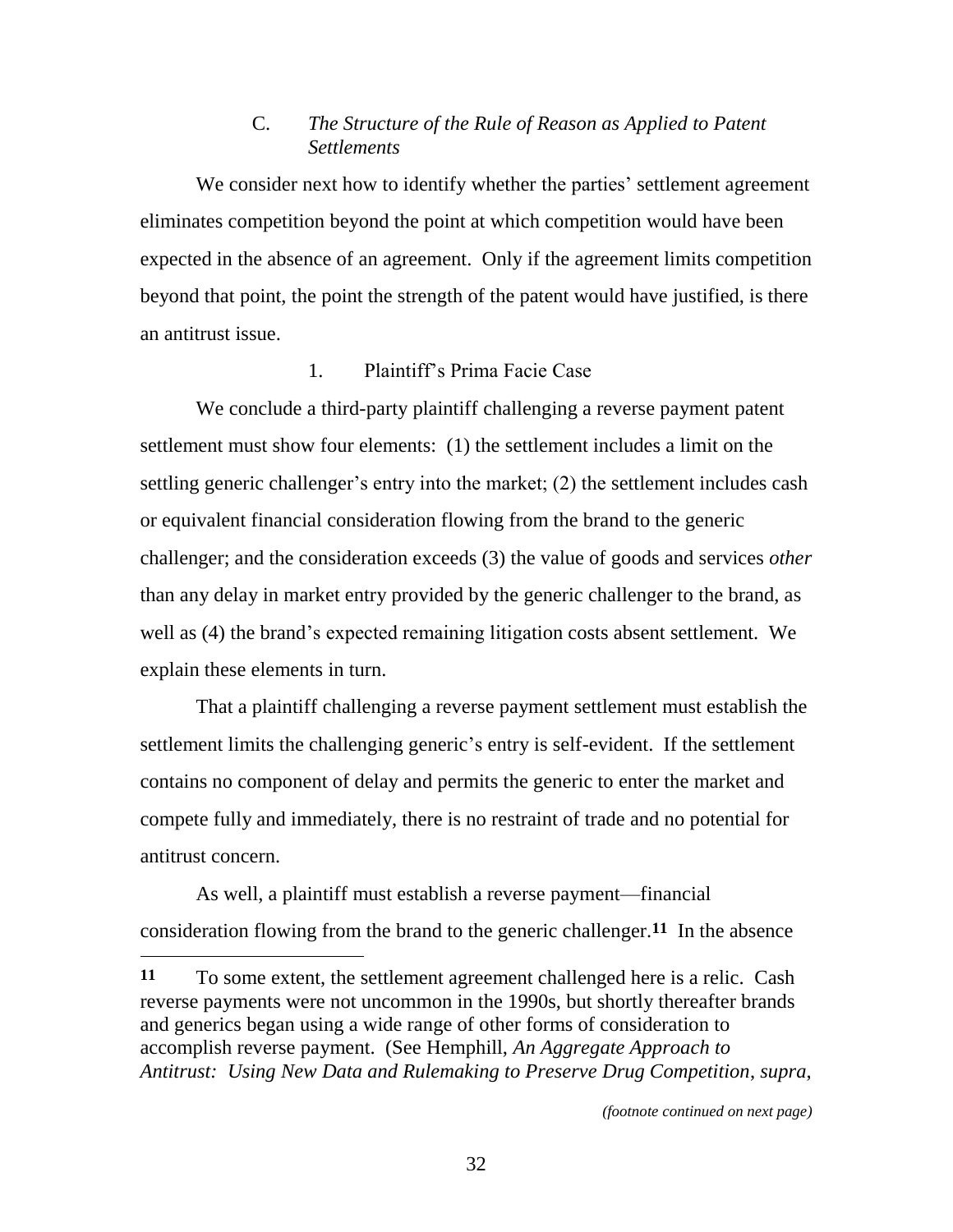### C. *The Structure of the Rule of Reason as Applied to Patent Settlements*

We consider next how to identify whether the parties' settlement agreement eliminates competition beyond the point at which competition would have been expected in the absence of an agreement. Only if the agreement limits competition beyond that point, the point the strength of the patent would have justified, is there an antitrust issue.

#### 1. Plaintiff's Prima Facie Case

We conclude a third-party plaintiff challenging a reverse payment patent settlement must show four elements: (1) the settlement includes a limit on the settling generic challenger's entry into the market; (2) the settlement includes cash or equivalent financial consideration flowing from the brand to the generic challenger; and the consideration exceeds (3) the value of goods and services *other* than any delay in market entry provided by the generic challenger to the brand, as well as (4) the brand's expected remaining litigation costs absent settlement. We explain these elements in turn.

That a plaintiff challenging a reverse payment settlement must establish the settlement limits the challenging generic's entry is self-evident. If the settlement contains no component of delay and permits the generic to enter the market and compete fully and immediately, there is no restraint of trade and no potential for antitrust concern.

As well, a plaintiff must establish a reverse payment—financial consideration flowing from the brand to the generic challenger.[11] In the absence

---

[11] To some extent, the settlement agreement challenged here is a relic. Cash reverse payments were not uncommon in the 1990s, but shortly thereafter brands and generics began using a wide range of other forms of consideration to accomplish reverse payment. (See Hemphill, *An Aggregate Approach to Antitrust: Using New Data and Rulemaking to Preserve Drug Competition*, *supra*,

*(footnote continued on next page)*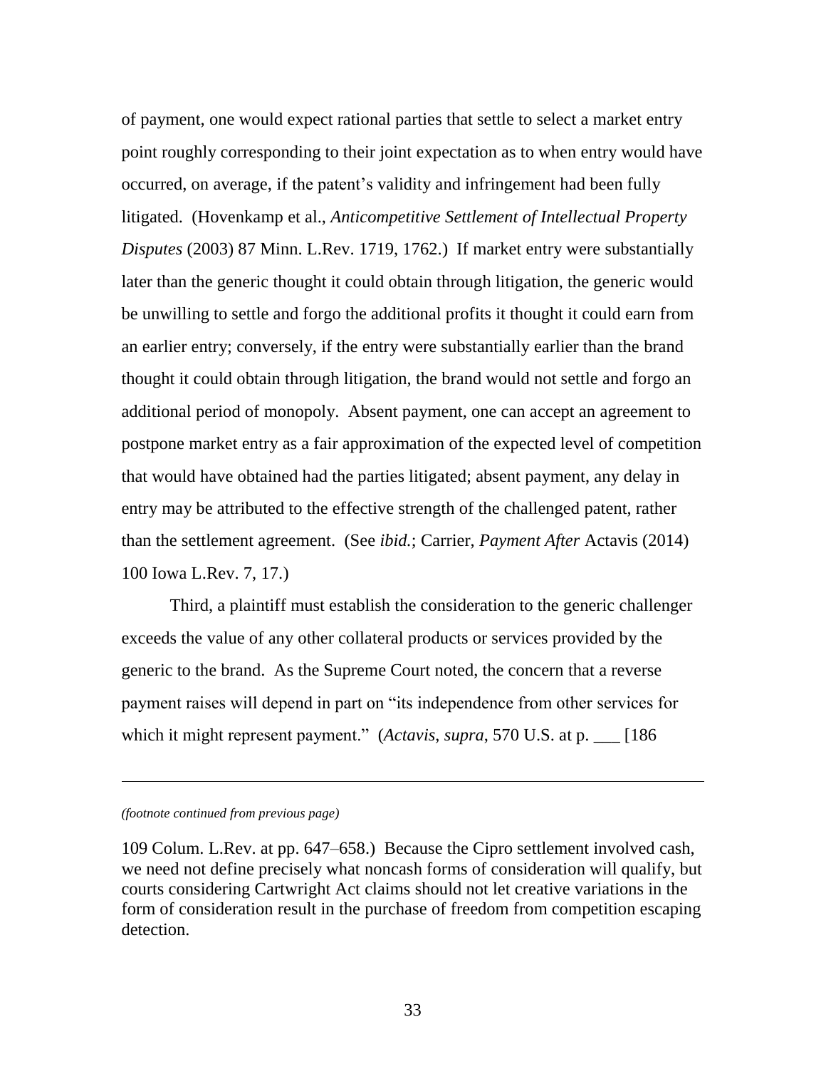of payment, one would expect rational parties that settle to select a market entry point roughly corresponding to their joint expectation as to when entry would have occurred, on average, if the patent's validity and infringement had been fully litigated. (Hovenkamp et al., *Anticompetitive Settlement of Intellectual Property Disputes* (2003) 87 Minn. L.Rev. 1719, 1762.) If market entry were substantially later than the generic thought it could obtain through litigation, the generic would be unwilling to settle and forgo the additional profits it thought it could earn from an earlier entry; conversely, if the entry were substantially earlier than the brand thought it could obtain through litigation, the brand would not settle and forgo an additional period of monopoly. Absent payment, one can accept an agreement to postpone market entry as a fair approximation of the expected level of competition that would have obtained had the parties litigated; absent payment, any delay in entry may be attributed to the effective strength of the challenged patent, rather than the settlement agreement. (See *ibid.*; Carrier, *Payment After* Actavis (2014) 100 Iowa L.Rev. 7, 17.)

Third, a plaintiff must establish the consideration to the generic challenger exceeds the value of any other collateral products or services provided by the generic to the brand. As the Supreme Court noted, the concern that a reverse payment raises will depend in part on "its independence from other services for which it might represent payment." (*Actavis*, *supra*, 570 U.S. at p. ___ [186

---

*(footnote continued from previous page)*

109 Colum. L.Rev. at pp. 647–658.) Because the Cipro settlement involved cash, we need not define precisely what noncash forms of consideration will qualify, but courts considering Cartwright Act claims should not let creative variations in the form of consideration result in the purchase of freedom from competition escaping detection.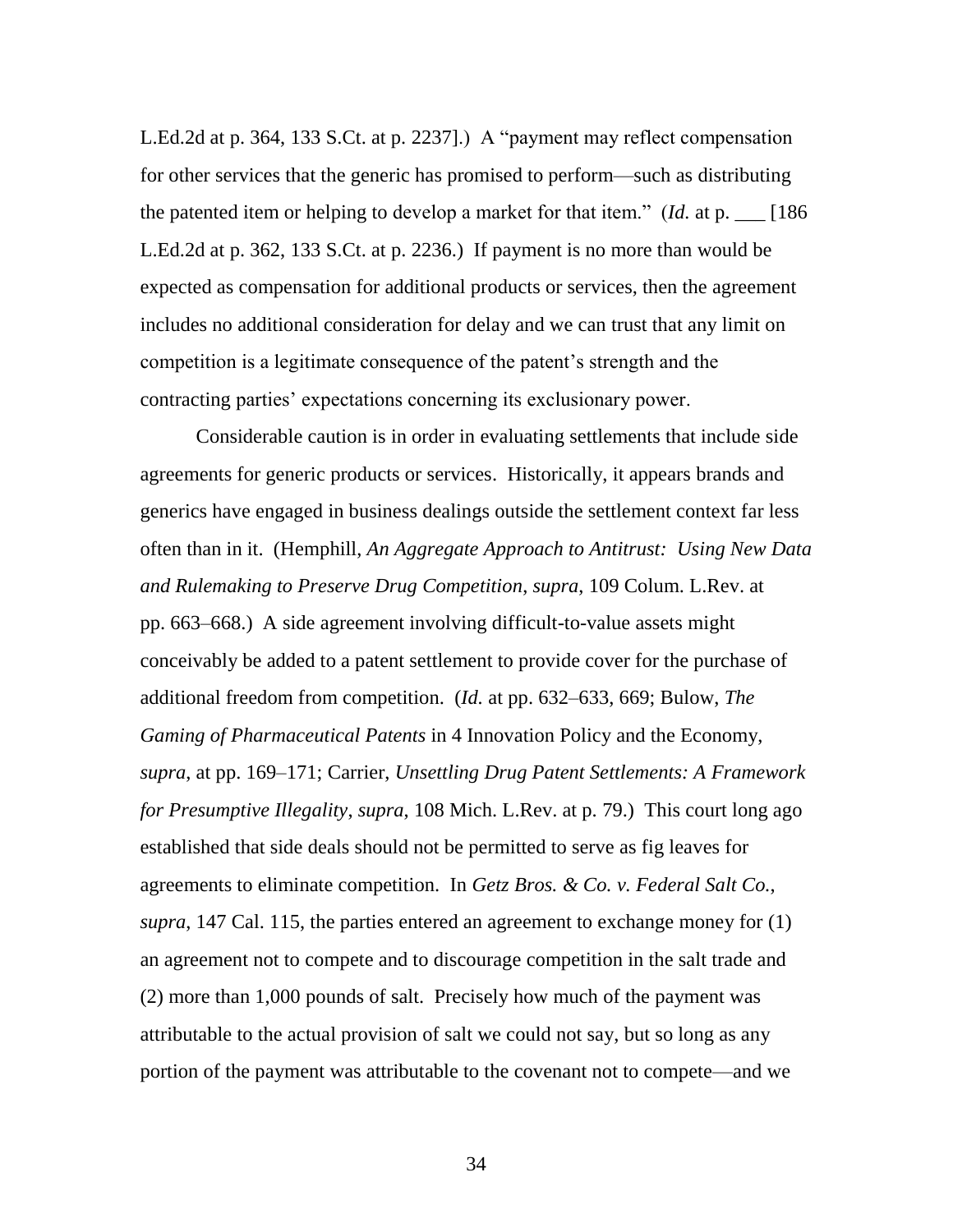L.Ed.2d at p. 364, 133 S.Ct. at p. 2237].) A "payment may reflect compensation for other services that the generic has promised to perform—such as distributing the patented item or helping to develop a market for that item." (*Id.* at p. ___ [186 L.Ed.2d at p. 362, 133 S.Ct. at p. 2236.) If payment is no more than would be expected as compensation for additional products or services, then the agreement includes no additional consideration for delay and we can trust that any limit on competition is a legitimate consequence of the patent's strength and the contracting parties' expectations concerning its exclusionary power.

Considerable caution is in order in evaluating settlements that include side agreements for generic products or services. Historically, it appears brands and generics have engaged in business dealings outside the settlement context far less often than in it. (Hemphill, *An Aggregate Approach to Antitrust: Using New Data and Rulemaking to Preserve Drug Competition*, *supra*, 109 Colum. L.Rev. at pp. 663–668.) A side agreement involving difficult-to-value assets might conceivably be added to a patent settlement to provide cover for the purchase of additional freedom from competition. (*Id.* at pp. 632–633, 669; Bulow, *The Gaming of Pharmaceutical Patents* in 4 Innovation Policy and the Economy, *supra*, at pp. 169–171; Carrier, *Unsettling Drug Patent Settlements: A Framework for Presumptive Illegality*, *supra*, 108 Mich. L.Rev. at p. 79.) This court long ago established that side deals should not be permitted to serve as fig leaves for agreements to eliminate competition. In *Getz Bros. & Co. v. Federal Salt Co.*, *supra*, 147 Cal. 115, the parties entered an agreement to exchange money for (1) an agreement not to compete and to discourage competition in the salt trade and (2) more than 1,000 pounds of salt. Precisely how much of the payment was attributable to the actual provision of salt we could not say, but so long as any portion of the payment was attributable to the covenant not to compete—and we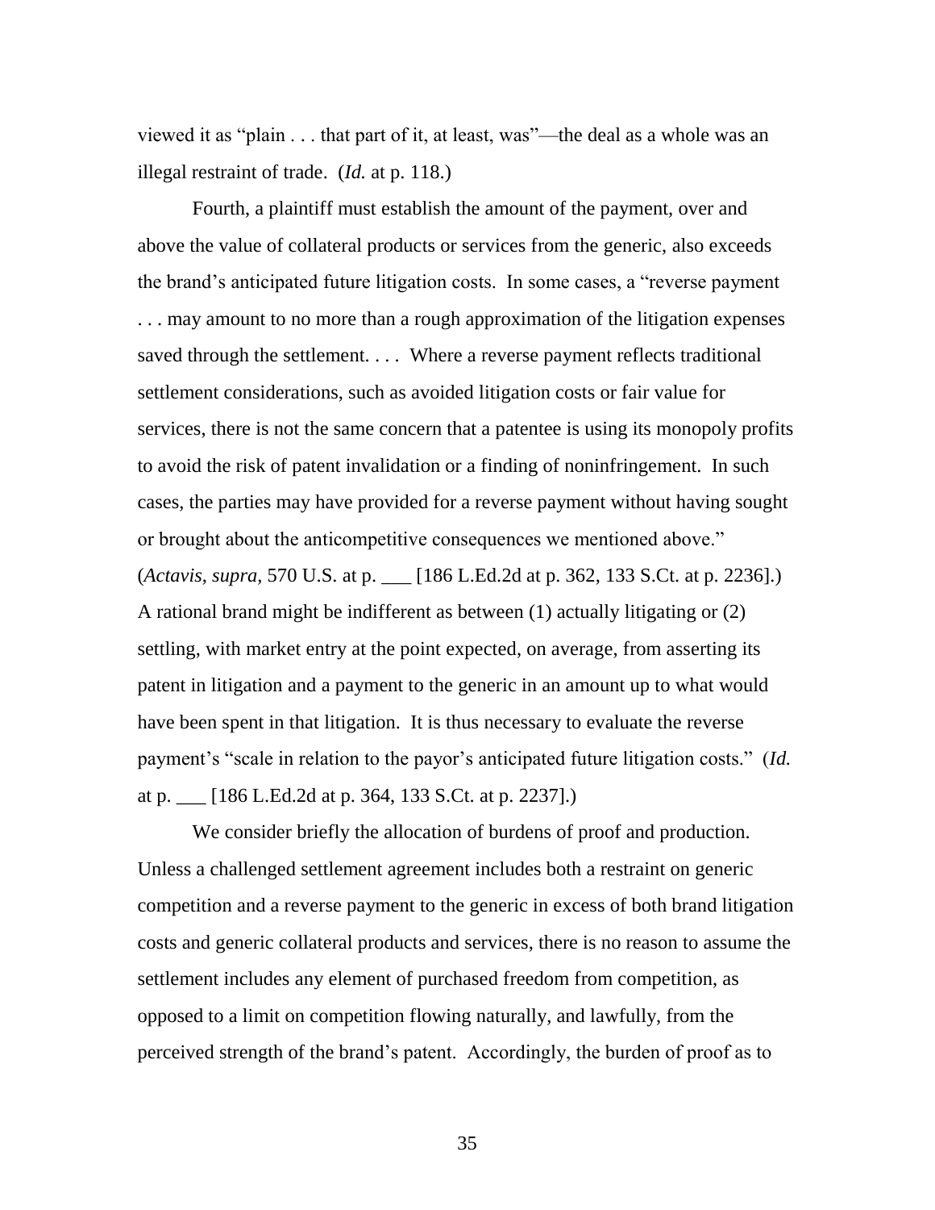viewed it as "plain . . . that part of it, at least, was"—the deal as a whole was an illegal restraint of trade. (*Id.* at p. 118.)

Fourth, a plaintiff must establish the amount of the payment, over and above the value of collateral products or services from the generic, also exceeds the brand's anticipated future litigation costs. In some cases, a "reverse payment . . . may amount to no more than a rough approximation of the litigation expenses saved through the settlement. . . . Where a reverse payment reflects traditional settlement considerations, such as avoided litigation costs or fair value for services, there is not the same concern that a patentee is using its monopoly profits to avoid the risk of patent invalidation or a finding of noninfringement. In such cases, the parties may have provided for a reverse payment without having sought or brought about the anticompetitive consequences we mentioned above." (*Actavis*, *supra*, 570 U.S. at p. ___ [186 L.Ed.2d at p. 362, 133 S.Ct. at p. 2236].) A rational brand might be indifferent as between (1) actually litigating or (2) settling, with market entry at the point expected, on average, from asserting its patent in litigation and a payment to the generic in an amount up to what would have been spent in that litigation. It is thus necessary to evaluate the reverse payment's "scale in relation to the payor's anticipated future litigation costs." (*Id.* at p. ___ [186 L.Ed.2d at p. 364, 133 S.Ct. at p. 2237].)

We consider briefly the allocation of burdens of proof and production. Unless a challenged settlement agreement includes both a restraint on generic competition and a reverse payment to the generic in excess of both brand litigation costs and generic collateral products and services, there is no reason to assume the settlement includes any element of purchased freedom from competition, as opposed to a limit on competition flowing naturally, and lawfully, from the perceived strength of the brand's patent. Accordingly, the burden of proof as to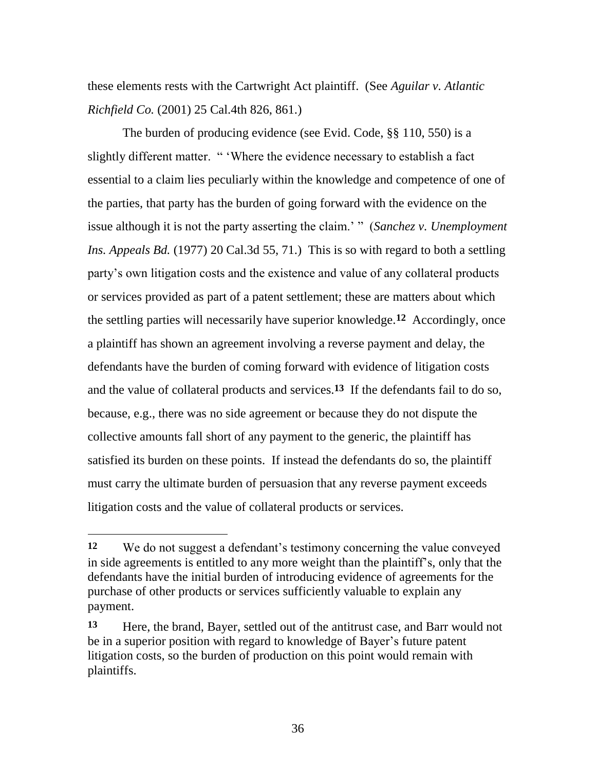these elements rests with the Cartwright Act plaintiff. (See *Aguilar v. Atlantic Richfield Co.* (2001) 25 Cal.4th 826, 861.)

The burden of producing evidence (see Evid. Code, §§ 110, 550) is a slightly different matter. " 'Where the evidence necessary to establish a fact essential to a claim lies peculiarly within the knowledge and competence of one of the parties, that party has the burden of going forward with the evidence on the issue although it is not the party asserting the claim.' " (*Sanchez v. Unemployment Ins. Appeals Bd.* (1977) 20 Cal.3d 55, 71.) This is so with regard to both a settling party's own litigation costs and the existence and value of any collateral products or services provided as part of a patent settlement; these are matters about which the settling parties will necessarily have superior knowledge.[12] Accordingly, once a plaintiff has shown an agreement involving a reverse payment and delay, the defendants have the burden of coming forward with evidence of litigation costs and the value of collateral products and services.[13] If the defendants fail to do so, because, e.g., there was no side agreement or because they do not dispute the collective amounts fall short of any payment to the generic, the plaintiff has satisfied its burden on these points. If instead the defendants do so, the plaintiff must carry the ultimate burden of persuasion that any reverse payment exceeds litigation costs and the value of collateral products or services.

---

**12** We do not suggest a defendant's testimony concerning the value conveyed in side agreements is entitled to any more weight than the plaintiff's, only that the defendants have the initial burden of introducing evidence of agreements for the purchase of other products or services sufficiently valuable to explain any payment.

**13** Here, the brand, Bayer, settled out of the antitrust case, and Barr would not be in a superior position with regard to knowledge of Bayer's future patent litigation costs, so the burden of production on this point would remain with plaintiffs.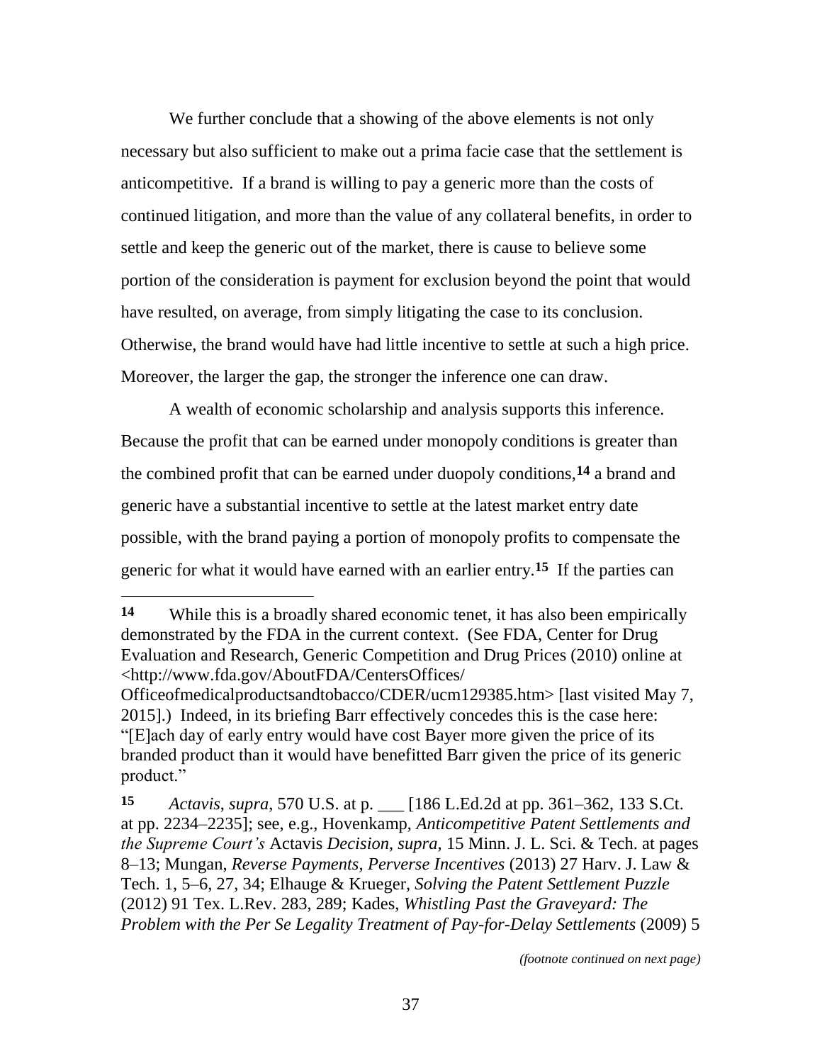We further conclude that a showing of the above elements is not only necessary but also sufficient to make out a prima facie case that the settlement is anticompetitive. If a brand is willing to pay a generic more than the costs of continued litigation, and more than the value of any collateral benefits, in order to settle and keep the generic out of the market, there is cause to believe some portion of the consideration is payment for exclusion beyond the point that would have resulted, on average, from simply litigating the case to its conclusion. Otherwise, the brand would have had little incentive to settle at such a high price. Moreover, the larger the gap, the stronger the inference one can draw.

A wealth of economic scholarship and analysis supports this inference. Because the profit that can be earned under monopoly conditions is greater than the combined profit that can be earned under duopoly conditions,[14] a brand and generic have a substantial incentive to settle at the latest market entry date possible, with the brand paying a portion of monopoly profits to compensate the generic for what it would have earned with an earlier entry.[15] If the parties can

---

**14** While this is a broadly shared economic tenet, it has also been empirically demonstrated by the FDA in the current context. (See FDA, Center for Drug Evaluation and Research, Generic Competition and Drug Prices (2010) online at <http://www.fda.gov/AboutFDA/CentersOffices/Officeofmedicalproductsandtobacco/CDER/ucm129385.htm> [last visited May 7, 2015].) Indeed, in its briefing Barr effectively concedes this is the case here: "[E]ach day of early entry would have cost Bayer more given the price of its branded product than it would have benefitted Barr given the price of its generic product."

**15** *Actavis*, *supra*, 570 U.S. at p. ___ [186 L.Ed.2d at pp. 361–362, 133 S.Ct. at pp. 2234–2235]; see, e.g., Hovenkamp, *Anticompetitive Patent Settlements and the Supreme Court's* Actavis *Decision*, *supra*, 15 Minn. J. L. Sci. & Tech. at pages 8–13; Mungan, *Reverse Payments, Perverse Incentives* (2013) 27 Harv. J. Law & Tech. 1, 5–6, 27, 34; Elhauge & Krueger, *Solving the Patent Settlement Puzzle* (2012) 91 Tex. L.Rev. 283, 289; Kades, *Whistling Past the Graveyard: The Problem with the Per Se Legality Treatment of Pay-for-Delay Settlements* (2009) 5

*(footnote continued on next page)*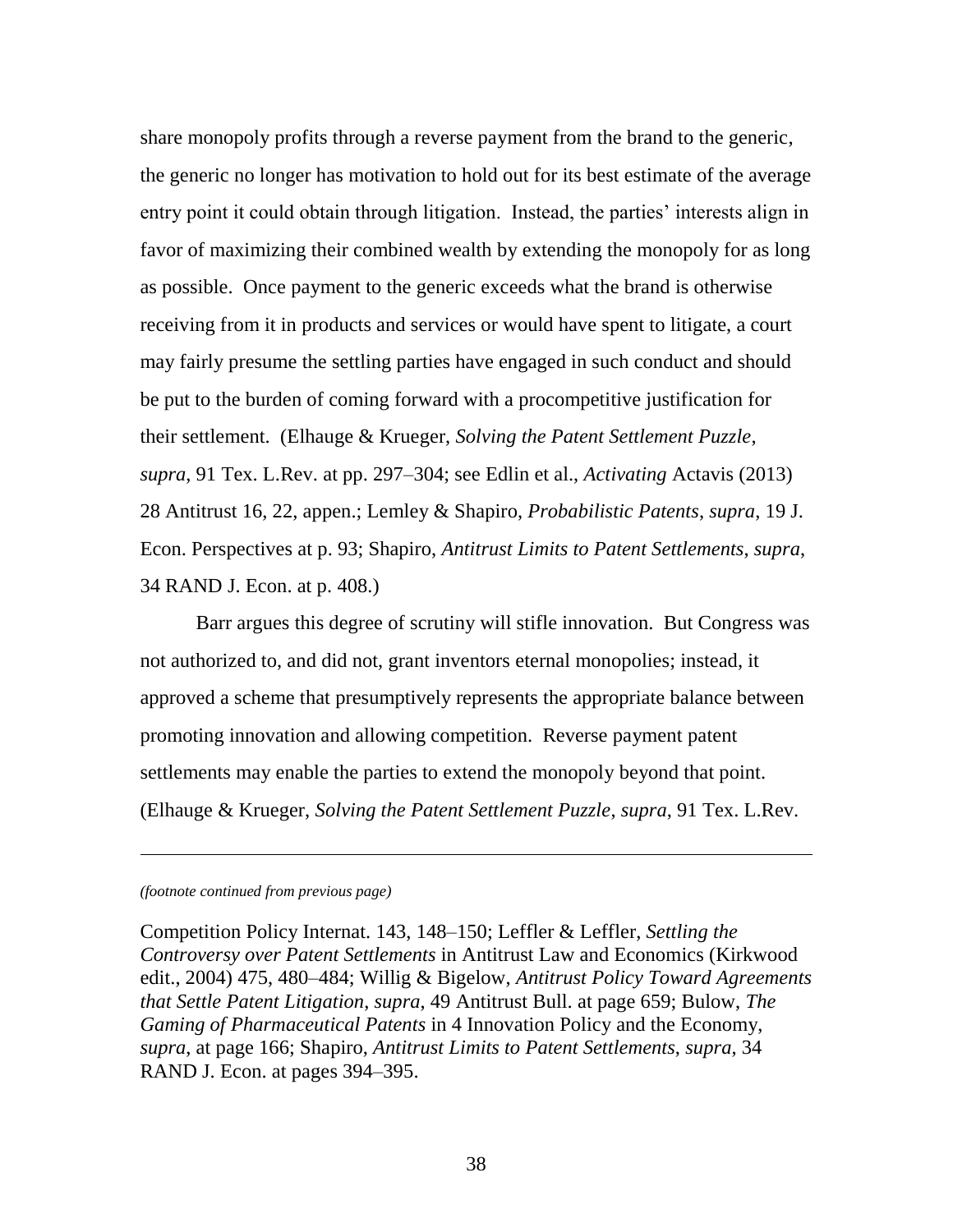share monopoly profits through a reverse payment from the brand to the generic, the generic no longer has motivation to hold out for its best estimate of the average entry point it could obtain through litigation. Instead, the parties' interests align in favor of maximizing their combined wealth by extending the monopoly for as long as possible. Once payment to the generic exceeds what the brand is otherwise receiving from it in products and services or would have spent to litigate, a court may fairly presume the settling parties have engaged in such conduct and should be put to the burden of coming forward with a procompetitive justification for their settlement. (Elhauge & Krueger, *Solving the Patent Settlement Puzzle*, *supra*, 91 Tex. L.Rev. at pp. 297–304; see Edlin et al., *Activating* Actavis (2013) 28 Antitrust 16, 22, appen.; Lemley & Shapiro, *Probabilistic Patents*, *supra*, 19 J. Econ. Perspectives at p. 93; Shapiro, *Antitrust Limits to Patent Settlements*, *supra*, 34 RAND J. Econ. at p. 408.)

Barr argues this degree of scrutiny will stifle innovation. But Congress was not authorized to, and did not, grant inventors eternal monopolies; instead, it approved a scheme that presumptively represents the appropriate balance between promoting innovation and allowing competition. Reverse payment patent settlements may enable the parties to extend the monopoly beyond that point. (Elhauge & Krueger, *Solving the Patent Settlement Puzzle*, *supra*, 91 Tex. L.Rev.

---

*(footnote continued from previous page)*

Competition Policy Internat. 143, 148–150; Leffler & Leffler, *Settling the Controversy over Patent Settlements* in Antitrust Law and Economics (Kirkwood edit., 2004) 475, 480–484; Willig & Bigelow, *Antitrust Policy Toward Agreements that Settle Patent Litigation*, *supra*, 49 Antitrust Bull. at page 659; Bulow, *The Gaming of Pharmaceutical Patents* in 4 Innovation Policy and the Economy, *supra*, at page 166; Shapiro, *Antitrust Limits to Patent Settlements*, *supra*, 34 RAND J. Econ. at pages 394–395.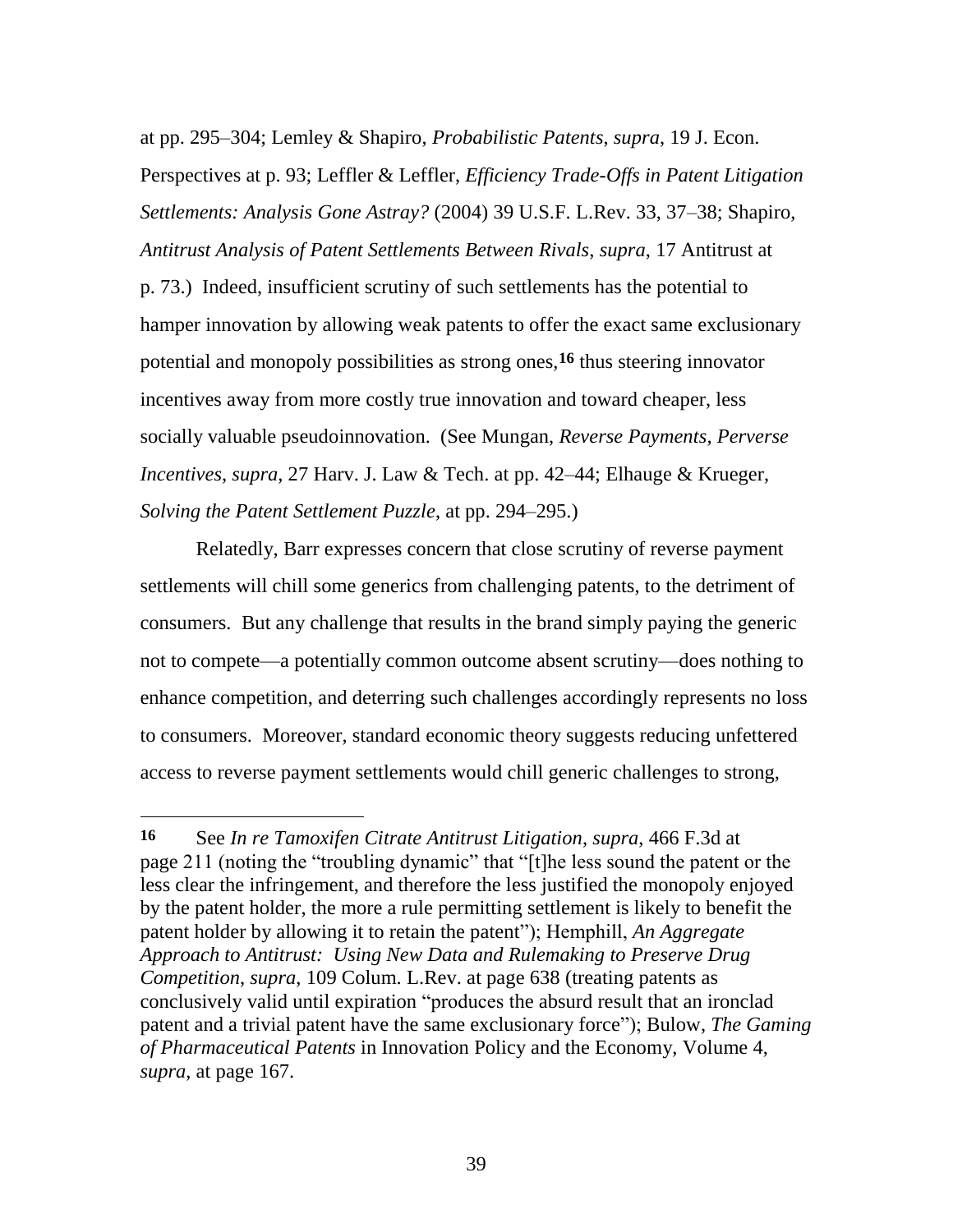at pp. 295–304; Lemley & Shapiro, *Probabilistic Patents*, *supra*, 19 J. Econ. Perspectives at p. 93; Leffler & Leffler, *Efficiency Trade-Offs in Patent Litigation Settlements: Analysis Gone Astray?* (2004) 39 U.S.F. L.Rev. 33, 37–38; Shapiro, *Antitrust Analysis of Patent Settlements Between Rivals*, *supra*, 17 Antitrust at p. 73.) Indeed, insufficient scrutiny of such settlements has the potential to hamper innovation by allowing weak patents to offer the exact same exclusionary potential and monopoly possibilities as strong ones,[16] thus steering innovator incentives away from more costly true innovation and toward cheaper, less socially valuable pseudoinnovation. (See Mungan, *Reverse Payments, Perverse Incentives*, *supra*, 27 Harv. J. Law & Tech. at pp. 42–44; Elhauge & Krueger, *Solving the Patent Settlement Puzzle*, at pp. 294–295.)

Relatedly, Barr expresses concern that close scrutiny of reverse payment settlements will chill some generics from challenging patents, to the detriment of consumers. But any challenge that results in the brand simply paying the generic not to compete—a potentially common outcome absent scrutiny—does nothing to enhance competition, and deterring such challenges accordingly represents no loss to consumers. Moreover, standard economic theory suggests reducing unfettered access to reverse payment settlements would chill generic challenges to strong,

---

**16** See *In re Tamoxifen Citrate Antitrust Litigation*, *supra*, 466 F.3d at page 211 (noting the "troubling dynamic" that "[t]he less sound the patent or the less clear the infringement, and therefore the less justified the monopoly enjoyed by the patent holder, the more a rule permitting settlement is likely to benefit the patent holder by allowing it to retain the patent"); Hemphill, *An Aggregate Approach to Antitrust: Using New Data and Rulemaking to Preserve Drug Competition*, *supra*, 109 Colum. L.Rev. at page 638 (treating patents as conclusively valid until expiration "produces the absurd result that an ironclad patent and a trivial patent have the same exclusionary force"); Bulow, *The Gaming of Pharmaceutical Patents* in Innovation Policy and the Economy, Volume 4, *supra*, at page 167.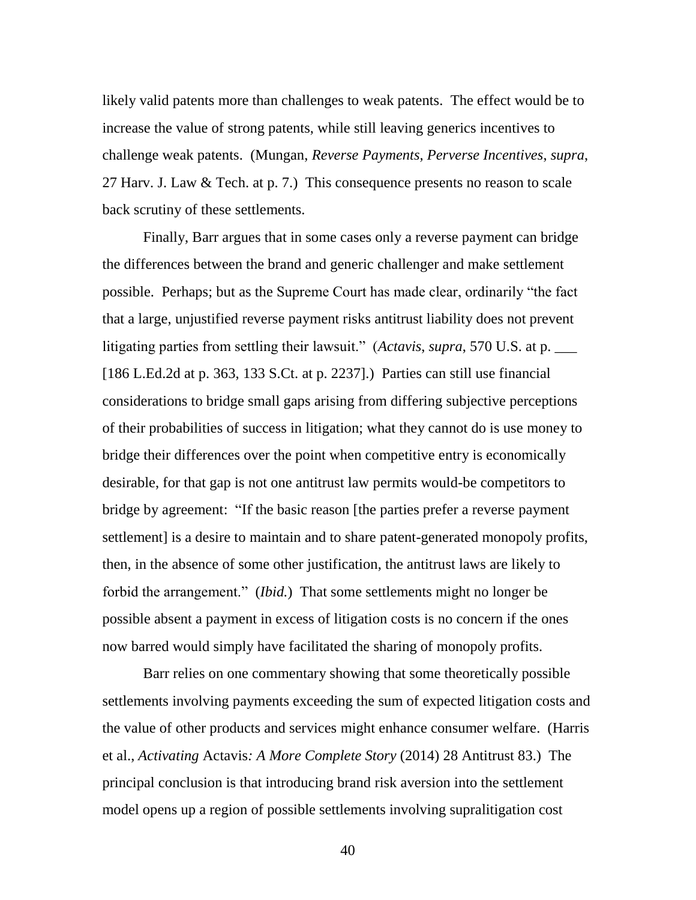likely valid patents more than challenges to weak patents. The effect would be to increase the value of strong patents, while still leaving generics incentives to challenge weak patents. (Mungan, *Reverse Payments, Perverse Incentives*, *supra*, 27 Harv. J. Law & Tech. at p. 7.) This consequence presents no reason to scale back scrutiny of these settlements.

Finally, Barr argues that in some cases only a reverse payment can bridge the differences between the brand and generic challenger and make settlement possible. Perhaps; but as the Supreme Court has made clear, ordinarily "the fact that a large, unjustified reverse payment risks antitrust liability does not prevent litigating parties from settling their lawsuit." (*Actavis*, *supra*, 570 U.S. at p. ___ [186 L.Ed.2d at p. 363, 133 S.Ct. at p. 2237].) Parties can still use financial considerations to bridge small gaps arising from differing subjective perceptions of their probabilities of success in litigation; what they cannot do is use money to bridge their differences over the point when competitive entry is economically desirable, for that gap is not one antitrust law permits would-be competitors to bridge by agreement: "If the basic reason [the parties prefer a reverse payment settlement] is a desire to maintain and to share patent-generated monopoly profits, then, in the absence of some other justification, the antitrust laws are likely to forbid the arrangement." (*Ibid.*) That some settlements might no longer be possible absent a payment in excess of litigation costs is no concern if the ones now barred would simply have facilitated the sharing of monopoly profits.

Barr relies on one commentary showing that some theoretically possible settlements involving payments exceeding the sum of expected litigation costs and the value of other products and services might enhance consumer welfare. (Harris et al., *Activating* Actavis*: A More Complete Story* (2014) 28 Antitrust 83.) The principal conclusion is that introducing brand risk aversion into the settlement model opens up a region of possible settlements involving supralitigation cost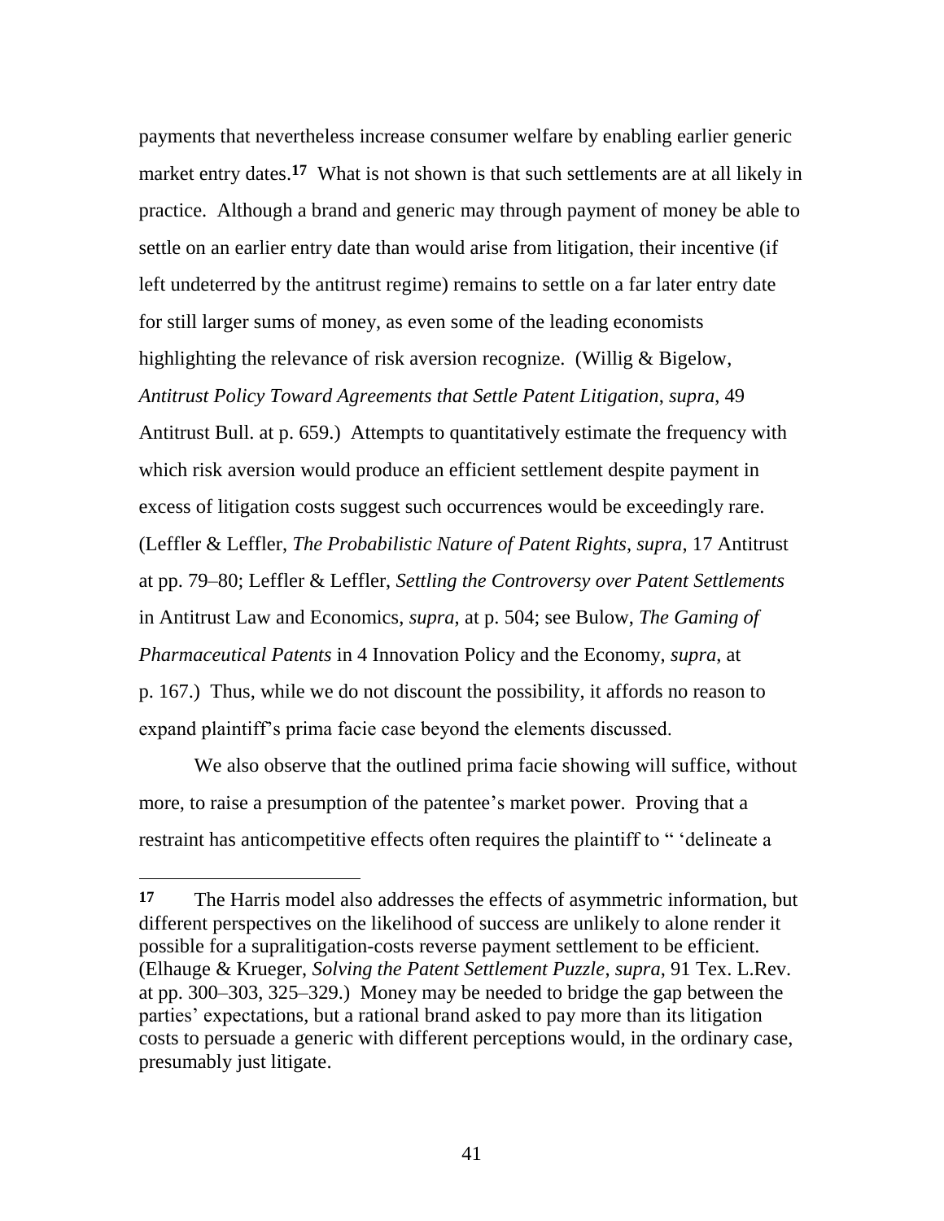payments that nevertheless increase consumer welfare by enabling earlier generic market entry dates.[17] What is not shown is that such settlements are at all likely in practice. Although a brand and generic may through payment of money be able to settle on an earlier entry date than would arise from litigation, their incentive (if left undeterred by the antitrust regime) remains to settle on a far later entry date for still larger sums of money, as even some of the leading economists highlighting the relevance of risk aversion recognize. (Willig & Bigelow, *Antitrust Policy Toward Agreements that Settle Patent Litigation*, *supra*, 49 Antitrust Bull. at p. 659.) Attempts to quantitatively estimate the frequency with which risk aversion would produce an efficient settlement despite payment in excess of litigation costs suggest such occurrences would be exceedingly rare. (Leffler & Leffler, *The Probabilistic Nature of Patent Rights*, *supra*, 17 Antitrust at pp. 79–80; Leffler & Leffler, *Settling the Controversy over Patent Settlements* in Antitrust Law and Economics, *supra*, at p. 504; see Bulow, *The Gaming of Pharmaceutical Patents* in 4 Innovation Policy and the Economy, *supra*, at p. 167.) Thus, while we do not discount the possibility, it affords no reason to expand plaintiff's prima facie case beyond the elements discussed.

We also observe that the outlined prima facie showing will suffice, without more, to raise a presumption of the patentee's market power. Proving that a restraint has anticompetitive effects often requires the plaintiff to " 'delineate a

---

[17] The Harris model also addresses the effects of asymmetric information, but different perspectives on the likelihood of success are unlikely to alone render it possible for a supralitigation-costs reverse payment settlement to be efficient. (Elhauge & Krueger, *Solving the Patent Settlement Puzzle*, *supra*, 91 Tex. L.Rev. at pp. 300–303, 325–329.) Money may be needed to bridge the gap between the parties' expectations, but a rational brand asked to pay more than its litigation costs to persuade a generic with different perceptions would, in the ordinary case, presumably just litigate.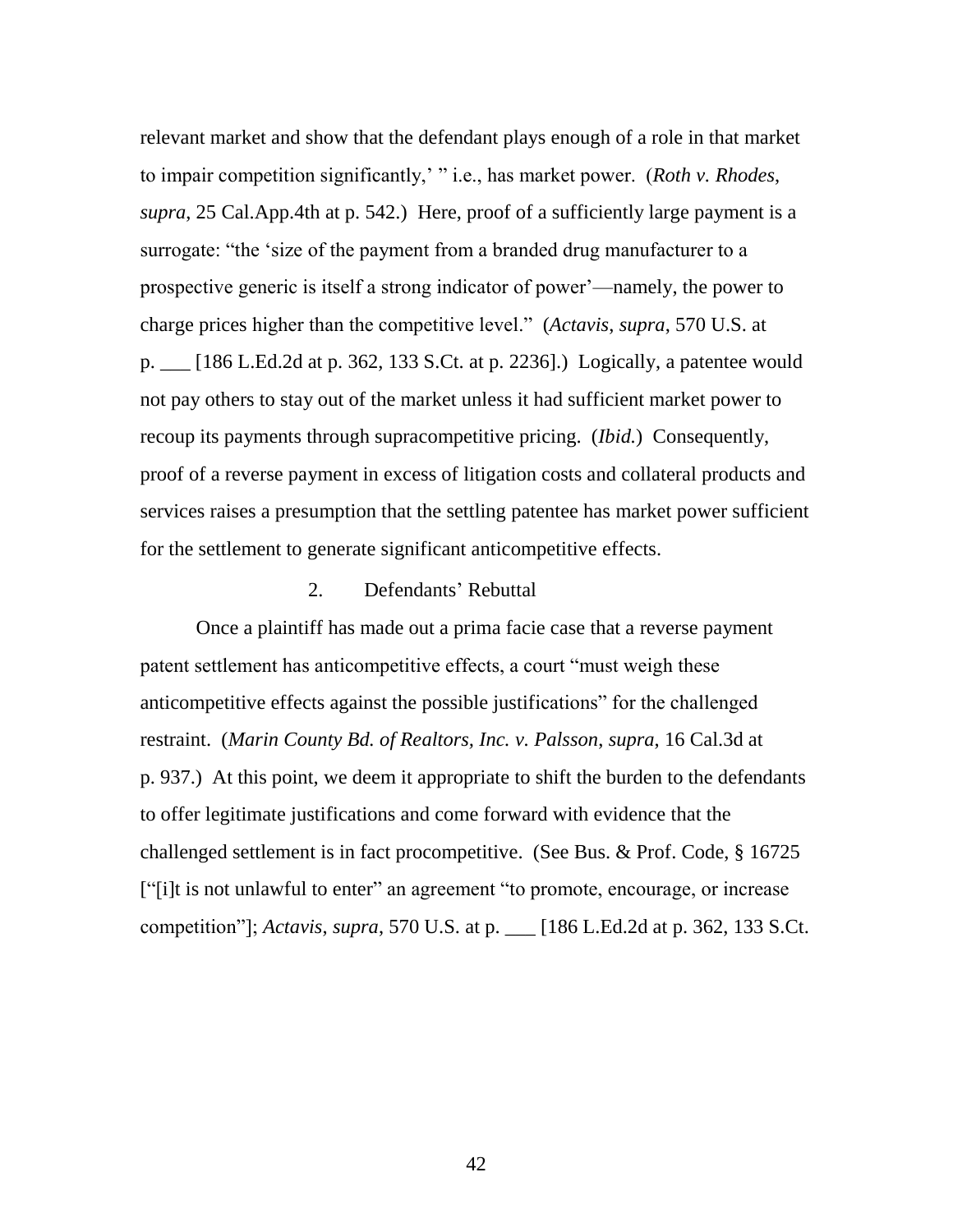relevant market and show that the defendant plays enough of a role in that market to impair competition significantly,' " i.e., has market power. (*Roth v. Rhodes*, *supra*, 25 Cal.App.4th at p. 542.) Here, proof of a sufficiently large payment is a surrogate: "the 'size of the payment from a branded drug manufacturer to a prospective generic is itself a strong indicator of power'—namely, the power to charge prices higher than the competitive level." (*Actavis*, *supra*, 570 U.S. at p. ___ [186 L.Ed.2d at p. 362, 133 S.Ct. at p. 2236].) Logically, a patentee would not pay others to stay out of the market unless it had sufficient market power to recoup its payments through supracompetitive pricing. (*Ibid.*) Consequently, proof of a reverse payment in excess of litigation costs and collateral products and services raises a presumption that the settling patentee has market power sufficient for the settlement to generate significant anticompetitive effects.

### 2. Defendants' Rebuttal

Once a plaintiff has made out a prima facie case that a reverse payment patent settlement has anticompetitive effects, a court "must weigh these anticompetitive effects against the possible justifications" for the challenged restraint. (*Marin County Bd. of Realtors, Inc. v. Palsson*, *supra*, 16 Cal.3d at p. 937.) At this point, we deem it appropriate to shift the burden to the defendants to offer legitimate justifications and come forward with evidence that the challenged settlement is in fact procompetitive. (See Bus. & Prof. Code, § 16725 ["[i]t is not unlawful to enter" an agreement "to promote, encourage, or increase competition"]; *Actavis*, *supra*, 570 U.S. at p. ___ [186 L.Ed.2d at p. 362, 133 S.Ct.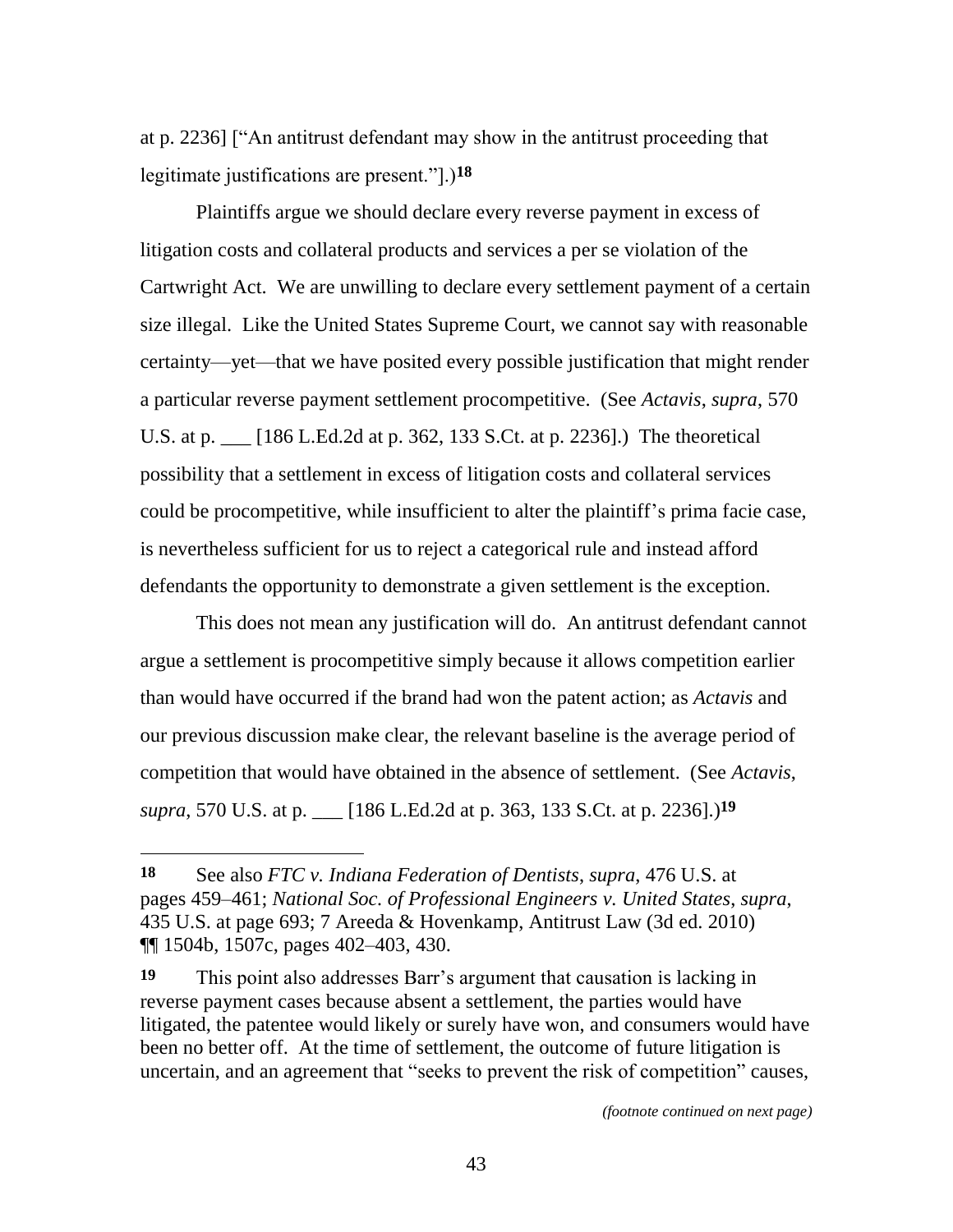at p. 2236] ["An antitrust defendant may show in the antitrust proceeding that legitimate justifications are present."].)[18]

Plaintiffs argue we should declare every reverse payment in excess of litigation costs and collateral products and services a per se violation of the Cartwright Act. We are unwilling to declare every settlement payment of a certain size illegal. Like the United States Supreme Court, we cannot say with reasonable certainty—yet—that we have posited every possible justification that might render a particular reverse payment settlement procompetitive. (See *Actavis*, *supra*, 570 U.S. at p. ___ [186 L.Ed.2d at p. 362, 133 S.Ct. at p. 2236].) The theoretical possibility that a settlement in excess of litigation costs and collateral services could be procompetitive, while insufficient to alter the plaintiff's prima facie case, is nevertheless sufficient for us to reject a categorical rule and instead afford defendants the opportunity to demonstrate a given settlement is the exception.

This does not mean any justification will do. An antitrust defendant cannot argue a settlement is procompetitive simply because it allows competition earlier than would have occurred if the brand had won the patent action; as *Actavis* and our previous discussion make clear, the relevant baseline is the average period of competition that would have obtained in the absence of settlement. (See *Actavis*, *supra*, 570 U.S. at p. ___ [186 L.Ed.2d at p. 363, 133 S.Ct. at p. 2236].)[19]

---

**18** See also *FTC v. Indiana Federation of Dentists*, *supra*, 476 U.S. at pages 459–461; *National Soc. of Professional Engineers v. United States*, *supra*, 435 U.S. at page 693; 7 Areeda & Hovenkamp, Antitrust Law (3d ed. 2010) ¶¶ 1504b, 1507c, pages 402–403, 430.

**19** This point also addresses Barr's argument that causation is lacking in reverse payment cases because absent a settlement, the parties would have litigated, the patentee would likely or surely have won, and consumers would have been no better off. At the time of settlement, the outcome of future litigation is uncertain, and an agreement that "seeks to prevent the risk of competition" causes,

*(footnote continued on next page)*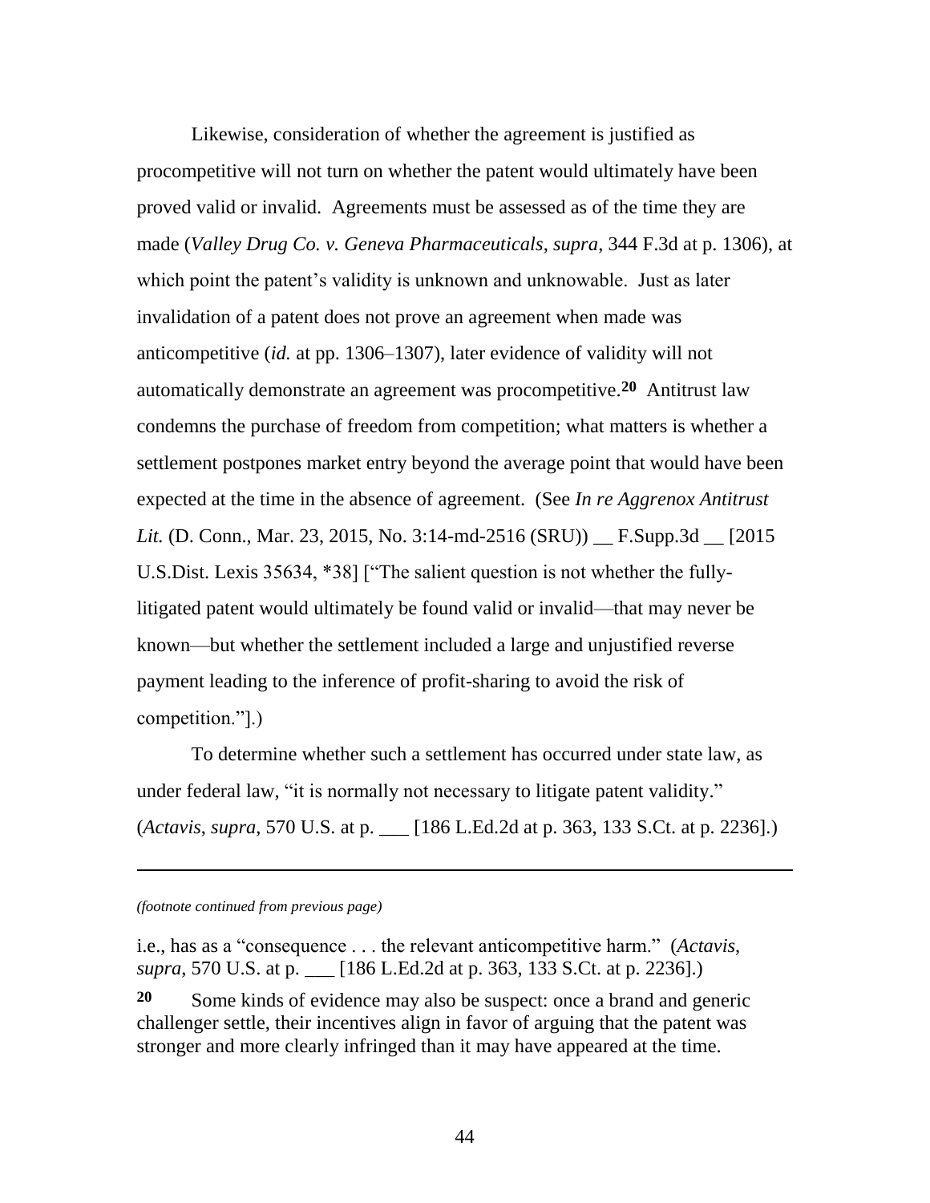Likewise, consideration of whether the agreement is justified as procompetitive will not turn on whether the patent would ultimately have been proved valid or invalid. Agreements must be assessed as of the time they are made (*Valley Drug Co. v. Geneva Pharmaceuticals*, *supra*, 344 F.3d at p. 1306), at which point the patent's validity is unknown and unknowable. Just as later invalidation of a patent does not prove an agreement when made was anticompetitive (*id.* at pp. 1306–1307), later evidence of validity will not automatically demonstrate an agreement was procompetitive.[20] Antitrust law condemns the purchase of freedom from competition; what matters is whether a settlement postpones market entry beyond the average point that would have been expected at the time in the absence of agreement. (See *In re Aggrenox Antitrust Lit.* (D. Conn., Mar. 23, 2015, No. 3:14-md-2516 (SRU)) __ F.Supp.3d __ [2015 U.S.Dist. Lexis 35634, *38] ["The salient question is not whether the fully-litigated patent would ultimately be found valid or invalid—that may never be known—but whether the settlement included a large and unjustified reverse payment leading to the inference of profit-sharing to avoid the risk of competition."].)

To determine whether such a settlement has occurred under state law, as under federal law, "it is normally not necessary to litigate patent validity." (*Actavis*, *supra*, 570 U.S. at p. ___ [186 L.Ed.2d at p. 363, 133 S.Ct. at p. 2236].)

---

*(footnote continued from previous page)*

i.e., has as a "consequence . . . the relevant anticompetitive harm." (*Actavis*, *supra*, 570 U.S. at p. ___ [186 L.Ed.2d at p. 363, 133 S.Ct. at p. 2236].)

**20** Some kinds of evidence may also be suspect: once a brand and generic challenger settle, their incentives align in favor of arguing that the patent was stronger and more clearly infringed than it may have appeared at the time.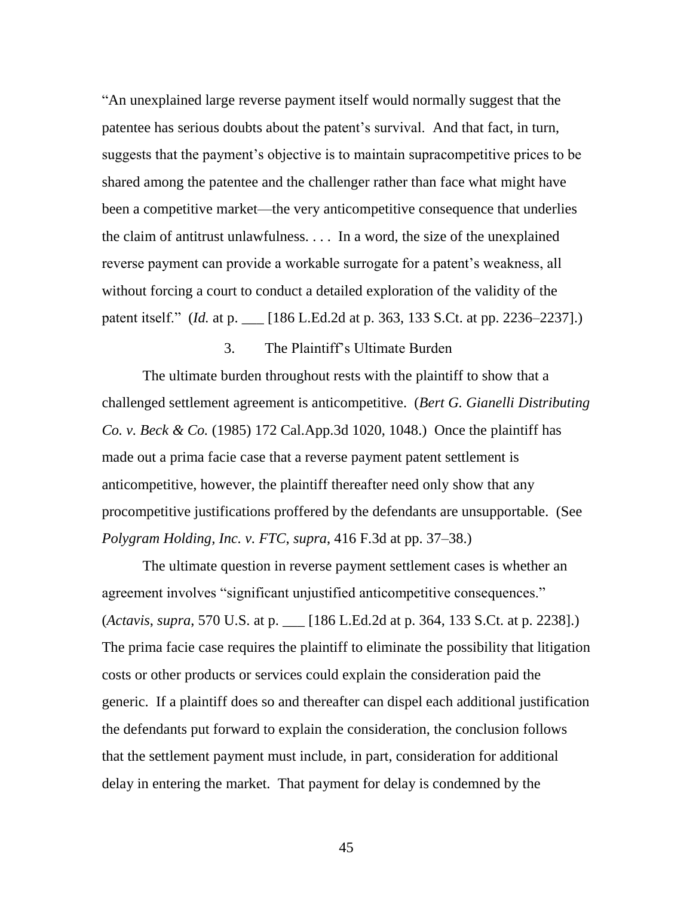"An unexplained large reverse payment itself would normally suggest that the patentee has serious doubts about the patent's survival. And that fact, in turn, suggests that the payment's objective is to maintain supracompetitive prices to be shared among the patentee and the challenger rather than face what might have been a competitive market—the very anticompetitive consequence that underlies the claim of antitrust unlawfulness. . . . In a word, the size of the unexplained reverse payment can provide a workable surrogate for a patent's weakness, all without forcing a court to conduct a detailed exploration of the validity of the patent itself." (*Id.* at p. ___ [186 L.Ed.2d at p. 363, 133 S.Ct. at pp. 2236–2237].)

### 3. The Plaintiff's Ultimate Burden

The ultimate burden throughout rests with the plaintiff to show that a challenged settlement agreement is anticompetitive. (*Bert G. Gianelli Distributing Co. v. Beck & Co.* (1985) 172 Cal.App.3d 1020, 1048.) Once the plaintiff has made out a prima facie case that a reverse payment patent settlement is anticompetitive, however, the plaintiff thereafter need only show that any procompetitive justifications proffered by the defendants are unsupportable. (See *Polygram Holding, Inc. v. FTC*, *supra*, 416 F.3d at pp. 37–38.)

The ultimate question in reverse payment settlement cases is whether an agreement involves "significant unjustified anticompetitive consequences." (*Actavis*, *supra*, 570 U.S. at p. ___ [186 L.Ed.2d at p. 364, 133 S.Ct. at p. 2238].) The prima facie case requires the plaintiff to eliminate the possibility that litigation costs or other products or services could explain the consideration paid the generic. If a plaintiff does so and thereafter can dispel each additional justification the defendants put forward to explain the consideration, the conclusion follows that the settlement payment must include, in part, consideration for additional delay in entering the market. That payment for delay is condemned by the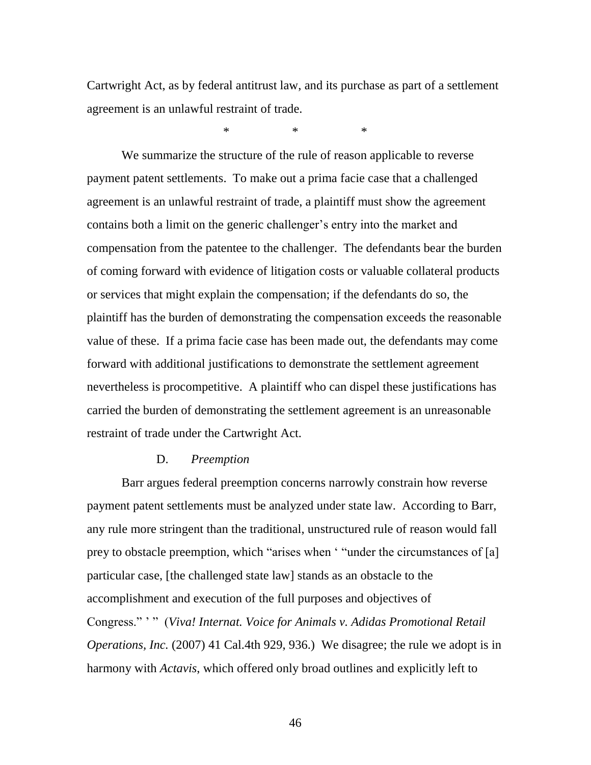Cartwright Act, as by federal antitrust law, and its purchase as part of a settlement agreement is an unlawful restraint of trade.

\* \* \*

We summarize the structure of the rule of reason applicable to reverse payment patent settlements. To make out a prima facie case that a challenged agreement is an unlawful restraint of trade, a plaintiff must show the agreement contains both a limit on the generic challenger's entry into the market and compensation from the patentee to the challenger. The defendants bear the burden of coming forward with evidence of litigation costs or valuable collateral products or services that might explain the compensation; if the defendants do so, the plaintiff has the burden of demonstrating the compensation exceeds the reasonable value of these. If a prima facie case has been made out, the defendants may come forward with additional justifications to demonstrate the settlement agreement nevertheless is procompetitive. A plaintiff who can dispel these justifications has carried the burden of demonstrating the settlement agreement is an unreasonable restraint of trade under the Cartwright Act.

### D. *Preemption*

Barr argues federal preemption concerns narrowly constrain how reverse payment patent settlements must be analyzed under state law. According to Barr, any rule more stringent than the traditional, unstructured rule of reason would fall prey to obstacle preemption, which "arises when ' "under the circumstances of [a] particular case, [the challenged state law] stands as an obstacle to the accomplishment and execution of the full purposes and objectives of Congress." ' " (*Viva! Internat. Voice for Animals v. Adidas Promotional Retail Operations, Inc.* (2007) 41 Cal.4th 929, 936.) We disagree; the rule we adopt is in harmony with *Actavis*, which offered only broad outlines and explicitly left to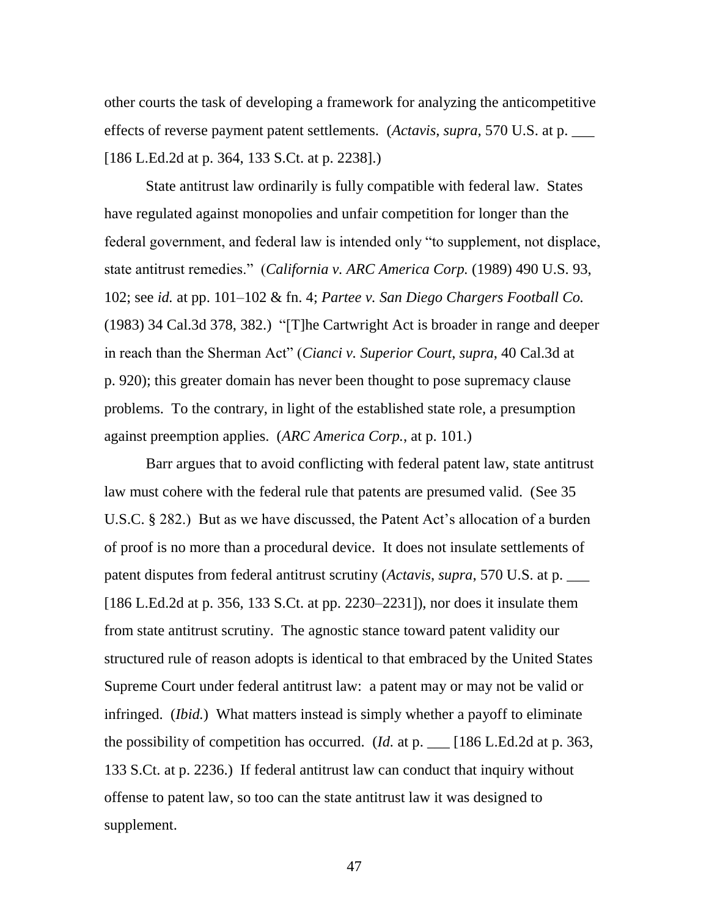other courts the task of developing a framework for analyzing the anticompetitive effects of reverse payment patent settlements. (*Actavis*, *supra*, 570 U.S. at p. ___ [186 L.Ed.2d at p. 364, 133 S.Ct. at p. 2238].)

State antitrust law ordinarily is fully compatible with federal law. States have regulated against monopolies and unfair competition for longer than the federal government, and federal law is intended only "to supplement, not displace, state antitrust remedies." (*California v. ARC America Corp.* (1989) 490 U.S. 93, 102; see *id.* at pp. 101–102 & fn. 4; *Partee v. San Diego Chargers Football Co.* (1983) 34 Cal.3d 378, 382.) "[T]he Cartwright Act is broader in range and deeper in reach than the Sherman Act" (*Cianci v. Superior Court*, *supra*, 40 Cal.3d at p. 920); this greater domain has never been thought to pose supremacy clause problems. To the contrary, in light of the established state role, a presumption against preemption applies. (*ARC America Corp.*, at p. 101.)

Barr argues that to avoid conflicting with federal patent law, state antitrust law must cohere with the federal rule that patents are presumed valid. (See 35 U.S.C. § 282.) But as we have discussed, the Patent Act's allocation of a burden of proof is no more than a procedural device. It does not insulate settlements of patent disputes from federal antitrust scrutiny (*Actavis*, *supra*, 570 U.S. at p. ___ [186 L.Ed.2d at p. 356, 133 S.Ct. at pp. 2230–2231]), nor does it insulate them from state antitrust scrutiny. The agnostic stance toward patent validity our structured rule of reason adopts is identical to that embraced by the United States Supreme Court under federal antitrust law: a patent may or may not be valid or infringed. (*Ibid.*) What matters instead is simply whether a payoff to eliminate the possibility of competition has occurred. (*Id.* at p. ___ [186 L.Ed.2d at p. 363, 133 S.Ct. at p. 2236.) If federal antitrust law can conduct that inquiry without offense to patent law, so too can the state antitrust law it was designed to supplement.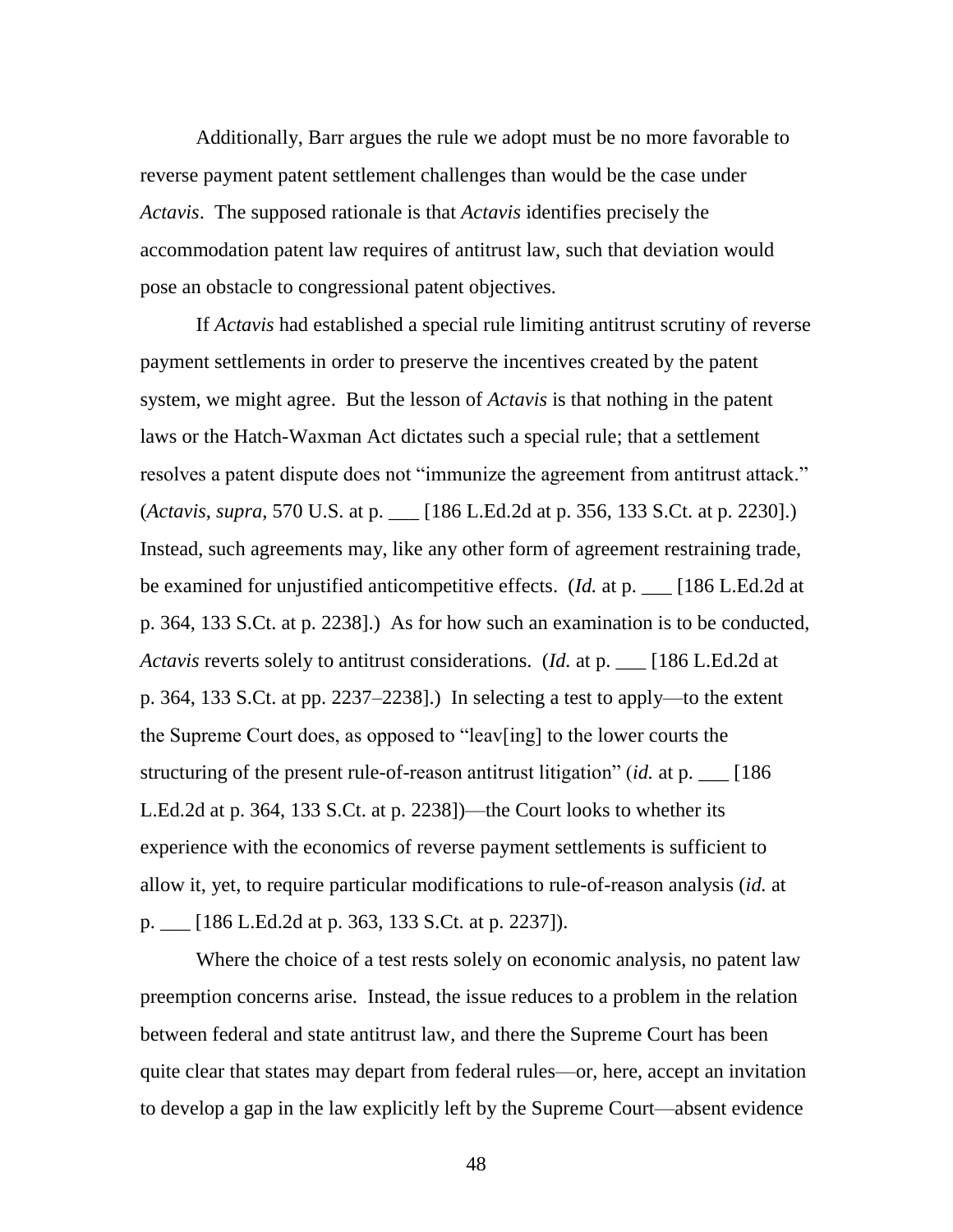Additionally, Barr argues the rule we adopt must be no more favorable to reverse payment patent settlement challenges than would be the case under *Actavis*. The supposed rationale is that *Actavis* identifies precisely the accommodation patent law requires of antitrust law, such that deviation would pose an obstacle to congressional patent objectives.

If *Actavis* had established a special rule limiting antitrust scrutiny of reverse payment settlements in order to preserve the incentives created by the patent system, we might agree. But the lesson of *Actavis* is that nothing in the patent laws or the Hatch-Waxman Act dictates such a special rule; that a settlement resolves a patent dispute does not "immunize the agreement from antitrust attack." (*Actavis*, *supra*, 570 U.S. at p. ___ [186 L.Ed.2d at p. 356, 133 S.Ct. at p. 2230].) Instead, such agreements may, like any other form of agreement restraining trade, be examined for unjustified anticompetitive effects. (*Id.* at p. ___ [186 L.Ed.2d at p. 364, 133 S.Ct. at p. 2238].) As for how such an examination is to be conducted, *Actavis* reverts solely to antitrust considerations. (*Id.* at p. ___ [186 L.Ed.2d at p. 364, 133 S.Ct. at pp. 2237–2238].) In selecting a test to apply—to the extent the Supreme Court does, as opposed to "leav[ing] to the lower courts the structuring of the present rule-of-reason antitrust litigation" (*id.* at p. ___ [186 L.Ed.2d at p. 364, 133 S.Ct. at p. 2238])—the Court looks to whether its experience with the economics of reverse payment settlements is sufficient to allow it, yet, to require particular modifications to rule-of-reason analysis (*id.* at p. ___ [186 L.Ed.2d at p. 363, 133 S.Ct. at p. 2237]).

Where the choice of a test rests solely on economic analysis, no patent law preemption concerns arise. Instead, the issue reduces to a problem in the relation between federal and state antitrust law, and there the Supreme Court has been quite clear that states may depart from federal rules—or, here, accept an invitation to develop a gap in the law explicitly left by the Supreme Court—absent evidence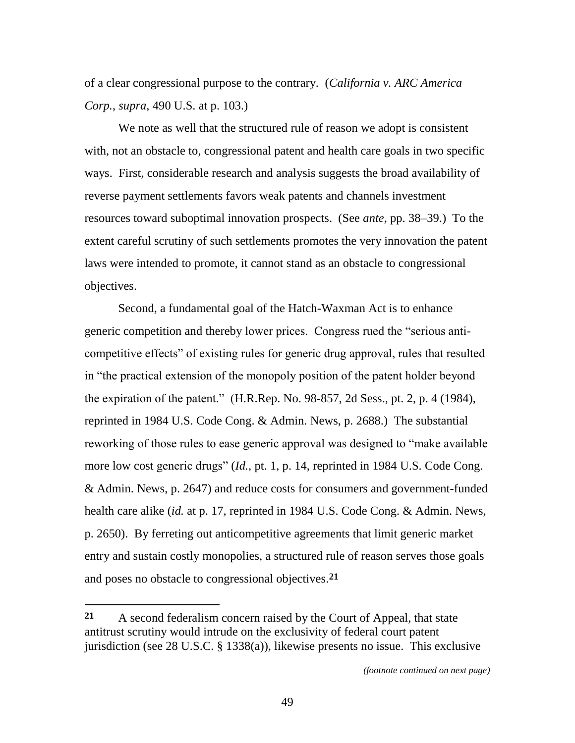of a clear congressional purpose to the contrary. (*California v. ARC America Corp.*, *supra*, 490 U.S. at p. 103.)

We note as well that the structured rule of reason we adopt is consistent with, not an obstacle to, congressional patent and health care goals in two specific ways. First, considerable research and analysis suggests the broad availability of reverse payment settlements favors weak patents and channels investment resources toward suboptimal innovation prospects. (See *ante*, pp. 38–39.) To the extent careful scrutiny of such settlements promotes the very innovation the patent laws were intended to promote, it cannot stand as an obstacle to congressional objectives.

Second, a fundamental goal of the Hatch-Waxman Act is to enhance generic competition and thereby lower prices. Congress rued the "serious anti-competitive effects" of existing rules for generic drug approval, rules that resulted in "the practical extension of the monopoly position of the patent holder beyond the expiration of the patent." (H.R.Rep. No. 98-857, 2d Sess., pt. 2, p. 4 (1984), reprinted in 1984 U.S. Code Cong. & Admin. News, p. 2688.) The substantial reworking of those rules to ease generic approval was designed to "make available more low cost generic drugs" (*Id.*, pt. 1, p. 14, reprinted in 1984 U.S. Code Cong. & Admin. News, p. 2647) and reduce costs for consumers and government-funded health care alike (*id.* at p. 17, reprinted in 1984 U.S. Code Cong. & Admin. News, p. 2650). By ferreting out anticompetitive agreements that limit generic market entry and sustain costly monopolies, a structured rule of reason serves those goals and poses no obstacle to congressional objectives.[21]

---

**21** A second federalism concern raised by the Court of Appeal, that state antitrust scrutiny would intrude on the exclusivity of federal court patent jurisdiction (see 28 U.S.C. § 1338(a)), likewise presents no issue. This exclusive

*(footnote continued on next page)*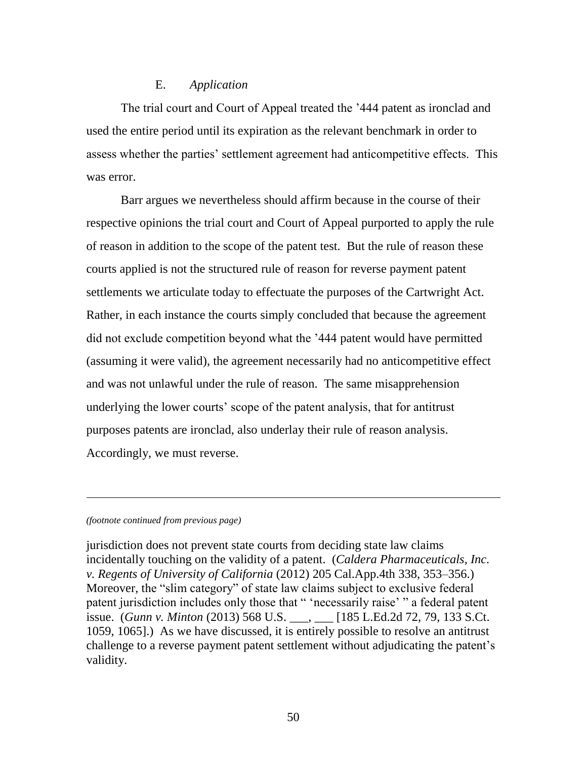### E. *Application*

The trial court and Court of Appeal treated the '444 patent as ironclad and used the entire period until its expiration as the relevant benchmark in order to assess whether the parties' settlement agreement had anticompetitive effects. This was error.

Barr argues we nevertheless should affirm because in the course of their respective opinions the trial court and Court of Appeal purported to apply the rule of reason in addition to the scope of the patent test. But the rule of reason these courts applied is not the structured rule of reason for reverse payment patent settlements we articulate today to effectuate the purposes of the Cartwright Act. Rather, in each instance the courts simply concluded that because the agreement did not exclude competition beyond what the '444 patent would have permitted (assuming it were valid), the agreement necessarily had no anticompetitive effect and was not unlawful under the rule of reason. The same misapprehension underlying the lower courts' scope of the patent analysis, that for antitrust purposes patents are ironclad, also underlay their rule of reason analysis. Accordingly, we must reverse.

---

*(footnote continued from previous page)*

jurisdiction does not prevent state courts from deciding state law claims incidentally touching on the validity of a patent. (*Caldera Pharmaceuticals, Inc. v. Regents of University of California* (2012) 205 Cal.App.4th 338, 353–356.) Moreover, the "slim category" of state law claims subject to exclusive federal patent jurisdiction includes only those that " 'necessarily raise' " a federal patent issue. (*Gunn v. Minton* (2013) 568 U.S. ___, ___ [185 L.Ed.2d 72, 79, 133 S.Ct. 1059, 1065].) As we have discussed, it is entirely possible to resolve an antitrust challenge to a reverse payment patent settlement without adjudicating the patent's validity.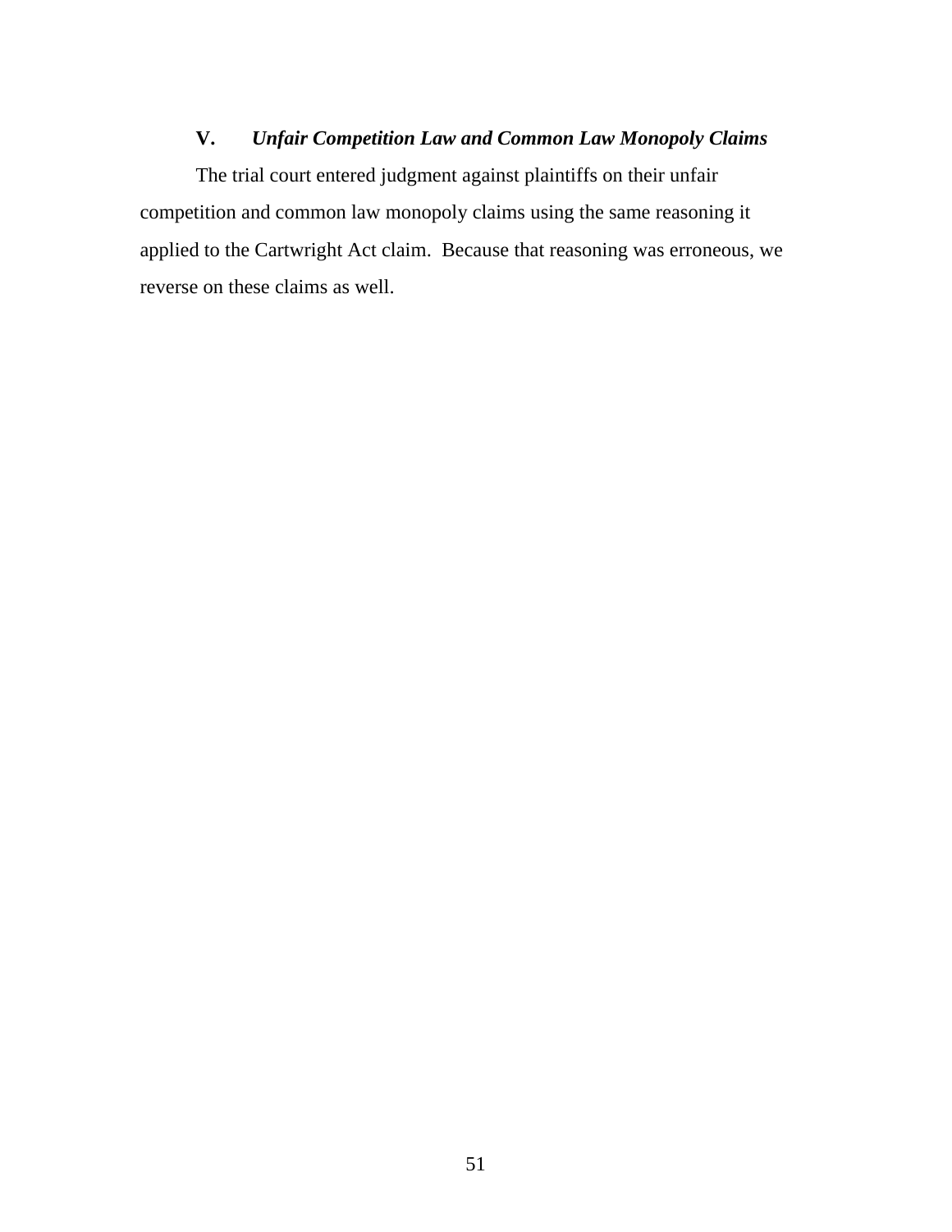### V. *Unfair Competition Law and Common Law Monopoly Claims*

The trial court entered judgment against plaintiffs on their unfair competition and common law monopoly claims using the same reasoning it applied to the Cartwright Act claim. Because that reasoning was erroneous, we reverse on these claims as well.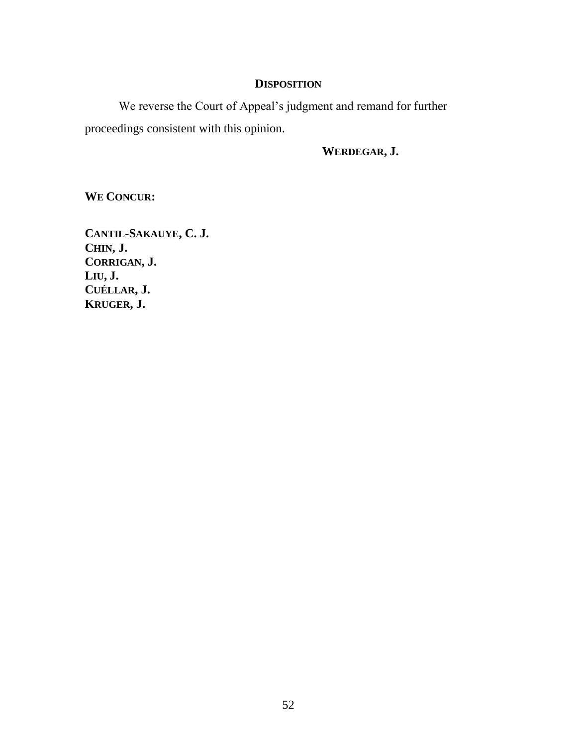## DISPOSITION

We reverse the Court of Appeal's judgment and remand for further proceedings consistent with this opinion.

**WERDEGAR, J.**

**WE CONCUR:**

**CANTIL-SAKAUYE, C. J.**
**CHIN, J.**
**CORRIGAN, J.**
**LIU, J.**
**CUÉLLAR, J.**
**KRUGER, J.**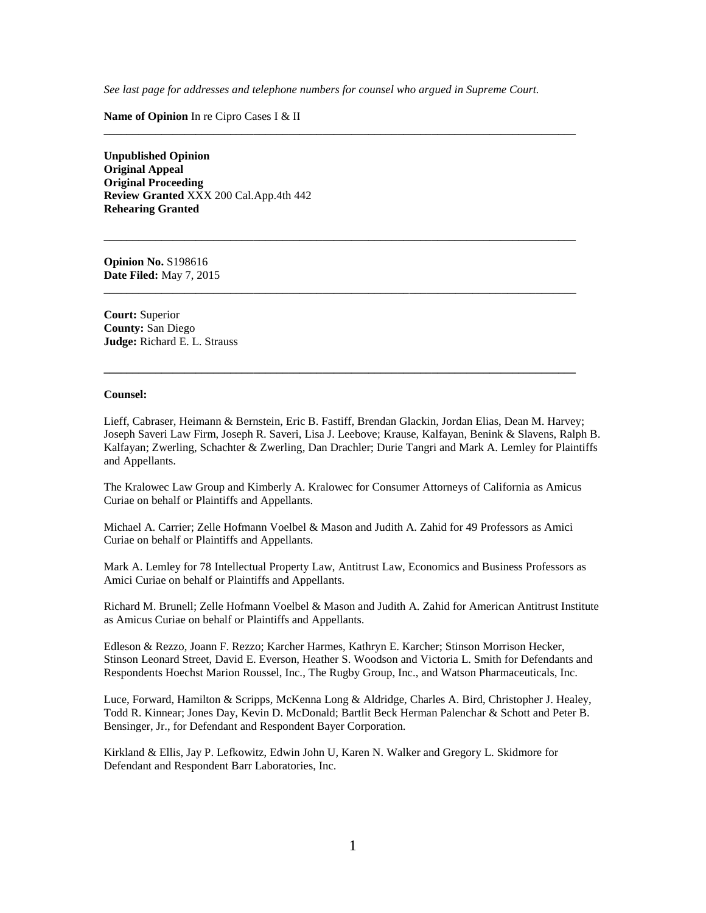*See last page for addresses and telephone numbers for counsel who argued in Supreme Court.*

**Name of Opinion** In re Cipro Cases I & II

---

**Unpublished Opinion**
**Original Appeal**
**Original Proceeding**
**Review Granted** XXX 200 Cal.App.4th 442
**Rehearing Granted**

---

**Opinion No.** S198616
**Date Filed:** May 7, 2015

---

**Court:** Superior
**County:** San Diego
**Judge:** Richard E. L. Strauss

---

**Counsel:**

Lieff, Cabraser, Heimann & Bernstein, Eric B. Fastiff, Brendan Glackin, Jordan Elias, Dean M. Harvey; Joseph Saveri Law Firm, Joseph R. Saveri, Lisa J. Leebove; Krause, Kalfayan, Benink & Slavens, Ralph B. Kalfayan; Zwerling, Schachter & Zwerling, Dan Drachler; Durie Tangri and Mark A. Lemley for Plaintiffs and Appellants.

The Kralowec Law Group and Kimberly A. Kralowec for Consumer Attorneys of California as Amicus Curiae on behalf or Plaintiffs and Appellants.

Michael A. Carrier; Zelle Hofmann Voelbel & Mason and Judith A. Zahid for 49 Professors as Amici Curiae on behalf or Plaintiffs and Appellants.

Mark A. Lemley for 78 Intellectual Property Law, Antitrust Law, Economics and Business Professors as Amici Curiae on behalf or Plaintiffs and Appellants.

Richard M. Brunell; Zelle Hofmann Voelbel & Mason and Judith A. Zahid for American Antitrust Institute as Amicus Curiae on behalf or Plaintiffs and Appellants.

Edleson & Rezzo, Joann F. Rezzo; Karcher Harmes, Kathryn E. Karcher; Stinson Morrison Hecker, Stinson Leonard Street, David E. Everson, Heather S. Woodson and Victoria L. Smith for Defendants and Respondents Hoechst Marion Roussel, Inc., The Rugby Group, Inc., and Watson Pharmaceuticals, Inc.

Luce, Forward, Hamilton & Scripps, McKenna Long & Aldridge, Charles A. Bird, Christopher J. Healey, Todd R. Kinnear; Jones Day, Kevin D. McDonald; Bartlit Beck Herman Palenchar & Schott and Peter B. Bensinger, Jr., for Defendant and Respondent Bayer Corporation.

Kirkland & Ellis, Jay P. Lefkowitz, Edwin John U, Karen N. Walker and Gregory L. Skidmore for Defendant and Respondent Barr Laboratories, Inc.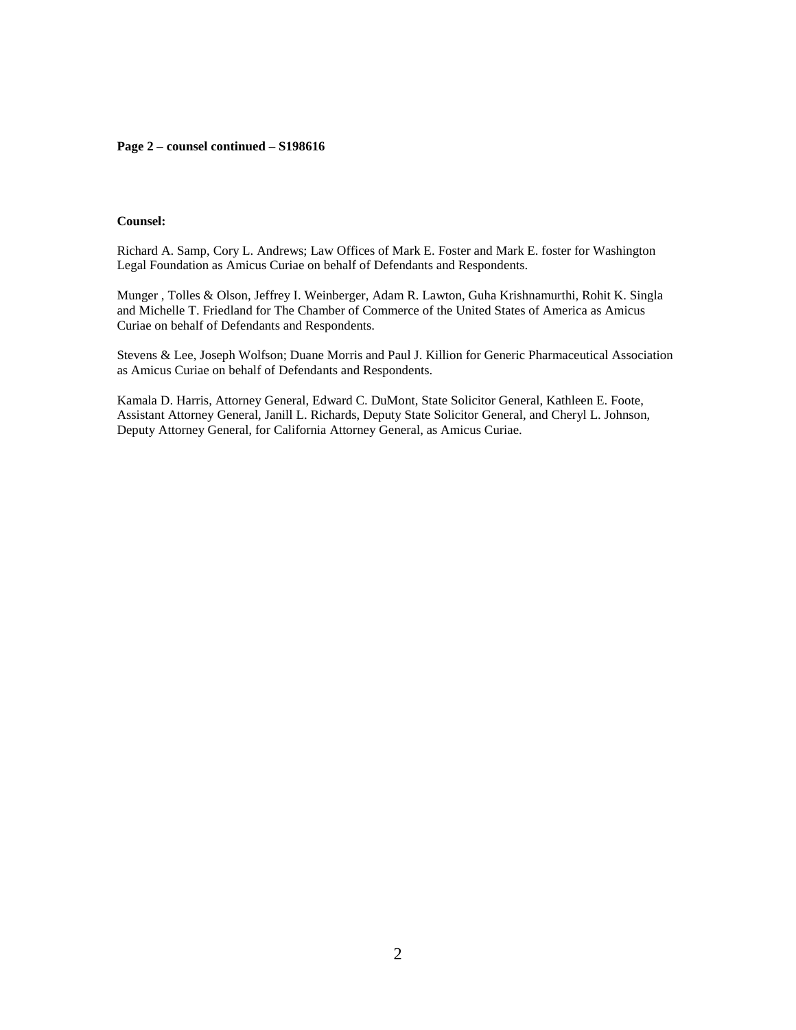**Page 2 – counsel continued – S198616**

**Counsel:**

Richard A. Samp, Cory L. Andrews; Law Offices of Mark E. Foster and Mark E. foster for Washington Legal Foundation as Amicus Curiae on behalf of Defendants and Respondents.

Munger , Tolles & Olson, Jeffrey I. Weinberger, Adam R. Lawton, Guha Krishnamurthi, Rohit K. Singla and Michelle T. Friedland for The Chamber of Commerce of the United States of America as Amicus Curiae on behalf of Defendants and Respondents.

Stevens & Lee, Joseph Wolfson; Duane Morris and Paul J. Killion for Generic Pharmaceutical Association as Amicus Curiae on behalf of Defendants and Respondents.

Kamala D. Harris, Attorney General, Edward C. DuMont, State Solicitor General, Kathleen E. Foote, Assistant Attorney General, Janill L. Richards, Deputy State Solicitor General, and Cheryl L. Johnson, Deputy Attorney General, for California Attorney General, as Amicus Curiae.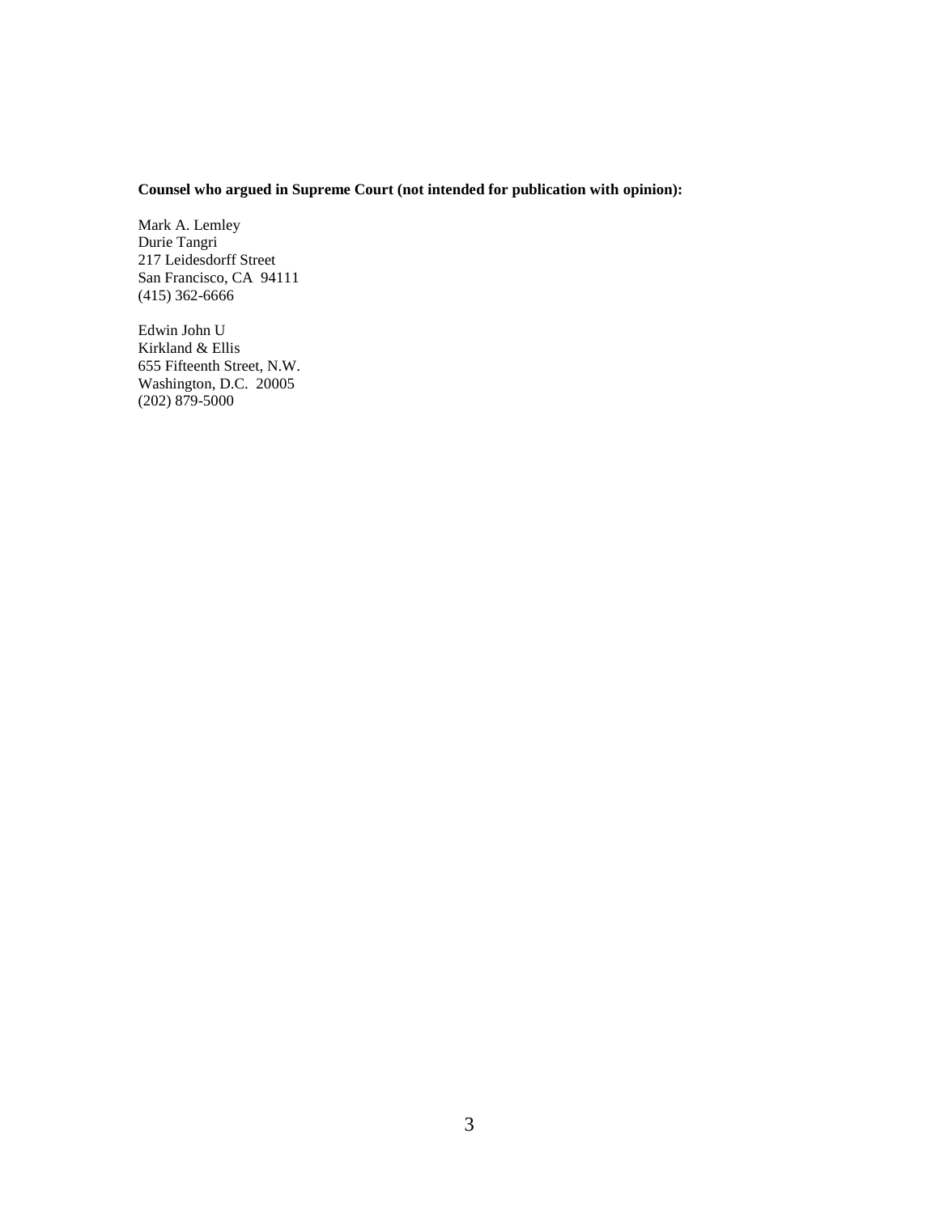**Counsel who argued in Supreme Court (not intended for publication with opinion):**

Mark A. Lemley  
Durie Tangri  
217 Leidesdorff Street  
San Francisco, CA 94111  
(415) 362-6666

Edwin John U  
Kirkland & Ellis  
655 Fifteenth Street, N.W.  
Washington, D.C. 20005  
(202) 879-5000